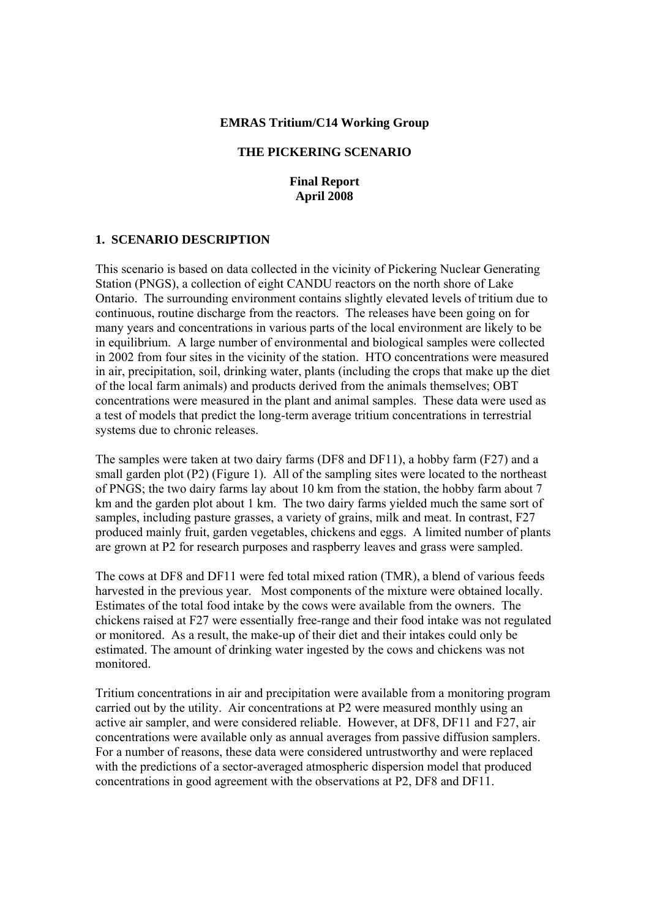**EMRAS Tritium/C14 Working Group**

**THE PICKERING SCENARIO**

**Final Report**
**April 2008**

## 1. SCENARIO DESCRIPTION

This scenario is based on data collected in the vicinity of Pickering Nuclear Generating Station (PNGS), a collection of eight CANDU reactors on the north shore of Lake Ontario. The surrounding environment contains slightly elevated levels of tritium due to continuous, routine discharge from the reactors. The releases have been going on for many years and concentrations in various parts of the local environment are likely to be in equilibrium. A large number of environmental and biological samples were collected in 2002 from four sites in the vicinity of the station. HTO concentrations were measured in air, precipitation, soil, drinking water, plants (including the crops that make up the diet of the local farm animals) and products derived from the animals themselves; OBT concentrations were measured in the plant and animal samples. These data were used as a test of models that predict the long-term average tritium concentrations in terrestrial systems due to chronic releases.

The samples were taken at two dairy farms (DF8 and DF11), a hobby farm (F27) and a small garden plot (P2) (Figure 1). All of the sampling sites were located to the northeast of PNGS; the two dairy farms lay about 10 km from the station, the hobby farm about 7 km and the garden plot about 1 km. The two dairy farms yielded much the same sort of samples, including pasture grasses, a variety of grains, milk and meat. In contrast, F27 produced mainly fruit, garden vegetables, chickens and eggs. A limited number of plants are grown at P2 for research purposes and raspberry leaves and grass were sampled.

The cows at DF8 and DF11 were fed total mixed ration (TMR), a blend of various feeds harvested in the previous year. Most components of the mixture were obtained locally. Estimates of the total food intake by the cows were available from the owners. The chickens raised at F27 were essentially free-range and their food intake was not regulated or monitored. As a result, the make-up of their diet and their intakes could only be estimated. The amount of drinking water ingested by the cows and chickens was not monitored.

Tritium concentrations in air and precipitation were available from a monitoring program carried out by the utility. Air concentrations at P2 were measured monthly using an active air sampler, and were considered reliable. However, at DF8, DF11 and F27, air concentrations were available only as annual averages from passive diffusion samplers. For a number of reasons, these data were considered untrustworthy and were replaced with the predictions of a sector-averaged atmospheric dispersion model that produced concentrations in good agreement with the observations at P2, DF8 and DF11.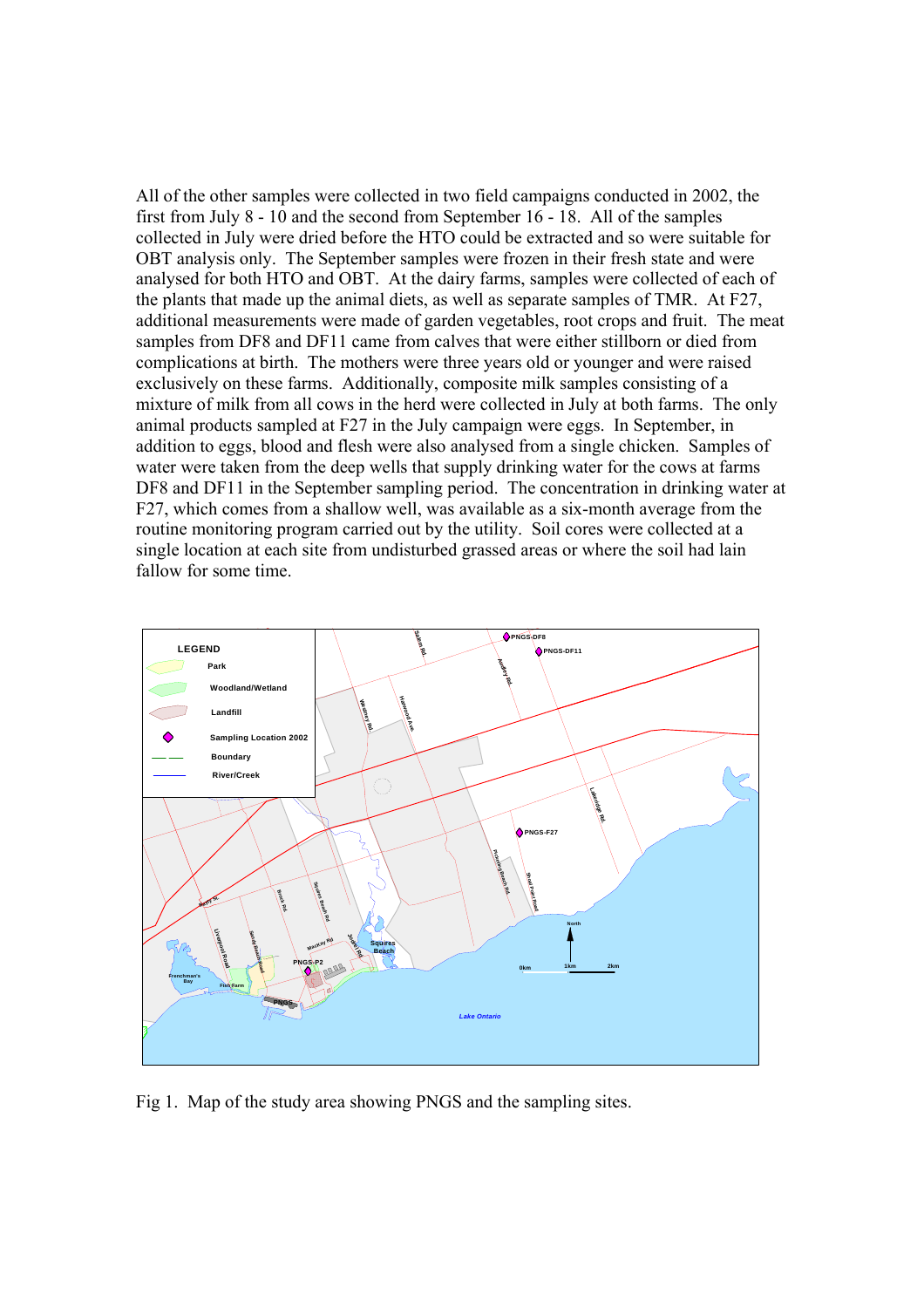All of the other samples were collected in two field campaigns conducted in 2002, the first from July 8 - 10 and the second from September 16 - 18. All of the samples collected in July were dried before the HTO could be extracted and so were suitable for OBT analysis only. The September samples were frozen in their fresh state and were analysed for both HTO and OBT. At the dairy farms, samples were collected of each of the plants that made up the animal diets, as well as separate samples of TMR. At F27, additional measurements were made of garden vegetables, root crops and fruit. The meat samples from DF8 and DF11 came from calves that were either stillborn or died from complications at birth. The mothers were three years old or younger and were raised exclusively on these farms. Additionally, composite milk samples consisting of a mixture of milk from all cows in the herd were collected in July at both farms. The only animal products sampled at F27 in the July campaign were eggs. In September, in addition to eggs, blood and flesh were also analysed from a single chicken. Samples of water were taken from the deep wells that supply drinking water for the cows at farms DF8 and DF11 in the September sampling period. The concentration in drinking water at F27, which comes from a shallow well, was available as a six-month average from the routine monitoring program carried out by the utility. Soil cores were collected at a single location at each site from undisturbed grassed areas or where the soil had lain fallow for some time.

Fig 1. Map of the study area showing PNGS and the sampling sites.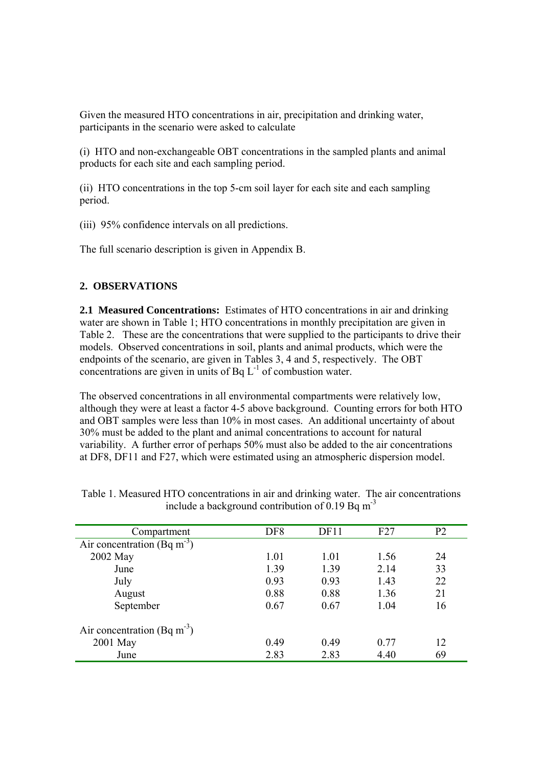Given the measured HTO concentrations in air, precipitation and drinking water, participants in the scenario were asked to calculate

(i) HTO and non-exchangeable OBT concentrations in the sampled plants and animal products for each site and each sampling period.

(ii) HTO concentrations in the top 5-cm soil layer for each site and each sampling period.

(iii) 95% confidence intervals on all predictions.

The full scenario description is given in Appendix B.

## 2. OBSERVATIONS

**2.1 Measured Concentrations:** Estimates of HTO concentrations in air and drinking water are shown in Table 1; HTO concentrations in monthly precipitation are given in Table 2. These are the concentrations that were supplied to the participants to drive their models. Observed concentrations in soil, plants and animal products, which were the endpoints of the scenario, are given in Tables 3, 4 and 5, respectively. The OBT concentrations are given in units of Bq $L^{-1}$ of combustion water.

The observed concentrations in all environmental compartments were relatively low, although they were at least a factor 4-5 above background. Counting errors for both HTO and OBT samples were less than 10% in most cases. An additional uncertainty of about 30% must be added to the plant and animal concentrations to account for natural variability. A further error of perhaps 50% must also be added to the air concentrations at DF8, DF11 and F27, which were estimated using an atmospheric dispersion model.

Table 1. Measured HTO concentrations in air and drinking water. The air concentrations include a background contribution of 0.19 Bq $m^{-3}$

| Compartment | DF8 | DF11 | F27 | P2 |
|---|---|---|---|---|
| Air concentration (Bq $m^{-3}$) | | | | |
| 2002 May | 1.01 | 1.01 | 1.56 | 24 |
| June | 1.39 | 1.39 | 2.14 | 33 |
| July | 0.93 | 0.93 | 1.43 | 22 |
| August | 0.88 | 0.88 | 1.36 | 21 |
| September | 0.67 | 0.67 | 1.04 | 16 |
| Air concentration (Bq $m^{-3}$) | | | | |
| 2001 May | 0.49 | 0.49 | 0.77 | 12 |
| June | 2.83 | 2.83 | 4.40 | 69 |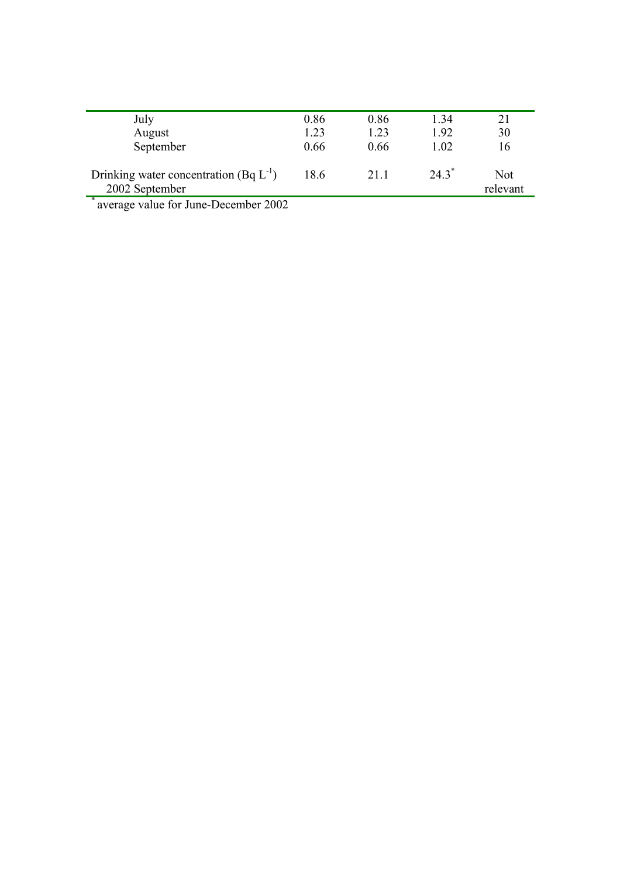|  |  |  |  |  |
|---|---|---|---|---|
| July | 0.86 | 0.86 | 1.34 | 21 |
| August | 1.23 | 1.23 | 1.92 | 30 |
| September | 0.66 | 0.66 | 1.02 | 16 |
| Drinking water concentration (Bq $L^{-1}$) 2002 September | 18.6 | 21.1 | 24.3* | Not relevant |

* average value for June-December 2002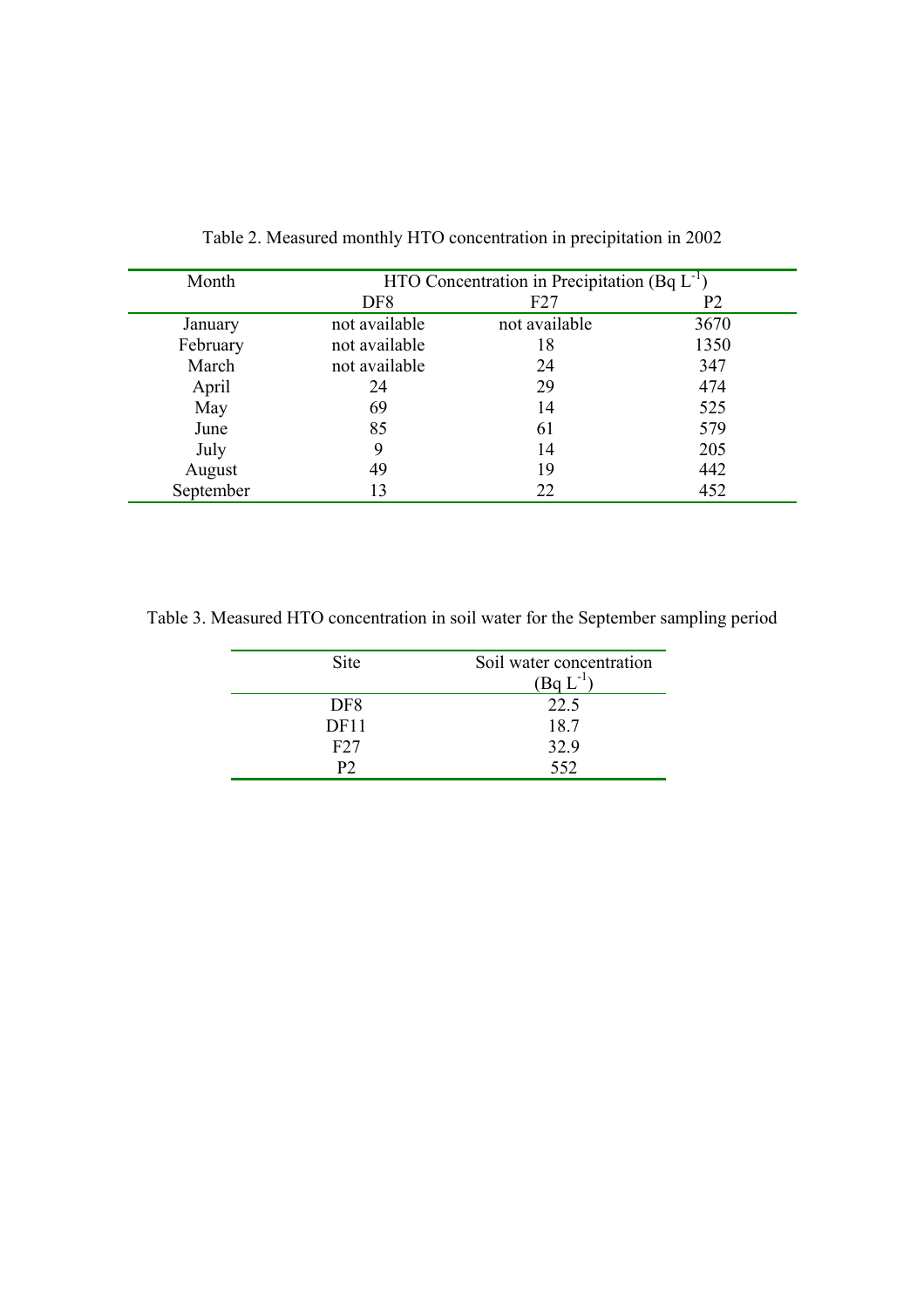Table 2. Measured monthly HTO concentration in precipitation in 2002

| Month | HTO Concentration in Precipitation (Bq $L^{-1}$) | | |
|---|---|---|---|
| | DF8 | F27 | P2 |
| January | not available | not available | 3670 |
| February | not available | 18 | 1350 |
| March | not available | 24 | 347 |
| April | 24 | 29 | 474 |
| May | 69 | 14 | 525 |
| June | 85 | 61 | 579 |
| July | 9 | 14 | 205 |
| August | 49 | 19 | 442 |
| September | 13 | 22 | 452 |

Table 3. Measured HTO concentration in soil water for the September sampling period

| Site | Soil water concentration (Bq $L^{-1}$) |
|---|---|
| DF8 | 22.5 |
| DF11 | 18.7 |
| F27 | 32.9 |
| P2 | 552 |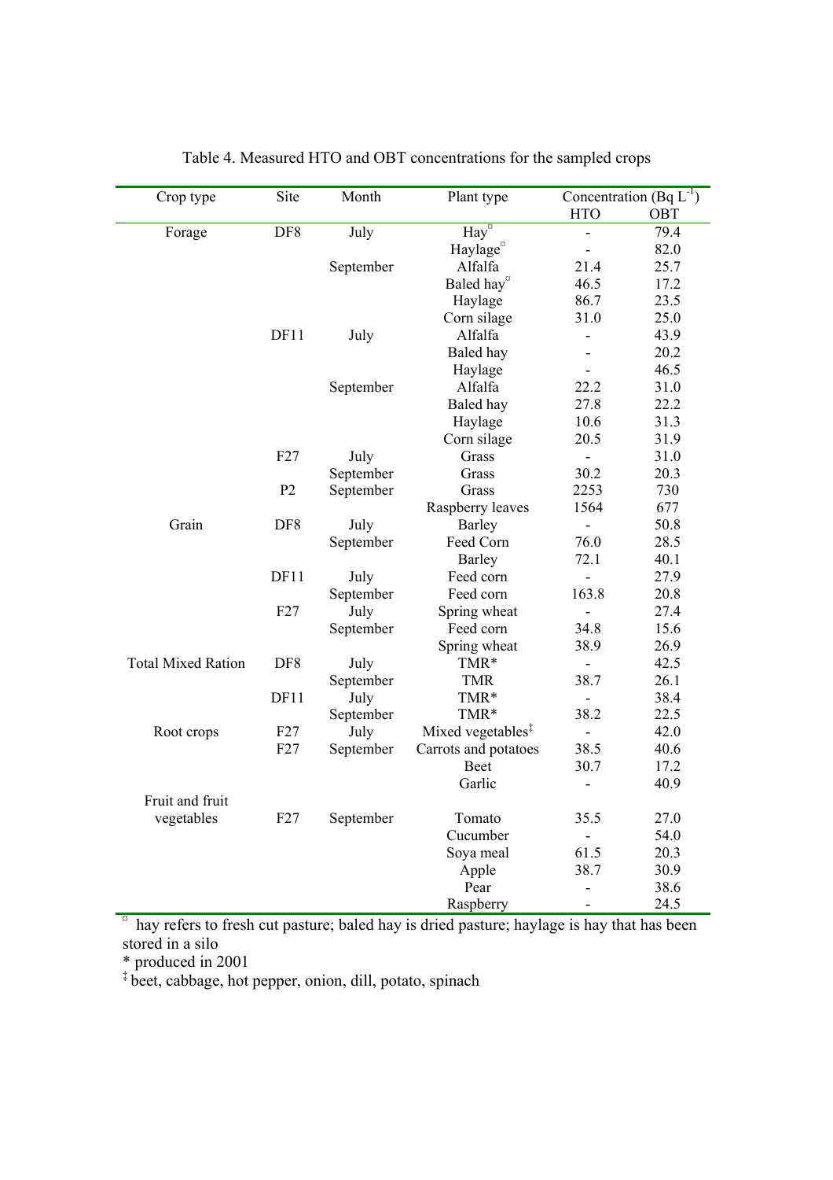Table 4. Measured HTO and OBT concentrations for the sampled crops

| Crop type | Site | Month | Plant type | Concentration (Bq L$^{-1}$) HTO | OBT |
|---|---|---|---|---|---|
| Forage | DF8 | July | Hay[¤] | - | 79.4 |
| | | | Haylage[¤] | - | 82.0 |
| | | September | Alfalfa | 21.4 | 25.7 |
| | | | Baled hay[¤] | 46.5 | 17.2 |
| | | | Haylage | 86.7 | 23.5 |
| | | | Corn silage | 31.0 | 25.0 |
| | DF11 | July | Alfalfa | - | 43.9 |
| | | | Baled hay | - | 20.2 |
| | | | Haylage | - | 46.5 |
| | | September | Alfalfa | 22.2 | 31.0 |
| | | | Baled hay | 27.8 | 22.2 |
| | | | Haylage | 10.6 | 31.3 |
| | | | Corn silage | 20.5 | 31.9 |
| | F27 | July | Grass | - | 31.0 |
| | | September | Grass | 30.2 | 20.3 |
| | P2 | September | Grass | 2253 | 730 |
| | | | Raspberry leaves | 1564 | 677 |
| Grain | DF8 | July | Barley | - | 50.8 |
| | | September | Feed Corn | 76.0 | 28.5 |
| | | | Barley | 72.1 | 40.1 |
| | DF11 | July | Feed corn | - | 27.9 |
| | | September | Feed corn | 163.8 | 20.8 |
| | F27 | July | Spring wheat | - | 27.4 |
| | | September | Feed corn | 34.8 | 15.6 |
| | | | Spring wheat | 38.9 | 26.9 |
| Total Mixed Ration | DF8 | July | TMR* | - | 42.5 |
| | | September | TMR | 38.7 | 26.1 |
| | DF11 | July | TMR* | - | 38.4 |
| | | September | TMR* | 38.2 | 22.5 |
| Root crops | F27 | July | Mixed vegetables[‡] | - | 42.0 |
| | F27 | September | Carrots and potatoes | 38.5 | 40.6 |
| | | | Beet | 30.7 | 17.2 |
| | | | Garlic | - | 40.9 |
| Fruit and fruit vegetables | F27 | September | Tomato | 35.5 | 27.0 |
| | | | Cucumber | - | 54.0 |
| | | | Soya meal | 61.5 | 20.3 |
| | | | Apple | 38.7 | 30.9 |
| | | | Pear | - | 38.6 |
| | | | Raspberry | - | 24.5 |

[¤] hay refers to fresh cut pasture; baled hay is dried pasture; haylage is hay that has been stored in a silo

* produced in 2001

[‡] beet, cabbage, hot pepper, onion, dill, potato, spinach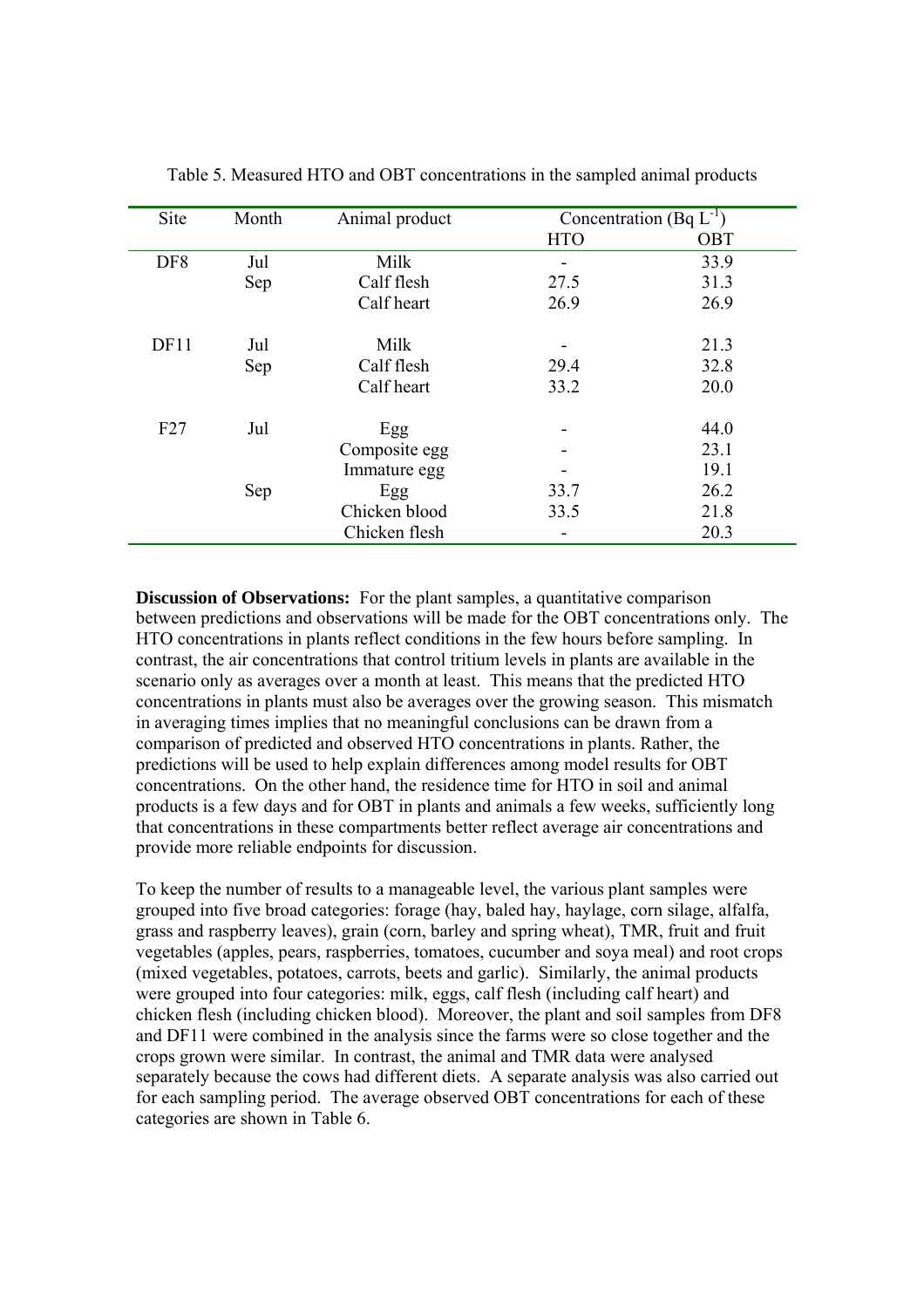Table 5. Measured HTO and OBT concentrations in the sampled animal products

| Site | Month | Animal product | Concentration (Bq $L^{-1}$) | |
|---|---|---|---|---|
| | | | HTO | OBT |
| DF8 | Jul | Milk | - | 33.9 |
| | Sep | Calf flesh | 27.5 | 31.3 |
| | | Calf heart | 26.9 | 26.9 |
| DF11 | Jul | Milk | - | 21.3 |
| | Sep | Calf flesh | 29.4 | 32.8 |
| | | Calf heart | 33.2 | 20.0 |
| F27 | Jul | Egg | - | 44.0 |
| | | Composite egg | - | 23.1 |
| | | Immature egg | - | 19.1 |
| | Sep | Egg | 33.7 | 26.2 |
| | | Chicken blood | 33.5 | 21.8 |
| | | Chicken flesh | - | 20.3 |

**Discussion of Observations:** For the plant samples, a quantitative comparison between predictions and observations will be made for the OBT concentrations only. The HTO concentrations in plants reflect conditions in the few hours before sampling. In contrast, the air concentrations that control tritium levels in plants are available in the scenario only as averages over a month at least. This means that the predicted HTO concentrations in plants must also be averages over the growing season. This mismatch in averaging times implies that no meaningful conclusions can be drawn from a comparison of predicted and observed HTO concentrations in plants. Rather, the predictions will be used to help explain differences among model results for OBT concentrations. On the other hand, the residence time for HTO in soil and animal products is a few days and for OBT in plants and animals a few weeks, sufficiently long that concentrations in these compartments better reflect average air concentrations and provide more reliable endpoints for discussion.

To keep the number of results to a manageable level, the various plant samples were grouped into five broad categories: forage (hay, baled hay, haylage, corn silage, alfalfa, grass and raspberry leaves), grain (corn, barley and spring wheat), TMR, fruit and fruit vegetables (apples, pears, raspberries, tomatoes, cucumber and soya meal) and root crops (mixed vegetables, potatoes, carrots, beets and garlic). Similarly, the animal products were grouped into four categories: milk, eggs, calf flesh (including calf heart) and chicken flesh (including chicken blood). Moreover, the plant and soil samples from DF8 and DF11 were combined in the analysis since the farms were so close together and the crops grown were similar. In contrast, the animal and TMR data were analysed separately because the cows had different diets. A separate analysis was also carried out for each sampling period. The average observed OBT concentrations for each of these categories are shown in Table 6.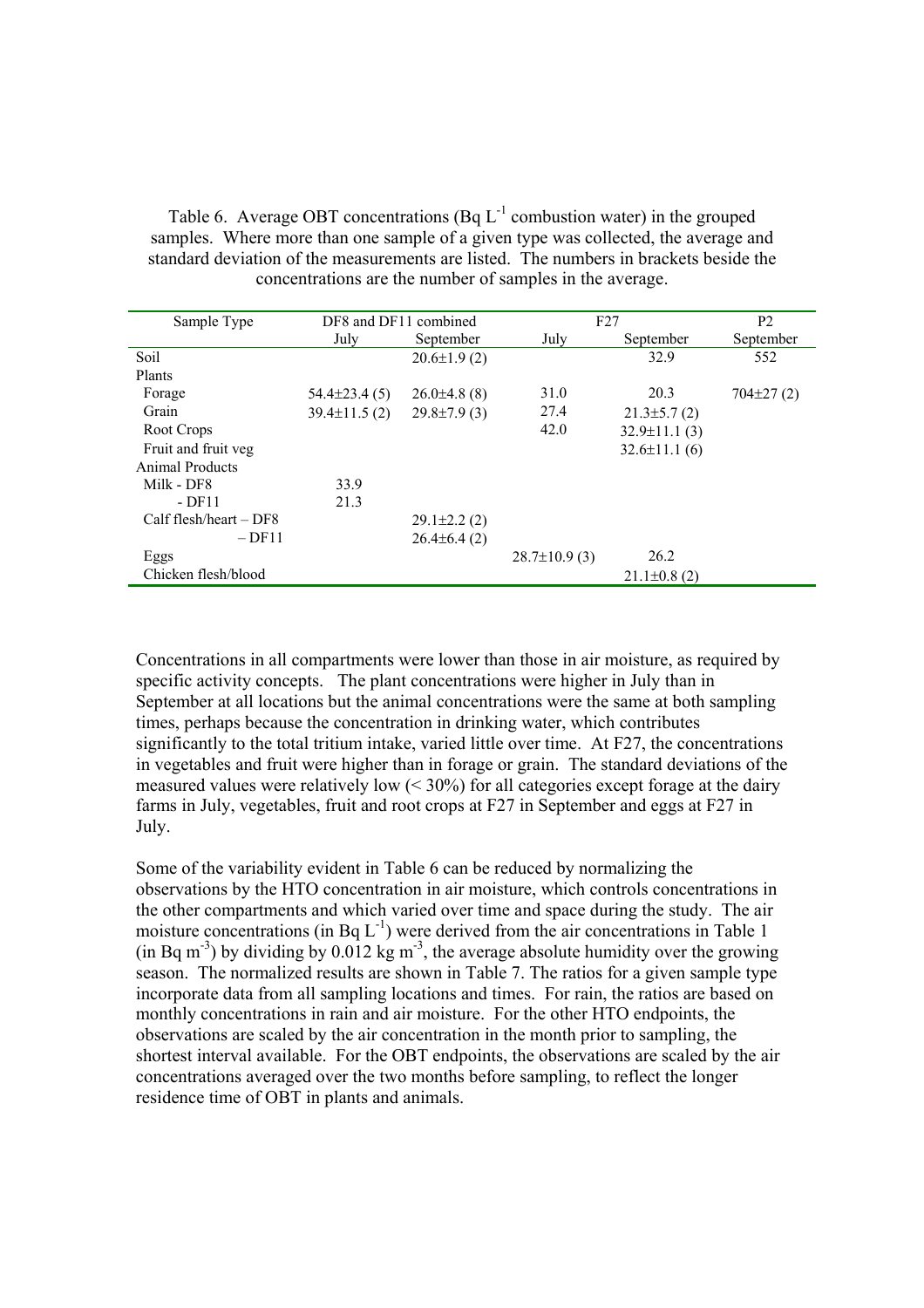Table 6. Average OBT concentrations (Bq $L^{-1}$ combustion water) in the grouped samples. Where more than one sample of a given type was collected, the average and standard deviation of the measurements are listed. The numbers in brackets beside the concentrations are the number of samples in the average.

| Sample Type | DF8 and DF11 combined | | F27 | | P2 |
|---|---|---|---|---|---|
| | July | September | July | September | September |
| Soil | | 20.6±1.9 (2) | | 32.9 | 552 |
| Plants | | | | | |
| Forage | 54.4±23.4 (5) | 26.0±4.8 (8) | 31.0 | 20.3 | 704±27 (2) |
| Grain | 39.4±11.5 (2) | 29.8±7.9 (3) | 27.4 | 21.3±5.7 (2) | |
| Root Crops | | | 42.0 | 32.9±11.1 (3) | |
| Fruit and fruit veg | | | | 32.6±11.1 (6) | |
| Animal Products | | | | | |
| Milk - DF8 | 33.9 | | | | |
| - DF11 | 21.3 | | | | |
| Calf flesh/heart – DF8 | | 29.1±2.2 (2) | | | |
| – DF11 | | 26.4±6.4 (2) | | | |
| Eggs | | | 28.7±10.9 (3) | 26.2 | |
| Chicken flesh/blood | | | | 21.1±0.8 (2) | |

Concentrations in all compartments were lower than those in air moisture, as required by specific activity concepts. The plant concentrations were higher in July than in September at all locations but the animal concentrations were the same at both sampling times, perhaps because the concentration in drinking water, which contributes significantly to the total tritium intake, varied little over time. At F27, the concentrations in vegetables and fruit were higher than in forage or grain. The standard deviations of the measured values were relatively low (< 30%) for all categories except forage at the dairy farms in July, vegetables, fruit and root crops at F27 in September and eggs at F27 in July.

Some of the variability evident in Table 6 can be reduced by normalizing the observations by the HTO concentration in air moisture, which controls concentrations in the other compartments and which varied over time and space during the study. The air moisture concentrations (in Bq $L^{-1}$) were derived from the air concentrations in Table 1 (in Bq $m^{-3}$) by dividing by 0.012 kg $m^{-3}$, the average absolute humidity over the growing season. The normalized results are shown in Table 7. The ratios for a given sample type incorporate data from all sampling locations and times. For rain, the ratios are based on monthly concentrations in rain and air moisture. For the other HTO endpoints, the observations are scaled by the air concentration in the month prior to sampling, the shortest interval available. For the OBT endpoints, the observations are scaled by the air concentrations averaged over the two months before sampling, to reflect the longer residence time of OBT in plants and animals.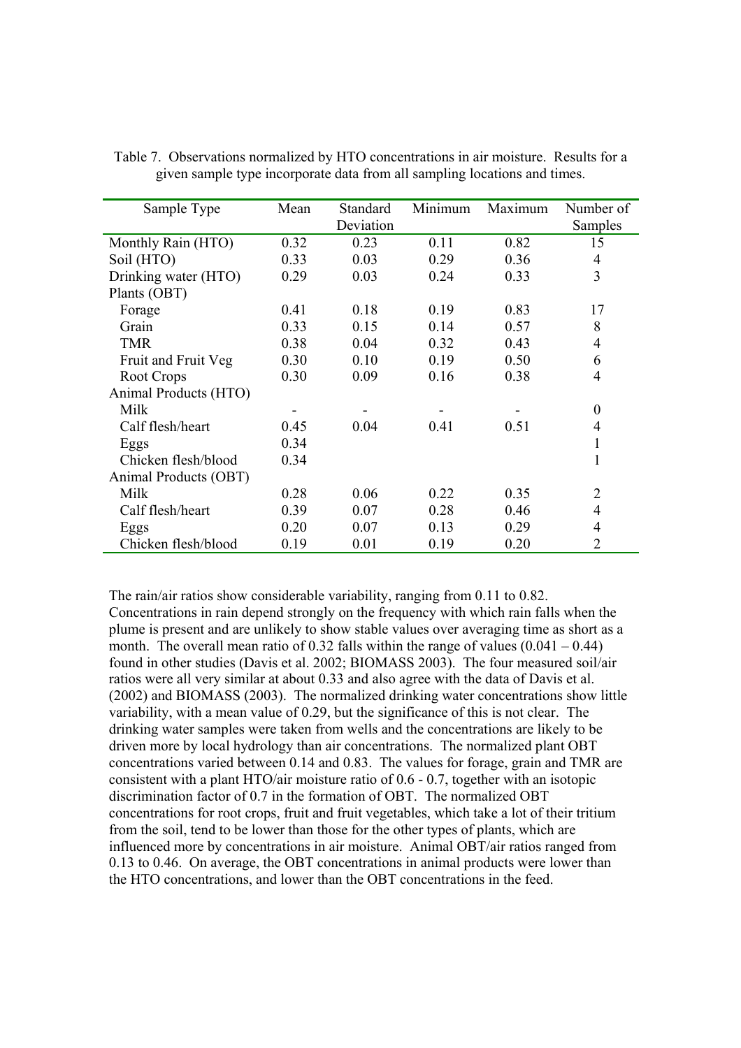Table 7. Observations normalized by HTO concentrations in air moisture. Results for a given sample type incorporate data from all sampling locations and times.

| Sample Type | Mean | Standard Deviation | Minimum | Maximum | Number of Samples |
|---|---|---|---|---|---|
| Monthly Rain (HTO) | 0.32 | 0.23 | 0.11 | 0.82 | 15 |
| Soil (HTO) | 0.33 | 0.03 | 0.29 | 0.36 | 4 |
| Drinking water (HTO) | 0.29 | 0.03 | 0.24 | 0.33 | 3 |
| Plants (OBT) | | | | | |
| Forage | 0.41 | 0.18 | 0.19 | 0.83 | 17 |
| Grain | 0.33 | 0.15 | 0.14 | 0.57 | 8 |
| TMR | 0.38 | 0.04 | 0.32 | 0.43 | 4 |
| Fruit and Fruit Veg | 0.30 | 0.10 | 0.19 | 0.50 | 6 |
| Root Crops | 0.30 | 0.09 | 0.16 | 0.38 | 4 |
| Animal Products (HTO) | | | | | |
| Milk | - | - | - | - | 0 |
| Calf flesh/heart | 0.45 | 0.04 | 0.41 | 0.51 | 4 |
| Eggs | 0.34 | | | | 1 |
| Chicken flesh/blood | 0.34 | | | | 1 |
| Animal Products (OBT) | | | | | |
| Milk | 0.28 | 0.06 | 0.22 | 0.35 | 2 |
| Calf flesh/heart | 0.39 | 0.07 | 0.28 | 0.46 | 4 |
| Eggs | 0.20 | 0.07 | 0.13 | 0.29 | 4 |
| Chicken flesh/blood | 0.19 | 0.01 | 0.19 | 0.20 | 2 |

The rain/air ratios show considerable variability, ranging from 0.11 to 0.82. Concentrations in rain depend strongly on the frequency with which rain falls when the plume is present and are unlikely to show stable values over averaging time as short as a month. The overall mean ratio of 0.32 falls within the range of values (0.041 – 0.44) found in other studies (Davis et al. 2002; BIOMASS 2003). The four measured soil/air ratios were all very similar at about 0.33 and also agree with the data of Davis et al. (2002) and BIOMASS (2003). The normalized drinking water concentrations show little variability, with a mean value of 0.29, but the significance of this is not clear. The drinking water samples were taken from wells and the concentrations are likely to be driven more by local hydrology than air concentrations. The normalized plant OBT concentrations varied between 0.14 and 0.83. The values for forage, grain and TMR are consistent with a plant HTO/air moisture ratio of 0.6 - 0.7, together with an isotopic discrimination factor of 0.7 in the formation of OBT. The normalized OBT concentrations for root crops, fruit and fruit vegetables, which take a lot of their tritium from the soil, tend to be lower than those for the other types of plants, which are influenced more by concentrations in air moisture. Animal OBT/air ratios ranged from 0.13 to 0.46. On average, the OBT concentrations in animal products were lower than the HTO concentrations, and lower than the OBT concentrations in the feed.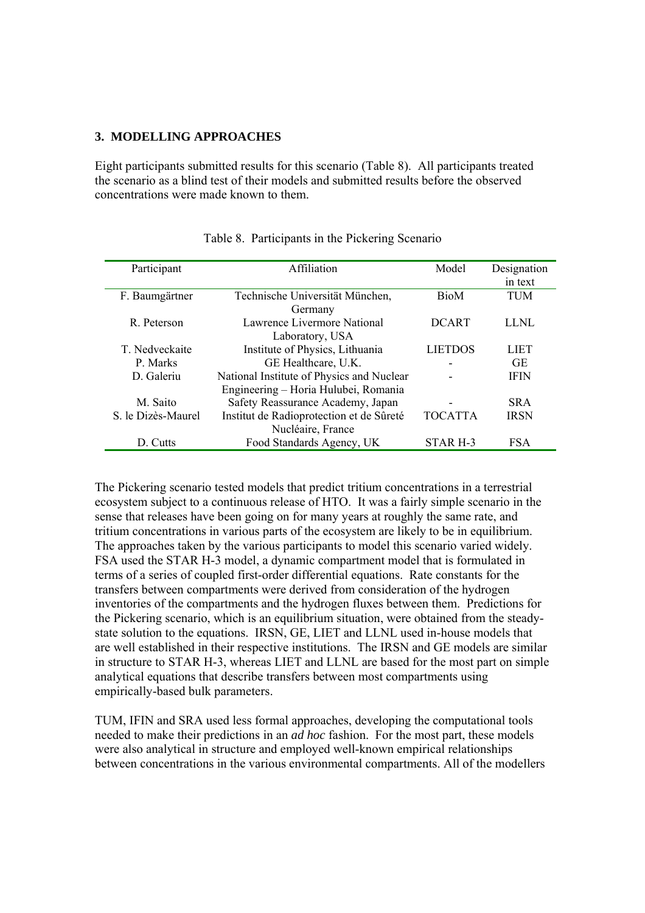### 3. MODELLING APPROACHES

Eight participants submitted results for this scenario (Table 8). All participants treated the scenario as a blind test of their models and submitted results before the observed concentrations were made known to them.

Table 8. Participants in the Pickering Scenario

| Participant | Affiliation | Model | Designation in text |
|---|---|---|---|
| F. Baumgärtner | Technische Universität München, Germany | BioM | TUM |
| R. Peterson | Lawrence Livermore National Laboratory, USA | DCART | LLNL |
| T. Nedveckaite | Institute of Physics, Lithuania | LIETDOS | LIET |
| P. Marks | GE Healthcare, U.K. | - | GE |
| D. Galeriu | National Institute of Physics and Nuclear Engineering – Horia Hulubei, Romania | - | IFIN |
| M. Saito | Safety Reassurance Academy, Japan | - | SRA |
| S. le Dizès-Maurel | Institut de Radioprotection et de Sûreté Nucléaire, France | TOCATTA | IRSN |
| D. Cutts | Food Standards Agency, UK | STAR H-3 | FSA |

The Pickering scenario tested models that predict tritium concentrations in a terrestrial ecosystem subject to a continuous release of HTO. It was a fairly simple scenario in the sense that releases have been going on for many years at roughly the same rate, and tritium concentrations in various parts of the ecosystem are likely to be in equilibrium. The approaches taken by the various participants to model this scenario varied widely. FSA used the STAR H-3 model, a dynamic compartment model that is formulated in terms of a series of coupled first-order differential equations. Rate constants for the transfers between compartments were derived from consideration of the hydrogen inventories of the compartments and the hydrogen fluxes between them. Predictions for the Pickering scenario, which is an equilibrium situation, were obtained from the steady-state solution to the equations. IRSN, GE, LIET and LLNL used in-house models that are well established in their respective institutions. The IRSN and GE models are similar in structure to STAR H-3, whereas LIET and LLNL are based for the most part on simple analytical equations that describe transfers between most compartments using empirically-based bulk parameters.

TUM, IFIN and SRA used less formal approaches, developing the computational tools needed to make their predictions in an *ad hoc* fashion. For the most part, these models were also analytical in structure and employed well-known empirical relationships between concentrations in the various environmental compartments. All of the modellers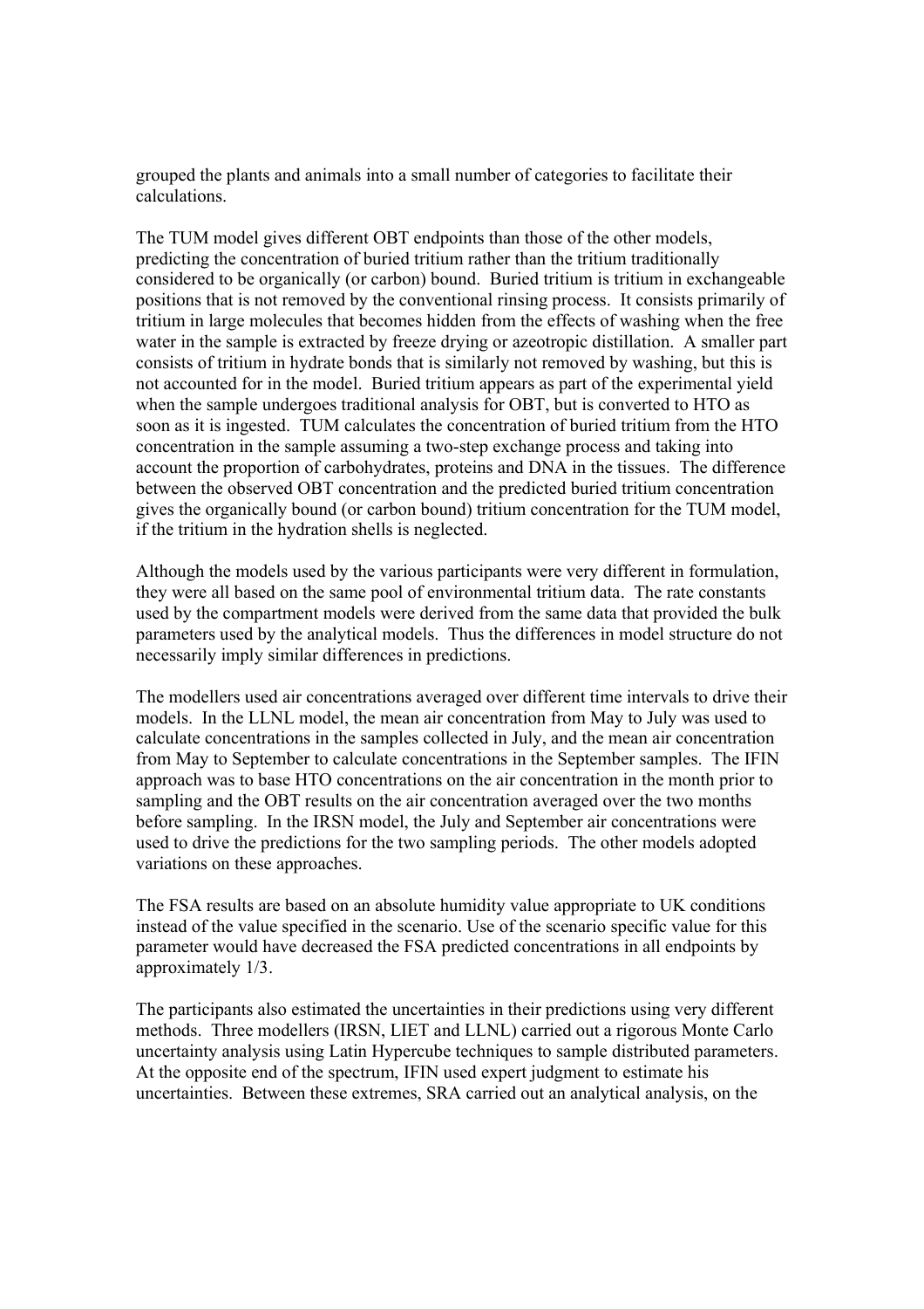grouped the plants and animals into a small number of categories to facilitate their calculations.

The TUM model gives different OBT endpoints than those of the other models, predicting the concentration of buried tritium rather than the tritium traditionally considered to be organically (or carbon) bound. Buried tritium is tritium in exchangeable positions that is not removed by the conventional rinsing process. It consists primarily of tritium in large molecules that becomes hidden from the effects of washing when the free water in the sample is extracted by freeze drying or azeotropic distillation. A smaller part consists of tritium in hydrate bonds that is similarly not removed by washing, but this is not accounted for in the model. Buried tritium appears as part of the experimental yield when the sample undergoes traditional analysis for OBT, but is converted to HTO as soon as it is ingested. TUM calculates the concentration of buried tritium from the HTO concentration in the sample assuming a two-step exchange process and taking into account the proportion of carbohydrates, proteins and DNA in the tissues. The difference between the observed OBT concentration and the predicted buried tritium concentration gives the organically bound (or carbon bound) tritium concentration for the TUM model, if the tritium in the hydration shells is neglected.

Although the models used by the various participants were very different in formulation, they were all based on the same pool of environmental tritium data. The rate constants used by the compartment models were derived from the same data that provided the bulk parameters used by the analytical models. Thus the differences in model structure do not necessarily imply similar differences in predictions.

The modellers used air concentrations averaged over different time intervals to drive their models. In the LLNL model, the mean air concentration from May to July was used to calculate concentrations in the samples collected in July, and the mean air concentration from May to September to calculate concentrations in the September samples. The IFIN approach was to base HTO concentrations on the air concentration in the month prior to sampling and the OBT results on the air concentration averaged over the two months before sampling. In the IRSN model, the July and September air concentrations were used to drive the predictions for the two sampling periods. The other models adopted variations on these approaches.

The FSA results are based on an absolute humidity value appropriate to UK conditions instead of the value specified in the scenario. Use of the scenario specific value for this parameter would have decreased the FSA predicted concentrations in all endpoints by approximately 1/3.

The participants also estimated the uncertainties in their predictions using very different methods. Three modellers (IRSN, LIET and LLNL) carried out a rigorous Monte Carlo uncertainty analysis using Latin Hypercube techniques to sample distributed parameters. At the opposite end of the spectrum, IFIN used expert judgment to estimate his uncertainties. Between these extremes, SRA carried out an analytical analysis, on the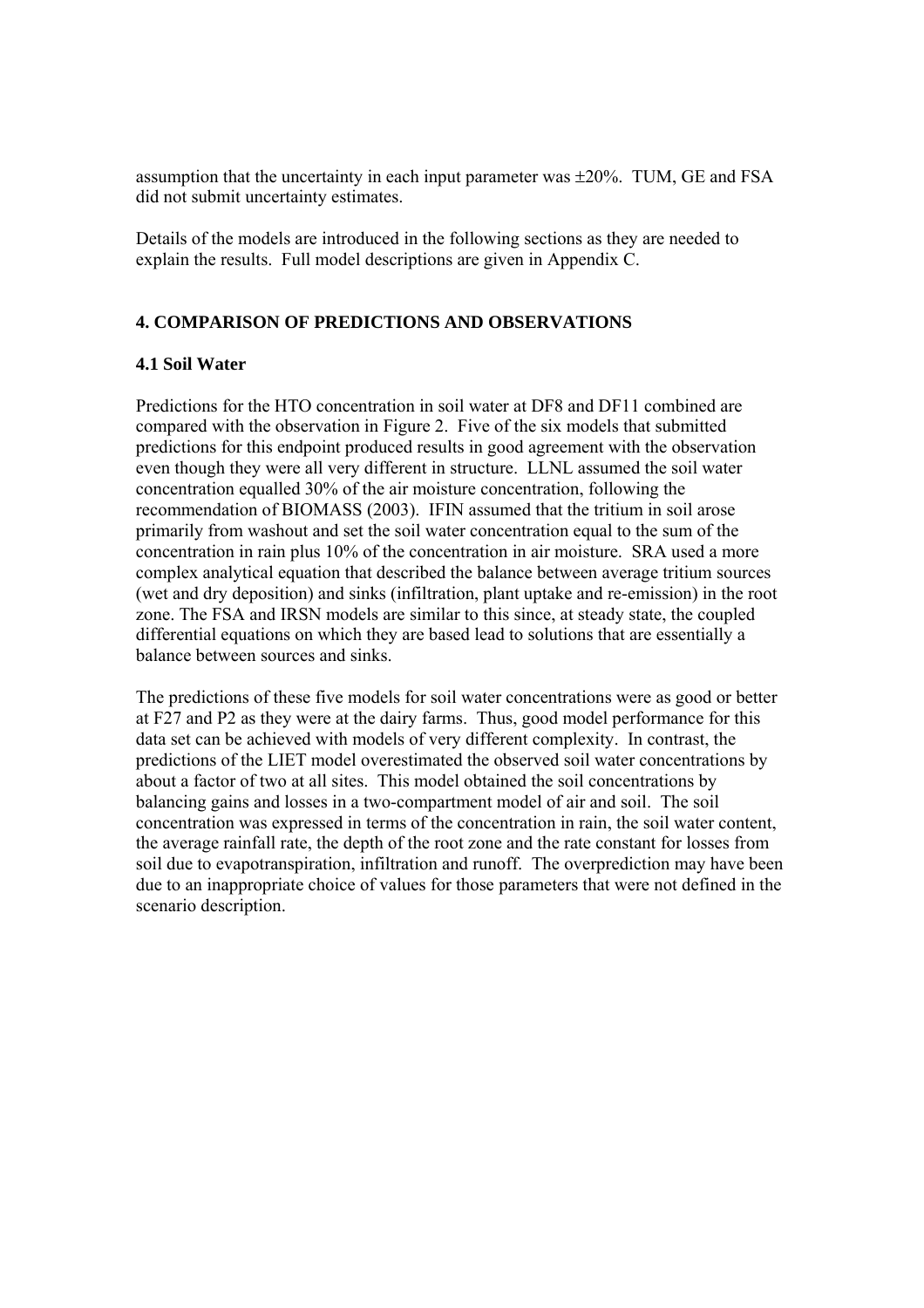assumption that the uncertainty in each input parameter was ±20%. TUM, GE and FSA did not submit uncertainty estimates.

Details of the models are introduced in the following sections as they are needed to explain the results. Full model descriptions are given in Appendix C.

## 4. COMPARISON OF PREDICTIONS AND OBSERVATIONS

### 4.1 Soil Water

Predictions for the HTO concentration in soil water at DF8 and DF11 combined are compared with the observation in Figure 2. Five of the six models that submitted predictions for this endpoint produced results in good agreement with the observation even though they were all very different in structure. LLNL assumed the soil water concentration equalled 30% of the air moisture concentration, following the recommendation of BIOMASS (2003). IFIN assumed that the tritium in soil arose primarily from washout and set the soil water concentration equal to the sum of the concentration in rain plus 10% of the concentration in air moisture. SRA used a more complex analytical equation that described the balance between average tritium sources (wet and dry deposition) and sinks (infiltration, plant uptake and re-emission) in the root zone. The FSA and IRSN models are similar to this since, at steady state, the coupled differential equations on which they are based lead to solutions that are essentially a balance between sources and sinks.

The predictions of these five models for soil water concentrations were as good or better at F27 and P2 as they were at the dairy farms. Thus, good model performance for this data set can be achieved with models of very different complexity. In contrast, the predictions of the LIET model overestimated the observed soil water concentrations by about a factor of two at all sites. This model obtained the soil concentrations by balancing gains and losses in a two-compartment model of air and soil. The soil concentration was expressed in terms of the concentration in rain, the soil water content, the average rainfall rate, the depth of the root zone and the rate constant for losses from soil due to evapotranspiration, infiltration and runoff. The overprediction may have been due to an inappropriate choice of values for those parameters that were not defined in the scenario description.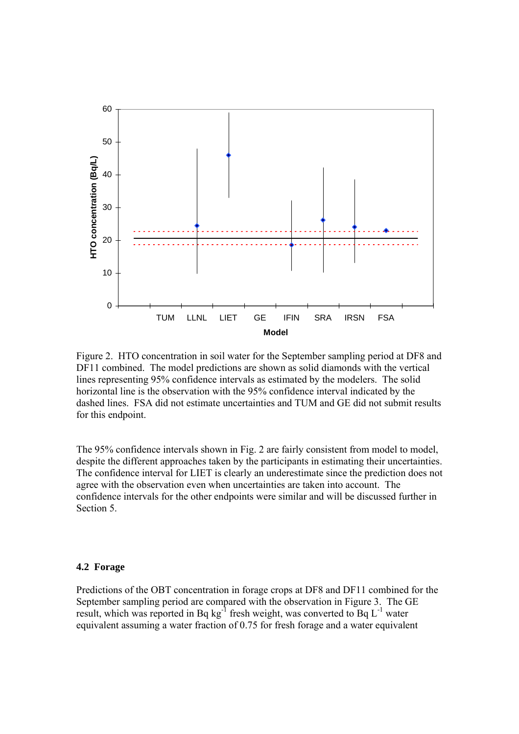Figure 2. HTO concentration in soil water for the September sampling period at DF8 and DF11 combined. The model predictions are shown as solid diamonds with the vertical lines representing 95% confidence intervals as estimated by the modelers. The solid horizontal line is the observation with the 95% confidence interval indicated by the dashed lines. FSA did not estimate uncertainties and TUM and GE did not submit results for this endpoint.

The 95% confidence intervals shown in Fig. 2 are fairly consistent from model to model, despite the different approaches taken by the participants in estimating their uncertainties. The confidence interval for LIET is clearly an underestimate since the prediction does not agree with the observation even when uncertainties are taken into account. The confidence intervals for the other endpoints were similar and will be discussed further in Section 5.

### 4.2 Forage

Predictions of the OBT concentration in forage crops at DF8 and DF11 combined for the September sampling period are compared with the observation in Figure 3. The GE result, which was reported in Bq $kg^{-1}$ fresh weight, was converted to Bq $L^{-1}$ water equivalent assuming a water fraction of 0.75 for fresh forage and a water equivalent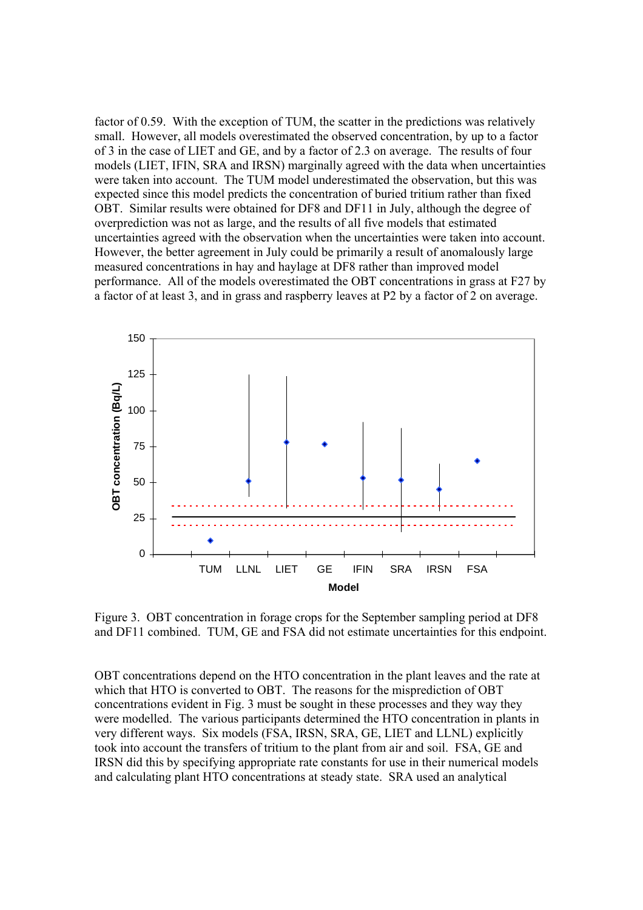factor of 0.59. With the exception of TUM, the scatter in the predictions was relatively small. However, all models overestimated the observed concentration, by up to a factor of 3 in the case of LIET and GE, and by a factor of 2.3 on average. The results of four models (LIET, IFIN, SRA and IRSN) marginally agreed with the data when uncertainties were taken into account. The TUM model underestimated the observation, but this was expected since this model predicts the concentration of buried tritium rather than fixed OBT. Similar results were obtained for DF8 and DF11 in July, although the degree of overprediction was not as large, and the results of all five models that estimated uncertainties agreed with the observation when the uncertainties were taken into account. However, the better agreement in July could be primarily a result of anomalously large measured concentrations in hay and haylage at DF8 rather than improved model performance. All of the models overestimated the OBT concentrations in grass at F27 by a factor of at least 3, and in grass and raspberry leaves at P2 by a factor of 2 on average.

Figure 3. OBT concentration in forage crops for the September sampling period at DF8 and DF11 combined. TUM, GE and FSA did not estimate uncertainties for this endpoint.

OBT concentrations depend on the HTO concentration in the plant leaves and the rate at which that HTO is converted to OBT. The reasons for the misprediction of OBT concentrations evident in Fig. 3 must be sought in these processes and they way they were modelled. The various participants determined the HTO concentration in plants in very different ways. Six models (FSA, IRSN, SRA, GE, LIET and LLNL) explicitly took into account the transfers of tritium to the plant from air and soil. FSA, GE and IRSN did this by specifying appropriate rate constants for use in their numerical models and calculating plant HTO concentrations at steady state. SRA used an analytical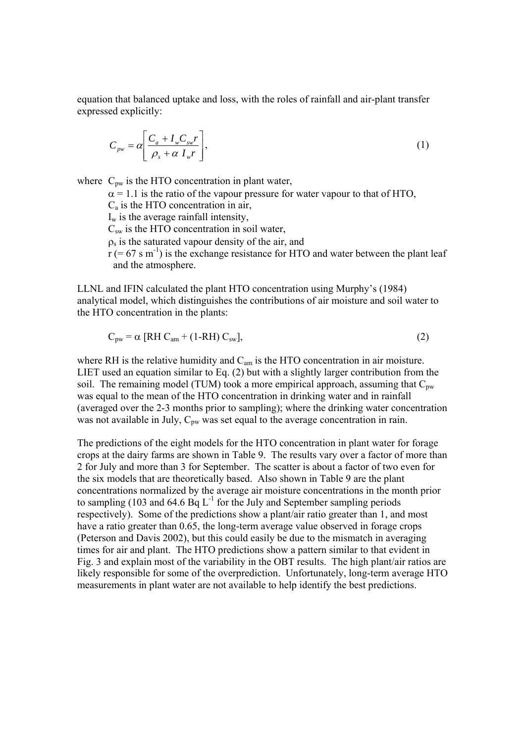equation that balanced uptake and loss, with the roles of rainfall and air-plant transfer expressed explicitly:

$$C_{pw} = \alpha \left[ \frac{C_a + I_w C_{sw} r}{\rho_s + \alpha \; I_w r} \right], \tag{1}$$

where $C_{pw}$ is the HTO concentration in plant water,

$\alpha = 1.1$ is the ratio of the vapour pressure for water vapour to that of HTO,

$C_a$ is the HTO concentration in air,

$I_w$ is the average rainfall intensity,

$C_{sw}$ is the HTO concentration in soil water,

$\rho_s$ is the saturated vapour density of the air, and

$r$ ($= 67$ s m$^{-1}$) is the exchange resistance for HTO and water between the plant leaf and the atmosphere.

LLNL and IFIN calculated the plant HTO concentration using Murphy's (1984) analytical model, which distinguishes the contributions of air moisture and soil water to the HTO concentration in the plants:

$$C_{pw} = \alpha \; [RH \; C_{am} + (1\text{-}RH) \; C_{sw}], \tag{2}$$

where RH is the relative humidity and $C_{am}$ is the HTO concentration in air moisture. LIET used an equation similar to Eq. (2) but with a slightly larger contribution from the soil. The remaining model (TUM) took a more empirical approach, assuming that $C_{pw}$ was equal to the mean of the HTO concentration in drinking water and in rainfall (averaged over the 2-3 months prior to sampling); where the drinking water concentration was not available in July, $C_{pw}$ was set equal to the average concentration in rain.

The predictions of the eight models for the HTO concentration in plant water for forage crops at the dairy farms are shown in Table 9. The results vary over a factor of more than 2 for July and more than 3 for September. The scatter is about a factor of two even for the six models that are theoretically based. Also shown in Table 9 are the plant concentrations normalized by the average air moisture concentrations in the month prior to sampling (103 and 64.6 Bq L$^{-1}$ for the July and September sampling periods respectively). Some of the predictions show a plant/air ratio greater than 1, and most have a ratio greater than 0.65, the long-term average value observed in forage crops (Peterson and Davis 2002), but this could easily be due to the mismatch in averaging times for air and plant. The HTO predictions show a pattern similar to that evident in Fig. 3 and explain most of the variability in the OBT results. The high plant/air ratios are likely responsible for some of the overprediction. Unfortunately, long-term average HTO measurements in plant water are not available to help identify the best predictions.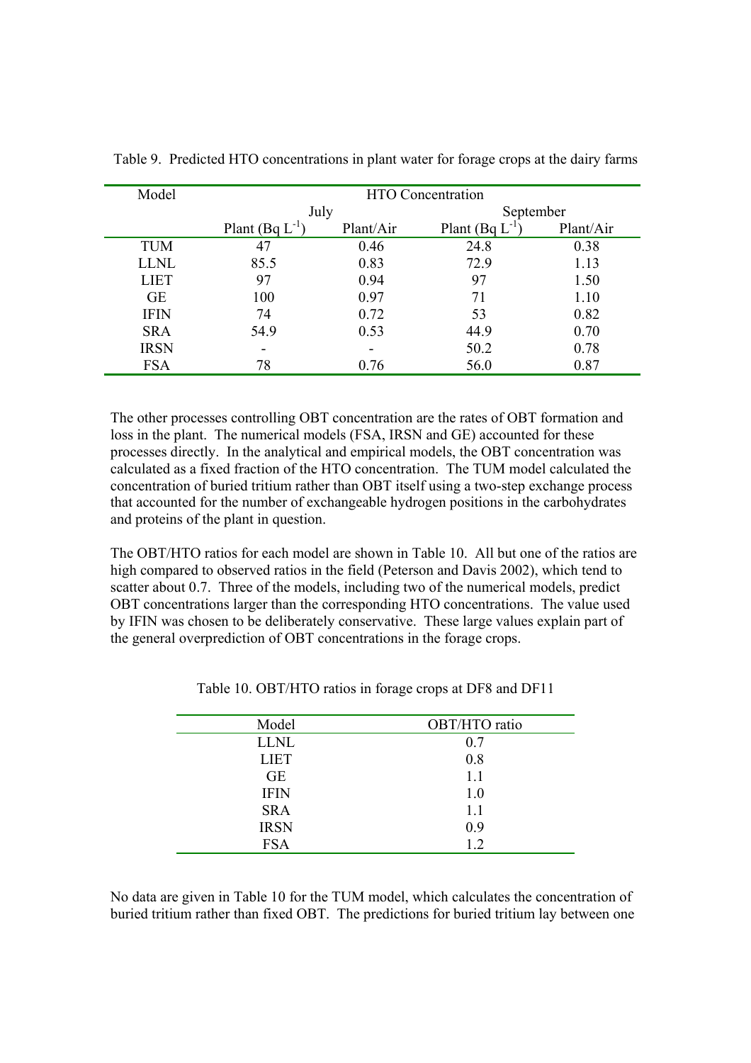Table 9. Predicted HTO concentrations in plant water for forage crops at the dairy farms

| Model | HTO Concentration | | | |
|---|---|---|---|---|
| | July | | September | |
| | Plant (Bq $L^{-1}$) | Plant/Air | Plant (Bq $L^{-1}$) | Plant/Air |
| TUM | 47 | 0.46 | 24.8 | 0.38 |
| LLNL | 85.5 | 0.83 | 72.9 | 1.13 |
| LIET | 97 | 0.94 | 97 | 1.50 |
| GE | 100 | 0.97 | 71 | 1.10 |
| IFIN | 74 | 0.72 | 53 | 0.82 |
| SRA | 54.9 | 0.53 | 44.9 | 0.70 |
| IRSN | - | - | 50.2 | 0.78 |
| FSA | 78 | 0.76 | 56.0 | 0.87 |

The other processes controlling OBT concentration are the rates of OBT formation and loss in the plant. The numerical models (FSA, IRSN and GE) accounted for these processes directly. In the analytical and empirical models, the OBT concentration was calculated as a fixed fraction of the HTO concentration. The TUM model calculated the concentration of buried tritium rather than OBT itself using a two-step exchange process that accounted for the number of exchangeable hydrogen positions in the carbohydrates and proteins of the plant in question.

The OBT/HTO ratios for each model are shown in Table 10. All but one of the ratios are high compared to observed ratios in the field (Peterson and Davis 2002), which tend to scatter about 0.7. Three of the models, including two of the numerical models, predict OBT concentrations larger than the corresponding HTO concentrations. The value used by IFIN was chosen to be deliberately conservative. These large values explain part of the general overprediction of OBT concentrations in the forage crops.

Table 10. OBT/HTO ratios in forage crops at DF8 and DF11

| Model | OBT/HTO ratio |
|---|---|
| LLNL | 0.7 |
| LIET | 0.8 |
| GE | 1.1 |
| IFIN | 1.0 |
| SRA | 1.1 |
| IRSN | 0.9 |
| FSA | 1.2 |

No data are given in Table 10 for the TUM model, which calculates the concentration of buried tritium rather than fixed OBT. The predictions for buried tritium lay between one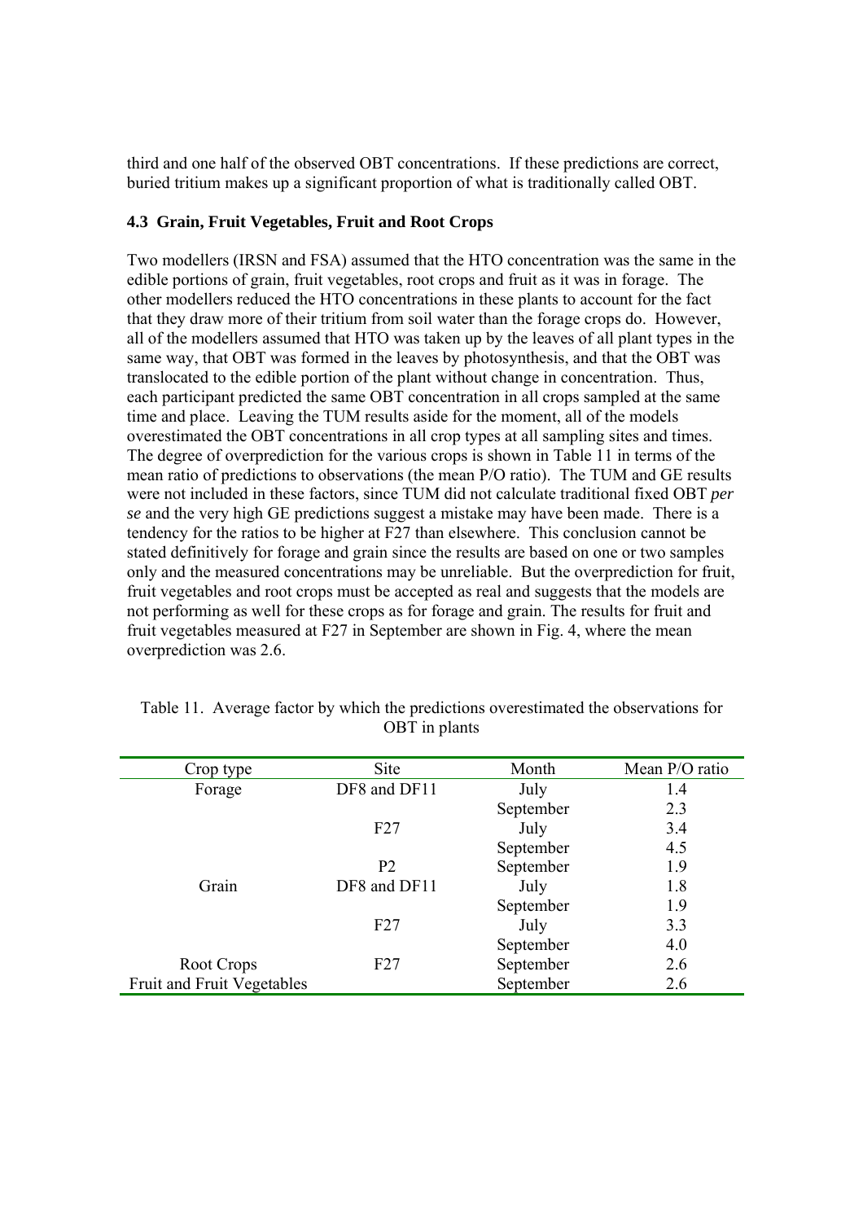third and one half of the observed OBT concentrations. If these predictions are correct, buried tritium makes up a significant proportion of what is traditionally called OBT.

### 4.3 Grain, Fruit Vegetables, Fruit and Root Crops

Two modellers (IRSN and FSA) assumed that the HTO concentration was the same in the edible portions of grain, fruit vegetables, root crops and fruit as it was in forage. The other modellers reduced the HTO concentrations in these plants to account for the fact that they draw more of their tritium from soil water than the forage crops do. However, all of the modellers assumed that HTO was taken up by the leaves of all plant types in the same way, that OBT was formed in the leaves by photosynthesis, and that the OBT was translocated to the edible portion of the plant without change in concentration. Thus, each participant predicted the same OBT concentration in all crops sampled at the same time and place. Leaving the TUM results aside for the moment, all of the models overestimated the OBT concentrations in all crop types at all sampling sites and times. The degree of overprediction for the various crops is shown in Table 11 in terms of the mean ratio of predictions to observations (the mean P/O ratio). The TUM and GE results were not included in these factors, since TUM did not calculate traditional fixed OBT *per se* and the very high GE predictions suggest a mistake may have been made. There is a tendency for the ratios to be higher at F27 than elsewhere. This conclusion cannot be stated definitively for forage and grain since the results are based on one or two samples only and the measured concentrations may be unreliable. But the overprediction for fruit, fruit vegetables and root crops must be accepted as real and suggests that the models are not performing as well for these crops as for forage and grain. The results for fruit and fruit vegetables measured at F27 in September are shown in Fig. 4, where the mean overprediction was 2.6.

Table 11. Average factor by which the predictions overestimated the observations for OBT in plants

| Crop type | Site | Month | Mean P/O ratio |
|---|---|---|---|
| Forage | DF8 and DF11 | July | 1.4 |
| | | September | 2.3 |
| | F27 | July | 3.4 |
| | | September | 4.5 |
| | P2 | September | 1.9 |
| Grain | DF8 and DF11 | July | 1.8 |
| | | September | 1.9 |
| | F27 | July | 3.3 |
| | | September | 4.0 |
| Root Crops | F27 | September | 2.6 |
| Fruit and Fruit Vegetables | | September | 2.6 |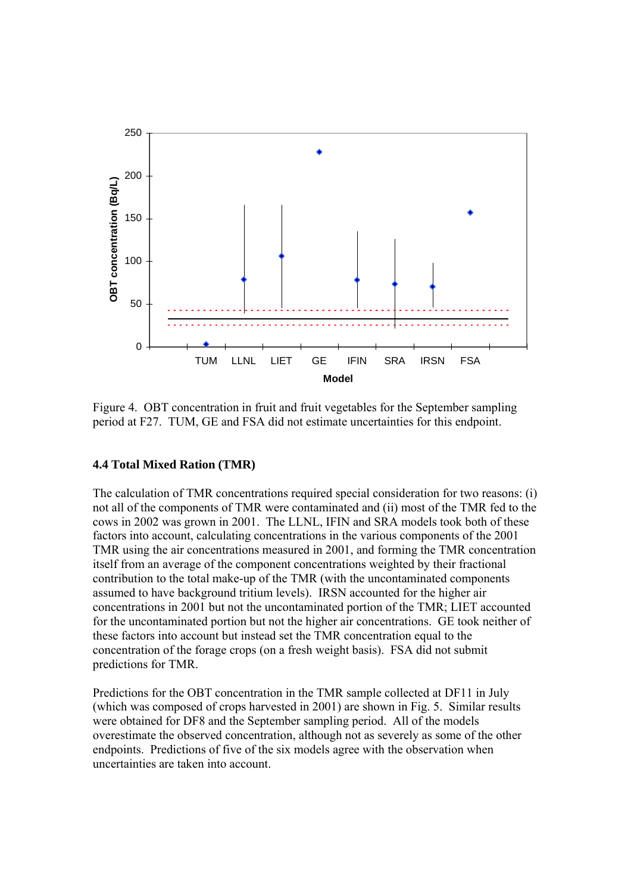Figure 4. OBT concentration in fruit and fruit vegetables for the September sampling period at F27. TUM, GE and FSA did not estimate uncertainties for this endpoint.

### 4.4 Total Mixed Ration (TMR)

The calculation of TMR concentrations required special consideration for two reasons: (i) not all of the components of TMR were contaminated and (ii) most of the TMR fed to the cows in 2002 was grown in 2001. The LLNL, IFIN and SRA models took both of these factors into account, calculating concentrations in the various components of the 2001 TMR using the air concentrations measured in 2001, and forming the TMR concentration itself from an average of the component concentrations weighted by their fractional contribution to the total make-up of the TMR (with the uncontaminated components assumed to have background tritium levels). IRSN accounted for the higher air concentrations in 2001 but not the uncontaminated portion of the TMR; LIET accounted for the uncontaminated portion but not the higher air concentrations. GE took neither of these factors into account but instead set the TMR concentration equal to the concentration of the forage crops (on a fresh weight basis). FSA did not submit predictions for TMR.

Predictions for the OBT concentration in the TMR sample collected at DF11 in July (which was composed of crops harvested in 2001) are shown in Fig. 5. Similar results were obtained for DF8 and the September sampling period. All of the models overestimate the observed concentration, although not as severely as some of the other endpoints. Predictions of five of the six models agree with the observation when uncertainties are taken into account.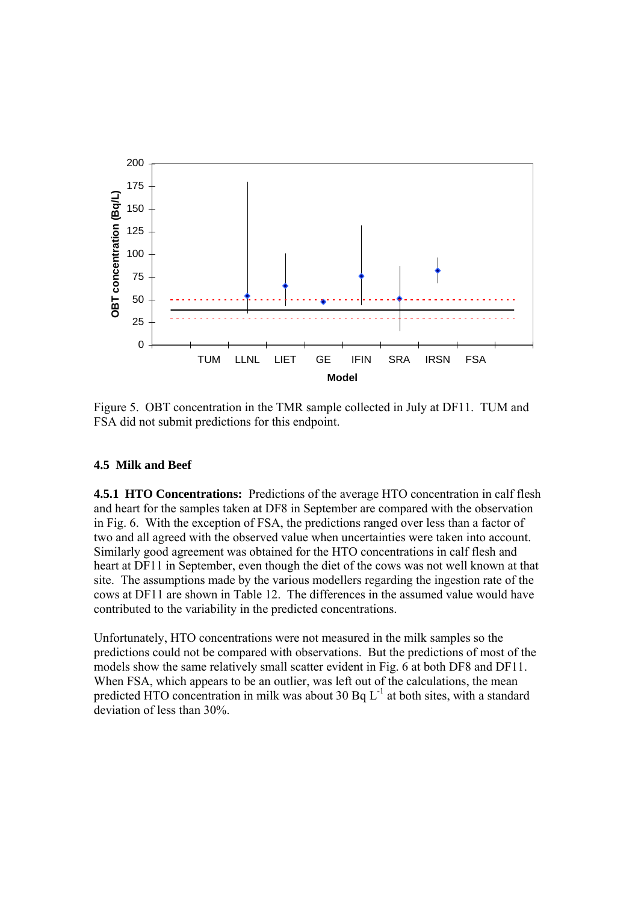Figure 5. OBT concentration in the TMR sample collected in July at DF11. TUM and FSA did not submit predictions for this endpoint.

### 4.5 Milk and Beef

**4.5.1 HTO Concentrations:** Predictions of the average HTO concentration in calf flesh and heart for the samples taken at DF8 in September are compared with the observation in Fig. 6. With the exception of FSA, the predictions ranged over less than a factor of two and all agreed with the observed value when uncertainties were taken into account. Similarly good agreement was obtained for the HTO concentrations in calf flesh and heart at DF11 in September, even though the diet of the cows was not well known at that site. The assumptions made by the various modellers regarding the ingestion rate of the cows at DF11 are shown in Table 12. The differences in the assumed value would have contributed to the variability in the predicted concentrations.

Unfortunately, HTO concentrations were not measured in the milk samples so the predictions could not be compared with observations. But the predictions of most of the models show the same relatively small scatter evident in Fig. 6 at both DF8 and DF11. When FSA, which appears to be an outlier, was left out of the calculations, the mean predicted HTO concentration in milk was about 30 Bq $L^{-1}$ at both sites, with a standard deviation of less than 30%.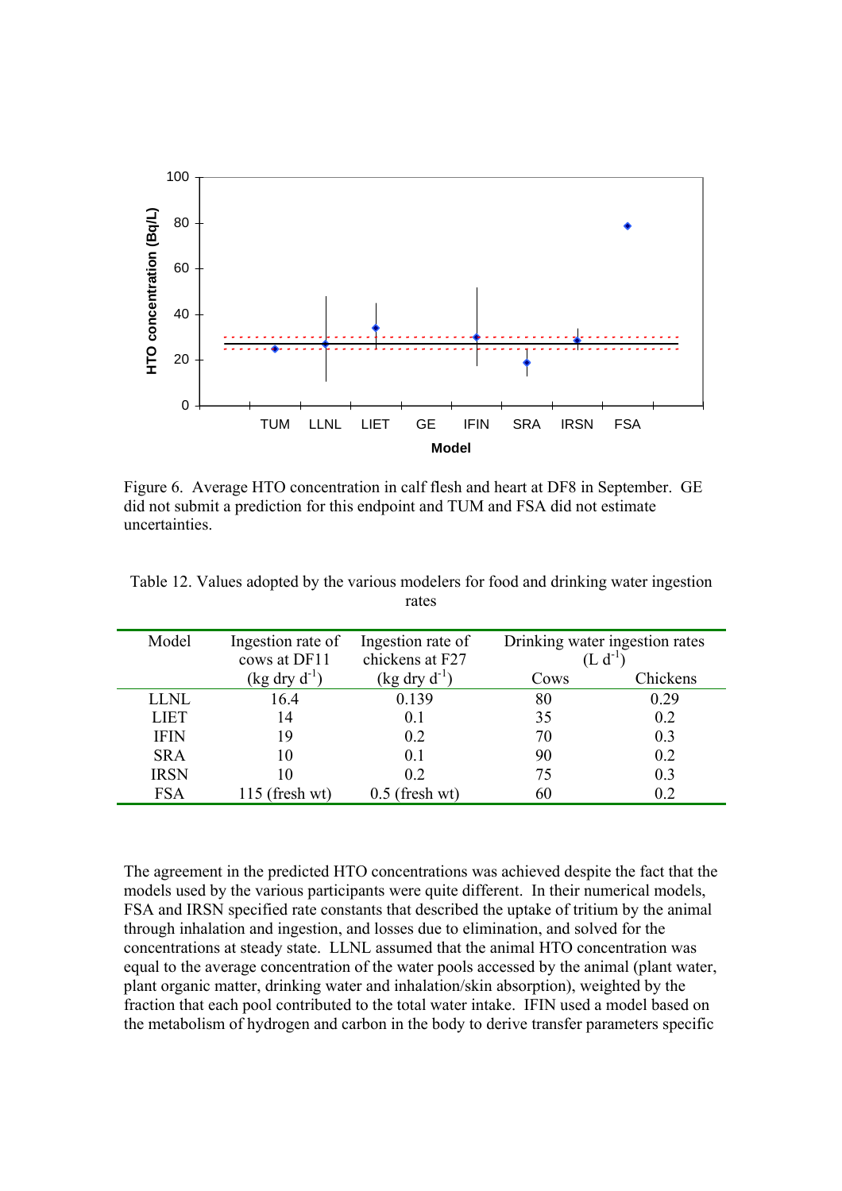Figure 6. Average HTO concentration in calf flesh and heart at DF8 in September. GE did not submit a prediction for this endpoint and TUM and FSA did not estimate uncertainties.

Table 12. Values adopted by the various modelers for food and drinking water ingestion rates

| Model | Ingestion rate of cows at DF11 (kg dry $d^{-1}$) | Ingestion rate of chickens at F27 (kg dry $d^{-1}$) | Drinking water ingestion rates ($L\ d^{-1}$) | |
|---|---|---|---|---|
| | | | Cows | Chickens |
| LLNL | 16.4 | 0.139 | 80 | 0.29 |
| LIET | 14 | 0.1 | 35 | 0.2 |
| IFIN | 19 | 0.2 | 70 | 0.3 |
| SRA | 10 | 0.1 | 90 | 0.2 |
| IRSN | 10 | 0.2 | 75 | 0.3 |
| FSA | 115 (fresh wt) | 0.5 (fresh wt) | 60 | 0.2 |

The agreement in the predicted HTO concentrations was achieved despite the fact that the models used by the various participants were quite different. In their numerical models, FSA and IRSN specified rate constants that described the uptake of tritium by the animal through inhalation and ingestion, and losses due to elimination, and solved for the concentrations at steady state. LLNL assumed that the animal HTO concentration was equal to the average concentration of the water pools accessed by the animal (plant water, plant organic matter, drinking water and inhalation/skin absorption), weighted by the fraction that each pool contributed to the total water intake. IFIN used a model based on the metabolism of hydrogen and carbon in the body to derive transfer parameters specific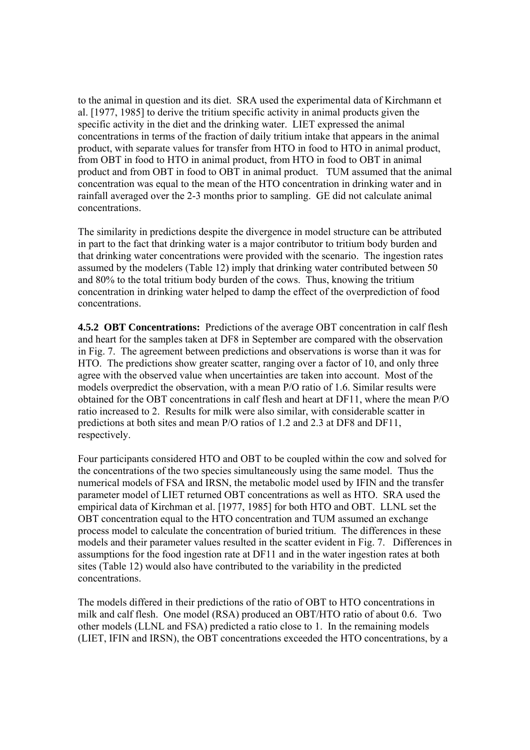to the animal in question and its diet. SRA used the experimental data of Kirchmann et al. [1977, 1985] to derive the tritium specific activity in animal products given the specific activity in the diet and the drinking water. LIET expressed the animal concentrations in terms of the fraction of daily tritium intake that appears in the animal product, with separate values for transfer from HTO in food to HTO in animal product, from OBT in food to HTO in animal product, from HTO in food to OBT in animal product and from OBT in food to OBT in animal product. TUM assumed that the animal concentration was equal to the mean of the HTO concentration in drinking water and in rainfall averaged over the 2-3 months prior to sampling. GE did not calculate animal concentrations.

The similarity in predictions despite the divergence in model structure can be attributed in part to the fact that drinking water is a major contributor to tritium body burden and that drinking water concentrations were provided with the scenario. The ingestion rates assumed by the modelers (Table 12) imply that drinking water contributed between 50 and 80% to the total tritium body burden of the cows. Thus, knowing the tritium concentration in drinking water helped to damp the effect of the overprediction of food concentrations.

**4.5.2 OBT Concentrations:** Predictions of the average OBT concentration in calf flesh and heart for the samples taken at DF8 in September are compared with the observation in Fig. 7. The agreement between predictions and observations is worse than it was for HTO. The predictions show greater scatter, ranging over a factor of 10, and only three agree with the observed value when uncertainties are taken into account. Most of the models overpredict the observation, with a mean P/O ratio of 1.6. Similar results were obtained for the OBT concentrations in calf flesh and heart at DF11, where the mean P/O ratio increased to 2. Results for milk were also similar, with considerable scatter in predictions at both sites and mean P/O ratios of 1.2 and 2.3 at DF8 and DF11, respectively.

Four participants considered HTO and OBT to be coupled within the cow and solved for the concentrations of the two species simultaneously using the same model. Thus the numerical models of FSA and IRSN, the metabolic model used by IFIN and the transfer parameter model of LIET returned OBT concentrations as well as HTO. SRA used the empirical data of Kirchman et al. [1977, 1985] for both HTO and OBT. LLNL set the OBT concentration equal to the HTO concentration and TUM assumed an exchange process model to calculate the concentration of buried tritium. The differences in these models and their parameter values resulted in the scatter evident in Fig. 7. Differences in assumptions for the food ingestion rate at DF11 and in the water ingestion rates at both sites (Table 12) would also have contributed to the variability in the predicted concentrations.

The models differed in their predictions of the ratio of OBT to HTO concentrations in milk and calf flesh. One model (RSA) produced an OBT/HTO ratio of about 0.6. Two other models (LLNL and FSA) predicted a ratio close to 1. In the remaining models (LIET, IFIN and IRSN), the OBT concentrations exceeded the HTO concentrations, by a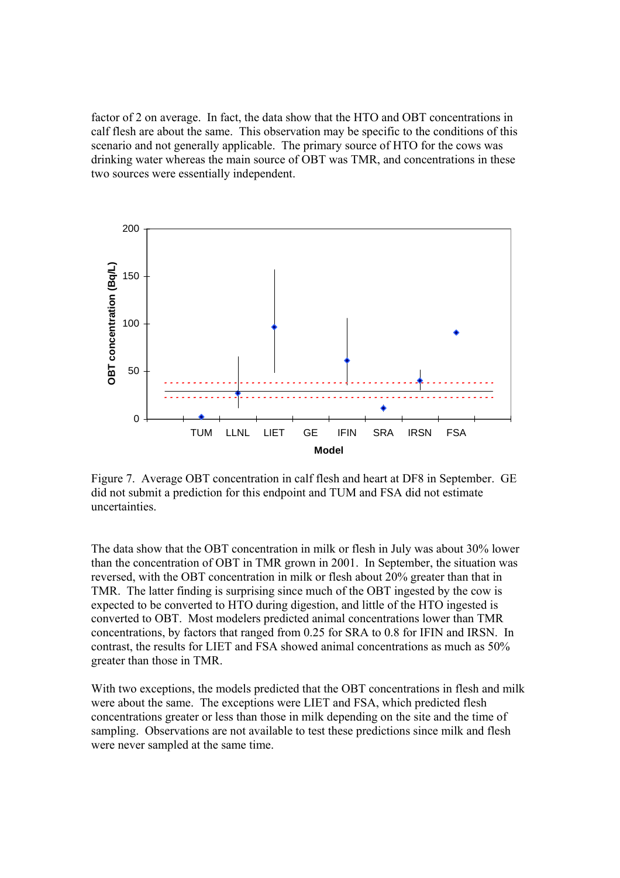factor of 2 on average. In fact, the data show that the HTO and OBT concentrations in calf flesh are about the same. This observation may be specific to the conditions of this scenario and not generally applicable. The primary source of HTO for the cows was drinking water whereas the main source of OBT was TMR, and concentrations in these two sources were essentially independent.

Figure 7. Average OBT concentration in calf flesh and heart at DF8 in September. GE did not submit a prediction for this endpoint and TUM and FSA did not estimate uncertainties.

The data show that the OBT concentration in milk or flesh in July was about 30% lower than the concentration of OBT in TMR grown in 2001. In September, the situation was reversed, with the OBT concentration in milk or flesh about 20% greater than that in TMR. The latter finding is surprising since much of the OBT ingested by the cow is expected to be converted to HTO during digestion, and little of the HTO ingested is converted to OBT. Most modelers predicted animal concentrations lower than TMR concentrations, by factors that ranged from 0.25 for SRA to 0.8 for IFIN and IRSN. In contrast, the results for LIET and FSA showed animal concentrations as much as 50% greater than those in TMR.

With two exceptions, the models predicted that the OBT concentrations in flesh and milk were about the same. The exceptions were LIET and FSA, which predicted flesh concentrations greater or less than those in milk depending on the site and the time of sampling. Observations are not available to test these predictions since milk and flesh were never sampled at the same time.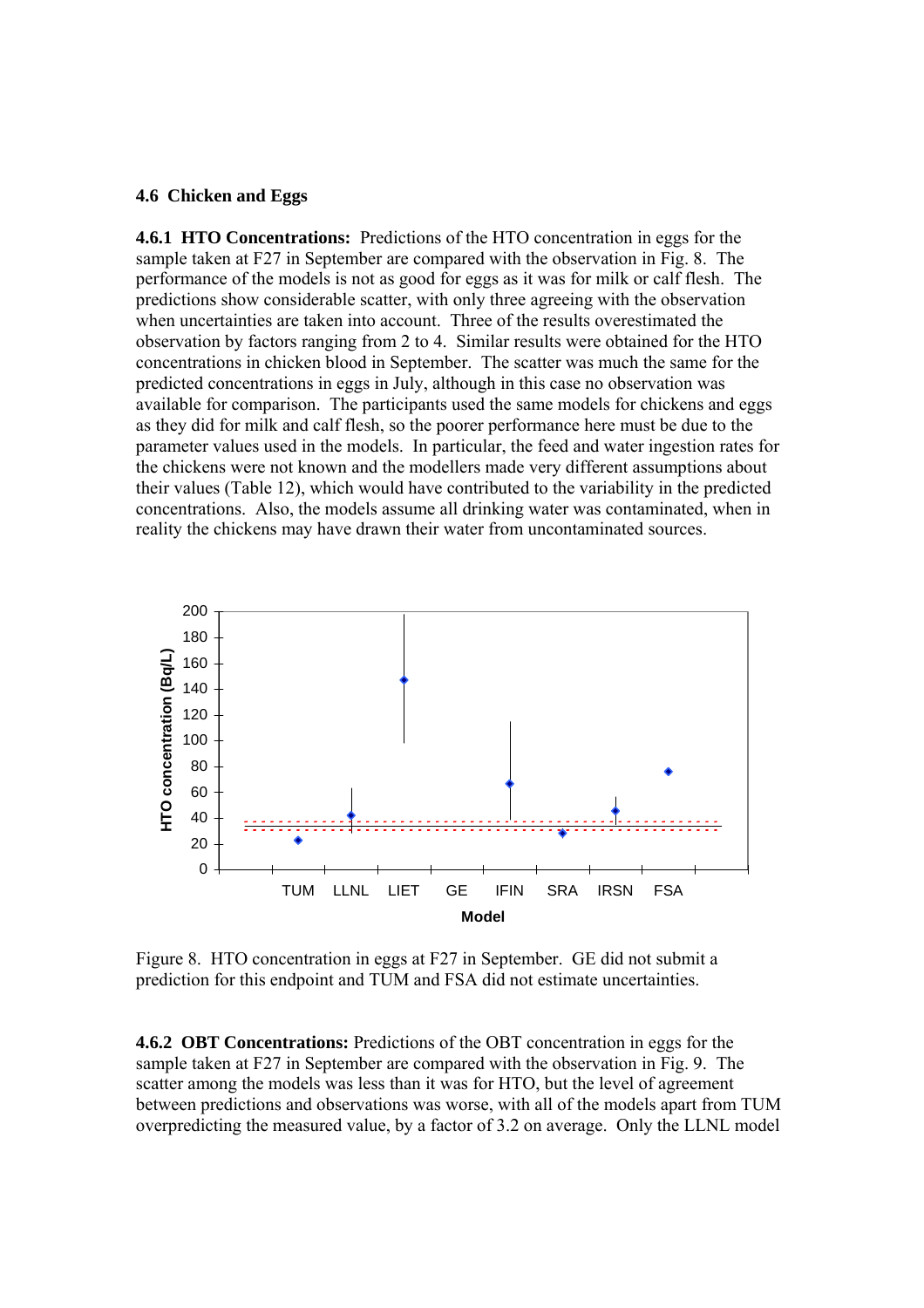## 4.6 Chicken and Eggs

**4.6.1 HTO Concentrations:** Predictions of the HTO concentration in eggs for the sample taken at F27 in September are compared with the observation in Fig. 8. The performance of the models is not as good for eggs as it was for milk or calf flesh. The predictions show considerable scatter, with only three agreeing with the observation when uncertainties are taken into account. Three of the results overestimated the observation by factors ranging from 2 to 4. Similar results were obtained for the HTO concentrations in chicken blood in September. The scatter was much the same for the predicted concentrations in eggs in July, although in this case no observation was available for comparison. The participants used the same models for chickens and eggs as they did for milk and calf flesh, so the poorer performance here must be due to the parameter values used in the models. In particular, the feed and water ingestion rates for the chickens were not known and the modellers made very different assumptions about their values (Table 12), which would have contributed to the variability in the predicted concentrations. Also, the models assume all drinking water was contaminated, when in reality the chickens may have drawn their water from uncontaminated sources.

Figure 8. HTO concentration in eggs at F27 in September. GE did not submit a prediction for this endpoint and TUM and FSA did not estimate uncertainties.

**4.6.2 OBT Concentrations:** Predictions of the OBT concentration in eggs for the sample taken at F27 in September are compared with the observation in Fig. 9. The scatter among the models was less than it was for HTO, but the level of agreement between predictions and observations was worse, with all of the models apart from TUM overpredicting the measured value, by a factor of 3.2 on average. Only the LLNL model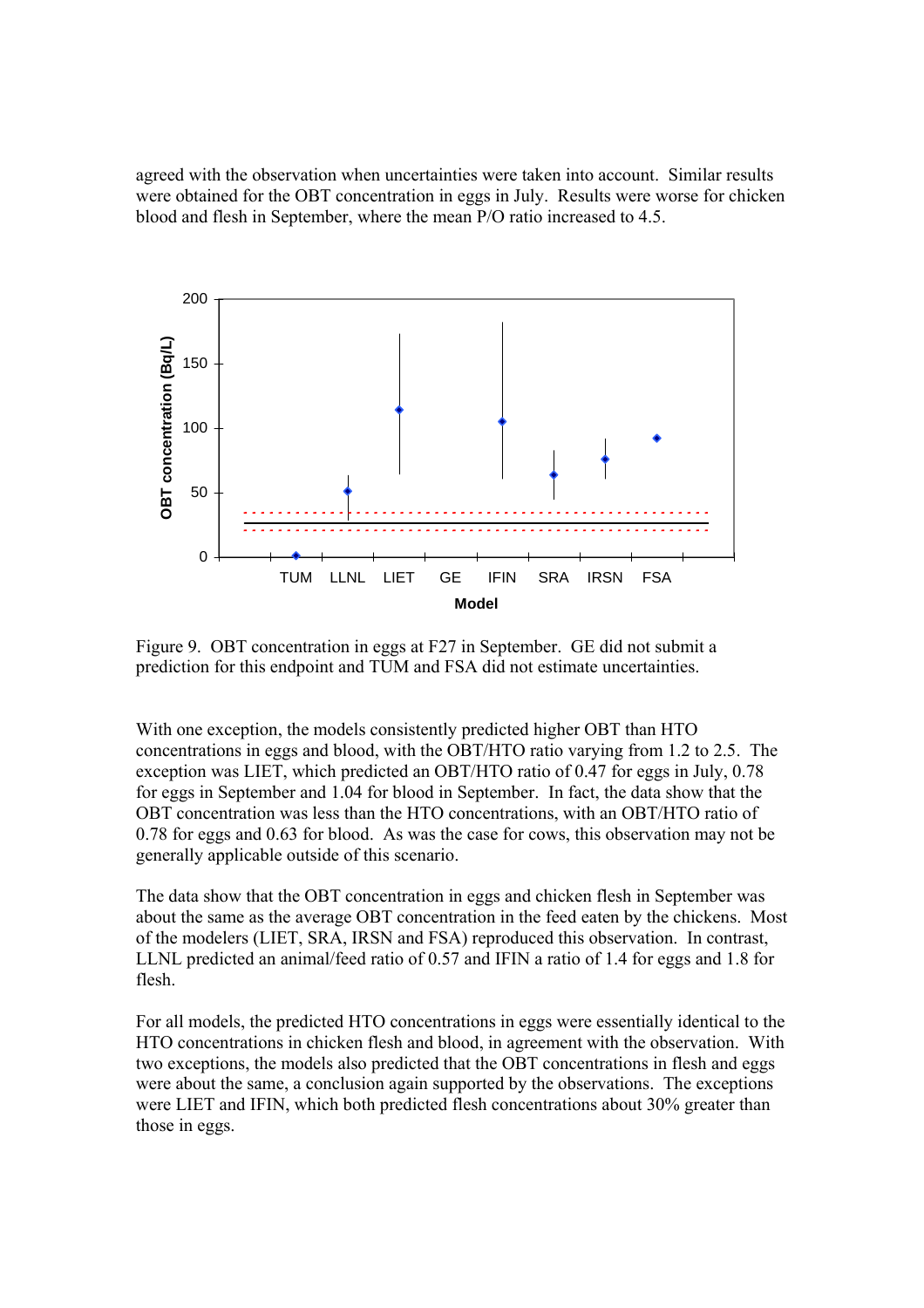agreed with the observation when uncertainties were taken into account. Similar results were obtained for the OBT concentration in eggs in July. Results were worse for chicken blood and flesh in September, where the mean P/O ratio increased to 4.5.

Figure 9. OBT concentration in eggs at F27 in September. GE did not submit a prediction for this endpoint and TUM and FSA did not estimate uncertainties.

With one exception, the models consistently predicted higher OBT than HTO concentrations in eggs and blood, with the OBT/HTO ratio varying from 1.2 to 2.5. The exception was LIET, which predicted an OBT/HTO ratio of 0.47 for eggs in July, 0.78 for eggs in September and 1.04 for blood in September. In fact, the data show that the OBT concentration was less than the HTO concentrations, with an OBT/HTO ratio of 0.78 for eggs and 0.63 for blood. As was the case for cows, this observation may not be generally applicable outside of this scenario.

The data show that the OBT concentration in eggs and chicken flesh in September was about the same as the average OBT concentration in the feed eaten by the chickens. Most of the modelers (LIET, SRA, IRSN and FSA) reproduced this observation. In contrast, LLNL predicted an animal/feed ratio of 0.57 and IFIN a ratio of 1.4 for eggs and 1.8 for flesh.

For all models, the predicted HTO concentrations in eggs were essentially identical to the HTO concentrations in chicken flesh and blood, in agreement with the observation. With two exceptions, the models also predicted that the OBT concentrations in flesh and eggs were about the same, a conclusion again supported by the observations. The exceptions were LIET and IFIN, which both predicted flesh concentrations about 30% greater than those in eggs.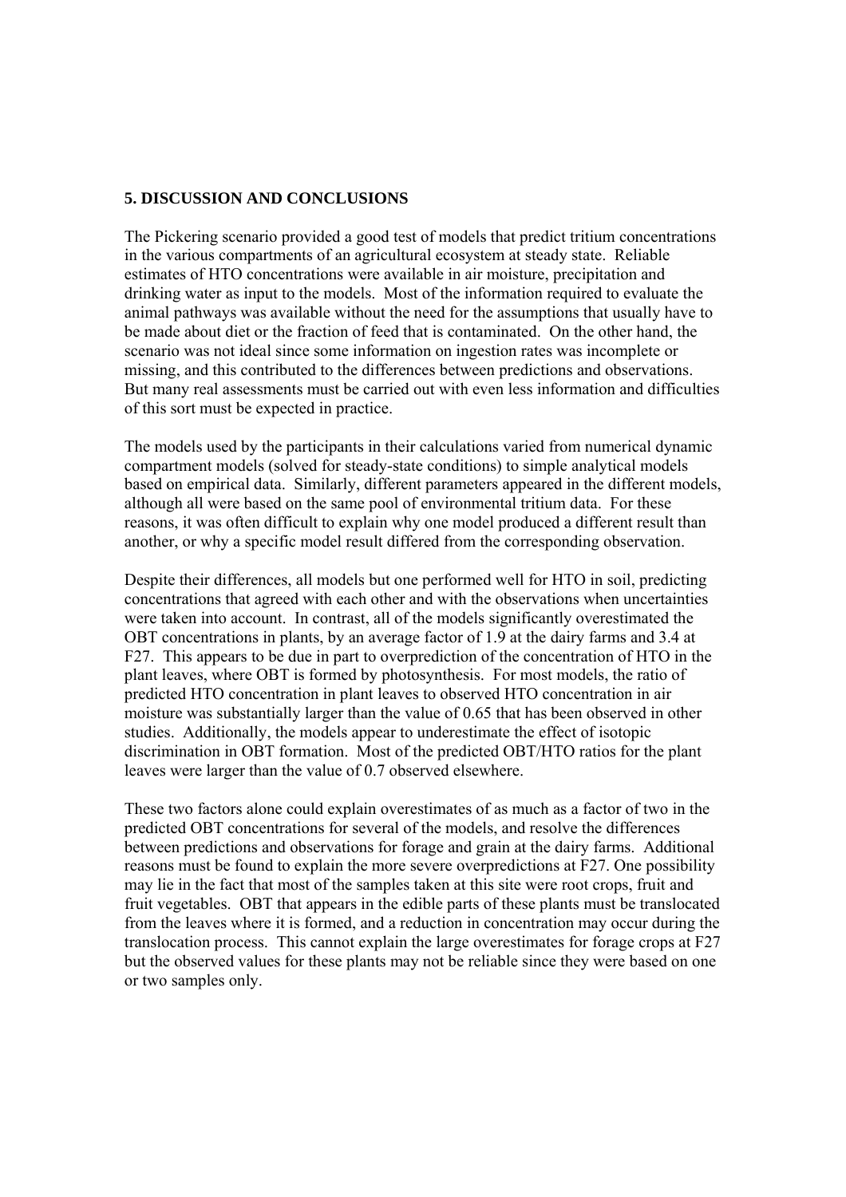## 5. DISCUSSION AND CONCLUSIONS

The Pickering scenario provided a good test of models that predict tritium concentrations in the various compartments of an agricultural ecosystem at steady state. Reliable estimates of HTO concentrations were available in air moisture, precipitation and drinking water as input to the models. Most of the information required to evaluate the animal pathways was available without the need for the assumptions that usually have to be made about diet or the fraction of feed that is contaminated. On the other hand, the scenario was not ideal since some information on ingestion rates was incomplete or missing, and this contributed to the differences between predictions and observations. But many real assessments must be carried out with even less information and difficulties of this sort must be expected in practice.

The models used by the participants in their calculations varied from numerical dynamic compartment models (solved for steady-state conditions) to simple analytical models based on empirical data. Similarly, different parameters appeared in the different models, although all were based on the same pool of environmental tritium data. For these reasons, it was often difficult to explain why one model produced a different result than another, or why a specific model result differed from the corresponding observation.

Despite their differences, all models but one performed well for HTO in soil, predicting concentrations that agreed with each other and with the observations when uncertainties were taken into account. In contrast, all of the models significantly overestimated the OBT concentrations in plants, by an average factor of 1.9 at the dairy farms and 3.4 at F27. This appears to be due in part to overprediction of the concentration of HTO in the plant leaves, where OBT is formed by photosynthesis. For most models, the ratio of predicted HTO concentration in plant leaves to observed HTO concentration in air moisture was substantially larger than the value of 0.65 that has been observed in other studies. Additionally, the models appear to underestimate the effect of isotopic discrimination in OBT formation. Most of the predicted OBT/HTO ratios for the plant leaves were larger than the value of 0.7 observed elsewhere.

These two factors alone could explain overestimates of as much as a factor of two in the predicted OBT concentrations for several of the models, and resolve the differences between predictions and observations for forage and grain at the dairy farms. Additional reasons must be found to explain the more severe overpredictions at F27. One possibility may lie in the fact that most of the samples taken at this site were root crops, fruit and fruit vegetables. OBT that appears in the edible parts of these plants must be translocated from the leaves where it is formed, and a reduction in concentration may occur during the translocation process. This cannot explain the large overestimates for forage crops at F27 but the observed values for these plants may not be reliable since they were based on one or two samples only.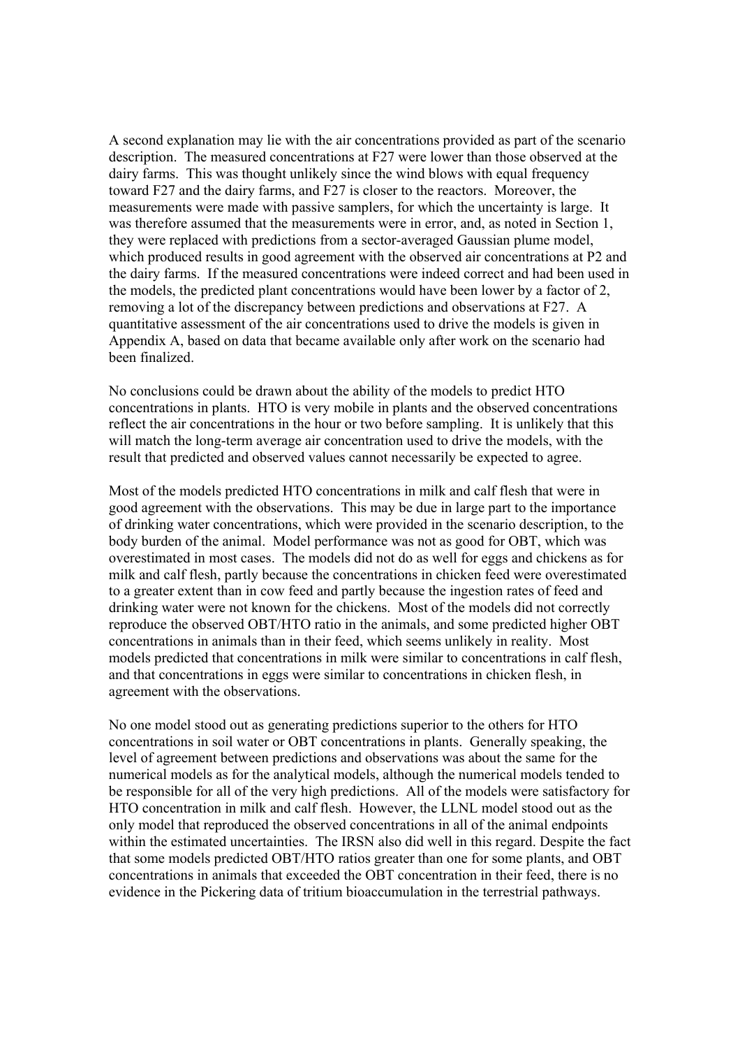A second explanation may lie with the air concentrations provided as part of the scenario description. The measured concentrations at F27 were lower than those observed at the dairy farms. This was thought unlikely since the wind blows with equal frequency toward F27 and the dairy farms, and F27 is closer to the reactors. Moreover, the measurements were made with passive samplers, for which the uncertainty is large. It was therefore assumed that the measurements were in error, and, as noted in Section 1, they were replaced with predictions from a sector-averaged Gaussian plume model, which produced results in good agreement with the observed air concentrations at P2 and the dairy farms. If the measured concentrations were indeed correct and had been used in the models, the predicted plant concentrations would have been lower by a factor of 2, removing a lot of the discrepancy between predictions and observations at F27. A quantitative assessment of the air concentrations used to drive the models is given in Appendix A, based on data that became available only after work on the scenario had been finalized.

No conclusions could be drawn about the ability of the models to predict HTO concentrations in plants. HTO is very mobile in plants and the observed concentrations reflect the air concentrations in the hour or two before sampling. It is unlikely that this will match the long-term average air concentration used to drive the models, with the result that predicted and observed values cannot necessarily be expected to agree.

Most of the models predicted HTO concentrations in milk and calf flesh that were in good agreement with the observations. This may be due in large part to the importance of drinking water concentrations, which were provided in the scenario description, to the body burden of the animal. Model performance was not as good for OBT, which was overestimated in most cases. The models did not do as well for eggs and chickens as for milk and calf flesh, partly because the concentrations in chicken feed were overestimated to a greater extent than in cow feed and partly because the ingestion rates of feed and drinking water were not known for the chickens. Most of the models did not correctly reproduce the observed OBT/HTO ratio in the animals, and some predicted higher OBT concentrations in animals than in their feed, which seems unlikely in reality. Most models predicted that concentrations in milk were similar to concentrations in calf flesh, and that concentrations in eggs were similar to concentrations in chicken flesh, in agreement with the observations.

No one model stood out as generating predictions superior to the others for HTO concentrations in soil water or OBT concentrations in plants. Generally speaking, the level of agreement between predictions and observations was about the same for the numerical models as for the analytical models, although the numerical models tended to be responsible for all of the very high predictions. All of the models were satisfactory for HTO concentration in milk and calf flesh. However, the LLNL model stood out as the only model that reproduced the observed concentrations in all of the animal endpoints within the estimated uncertainties. The IRSN also did well in this regard. Despite the fact that some models predicted OBT/HTO ratios greater than one for some plants, and OBT concentrations in animals that exceeded the OBT concentration in their feed, there is no evidence in the Pickering data of tritium bioaccumulation in the terrestrial pathways.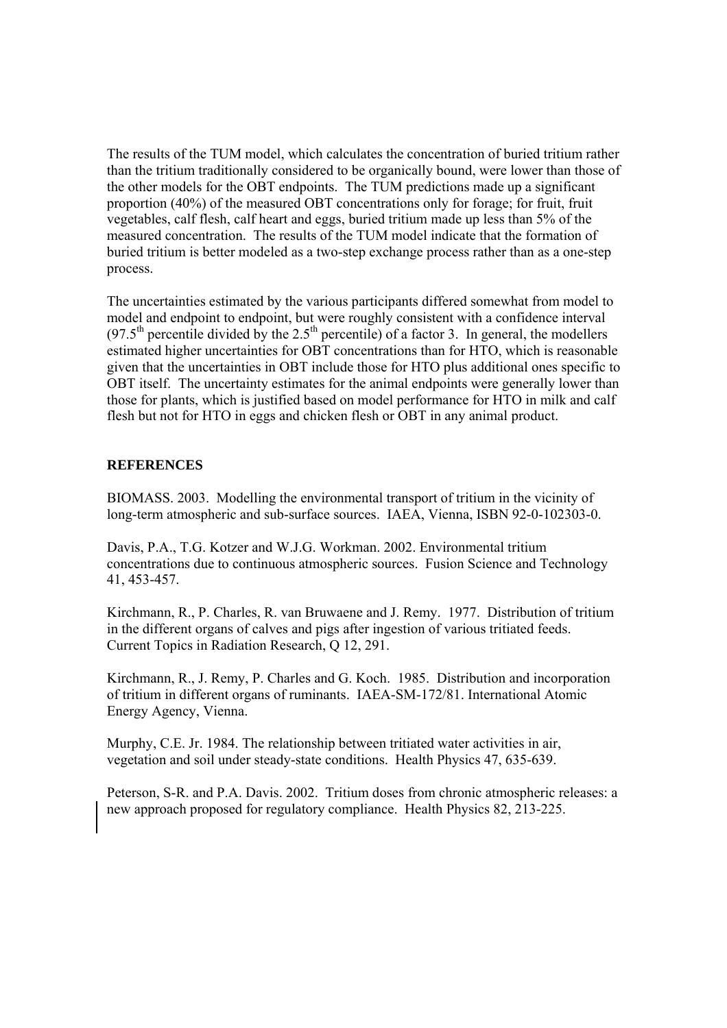The results of the TUM model, which calculates the concentration of buried tritium rather than the tritium traditionally considered to be organically bound, were lower than those of the other models for the OBT endpoints. The TUM predictions made up a significant proportion (40%) of the measured OBT concentrations only for forage; for fruit, fruit vegetables, calf flesh, calf heart and eggs, buried tritium made up less than 5% of the measured concentration. The results of the TUM model indicate that the formation of buried tritium is better modeled as a two-step exchange process rather than as a one-step process.

The uncertainties estimated by the various participants differed somewhat from model to model and endpoint to endpoint, but were roughly consistent with a confidence interval ($97.5^{th}$ percentile divided by the $2.5^{th}$ percentile) of a factor 3. In general, the modellers estimated higher uncertainties for OBT concentrations than for HTO, which is reasonable given that the uncertainties in OBT include those for HTO plus additional ones specific to OBT itself. The uncertainty estimates for the animal endpoints were generally lower than those for plants, which is justified based on model performance for HTO in milk and calf flesh but not for HTO in eggs and chicken flesh or OBT in any animal product.

## REFERENCES

BIOMASS. 2003. Modelling the environmental transport of tritium in the vicinity of long-term atmospheric and sub-surface sources. IAEA, Vienna, ISBN 92-0-102303-0.

Davis, P.A., T.G. Kotzer and W.J.G. Workman. 2002. Environmental tritium concentrations due to continuous atmospheric sources. Fusion Science and Technology 41, 453-457.

Kirchmann, R., P. Charles, R. van Bruwaene and J. Remy. 1977. Distribution of tritium in the different organs of calves and pigs after ingestion of various tritiated feeds. Current Topics in Radiation Research, Q 12, 291.

Kirchmann, R., J. Remy, P. Charles and G. Koch. 1985. Distribution and incorporation of tritium in different organs of ruminants. IAEA-SM-172/81. International Atomic Energy Agency, Vienna.

Murphy, C.E. Jr. 1984. The relationship between tritiated water activities in air, vegetation and soil under steady-state conditions. Health Physics 47, 635-639.

Peterson, S-R. and P.A. Davis. 2002. Tritium doses from chronic atmospheric releases: a new approach proposed for regulatory compliance. Health Physics 82, 213-225.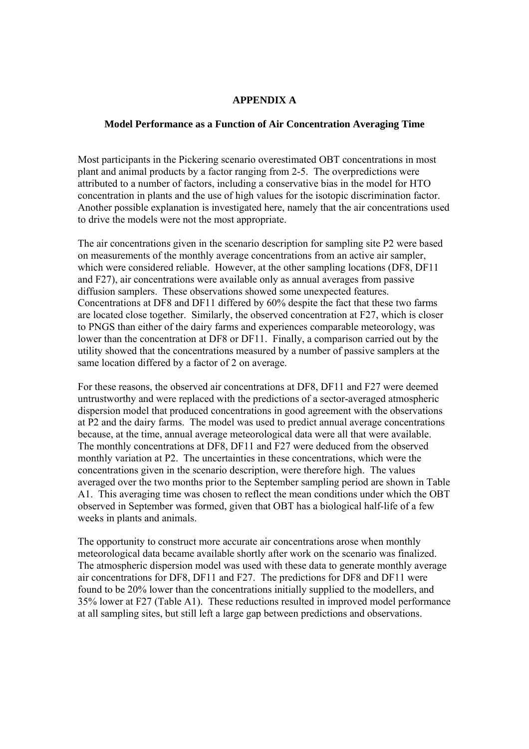# APPENDIX A

## Model Performance as a Function of Air Concentration Averaging Time

Most participants in the Pickering scenario overestimated OBT concentrations in most plant and animal products by a factor ranging from 2-5. The overpredictions were attributed to a number of factors, including a conservative bias in the model for HTO concentration in plants and the use of high values for the isotopic discrimination factor. Another possible explanation is investigated here, namely that the air concentrations used to drive the models were not the most appropriate.

The air concentrations given in the scenario description for sampling site P2 were based on measurements of the monthly average concentrations from an active air sampler, which were considered reliable. However, at the other sampling locations (DF8, DF11 and F27), air concentrations were available only as annual averages from passive diffusion samplers. These observations showed some unexpected features. Concentrations at DF8 and DF11 differed by 60% despite the fact that these two farms are located close together. Similarly, the observed concentration at F27, which is closer to PNGS than either of the dairy farms and experiences comparable meteorology, was lower than the concentration at DF8 or DF11. Finally, a comparison carried out by the utility showed that the concentrations measured by a number of passive samplers at the same location differed by a factor of 2 on average.

For these reasons, the observed air concentrations at DF8, DF11 and F27 were deemed untrustworthy and were replaced with the predictions of a sector-averaged atmospheric dispersion model that produced concentrations in good agreement with the observations at P2 and the dairy farms. The model was used to predict annual average concentrations because, at the time, annual average meteorological data were all that were available. The monthly concentrations at DF8, DF11 and F27 were deduced from the observed monthly variation at P2. The uncertainties in these concentrations, which were the concentrations given in the scenario description, were therefore high. The values averaged over the two months prior to the September sampling period are shown in Table A1. This averaging time was chosen to reflect the mean conditions under which the OBT observed in September was formed, given that OBT has a biological half-life of a few weeks in plants and animals.

The opportunity to construct more accurate air concentrations arose when monthly meteorological data became available shortly after work on the scenario was finalized. The atmospheric dispersion model was used with these data to generate monthly average air concentrations for DF8, DF11 and F27. The predictions for DF8 and DF11 were found to be 20% lower than the concentrations initially supplied to the modellers, and 35% lower at F27 (Table A1). These reductions resulted in improved model performance at all sampling sites, but still left a large gap between predictions and observations.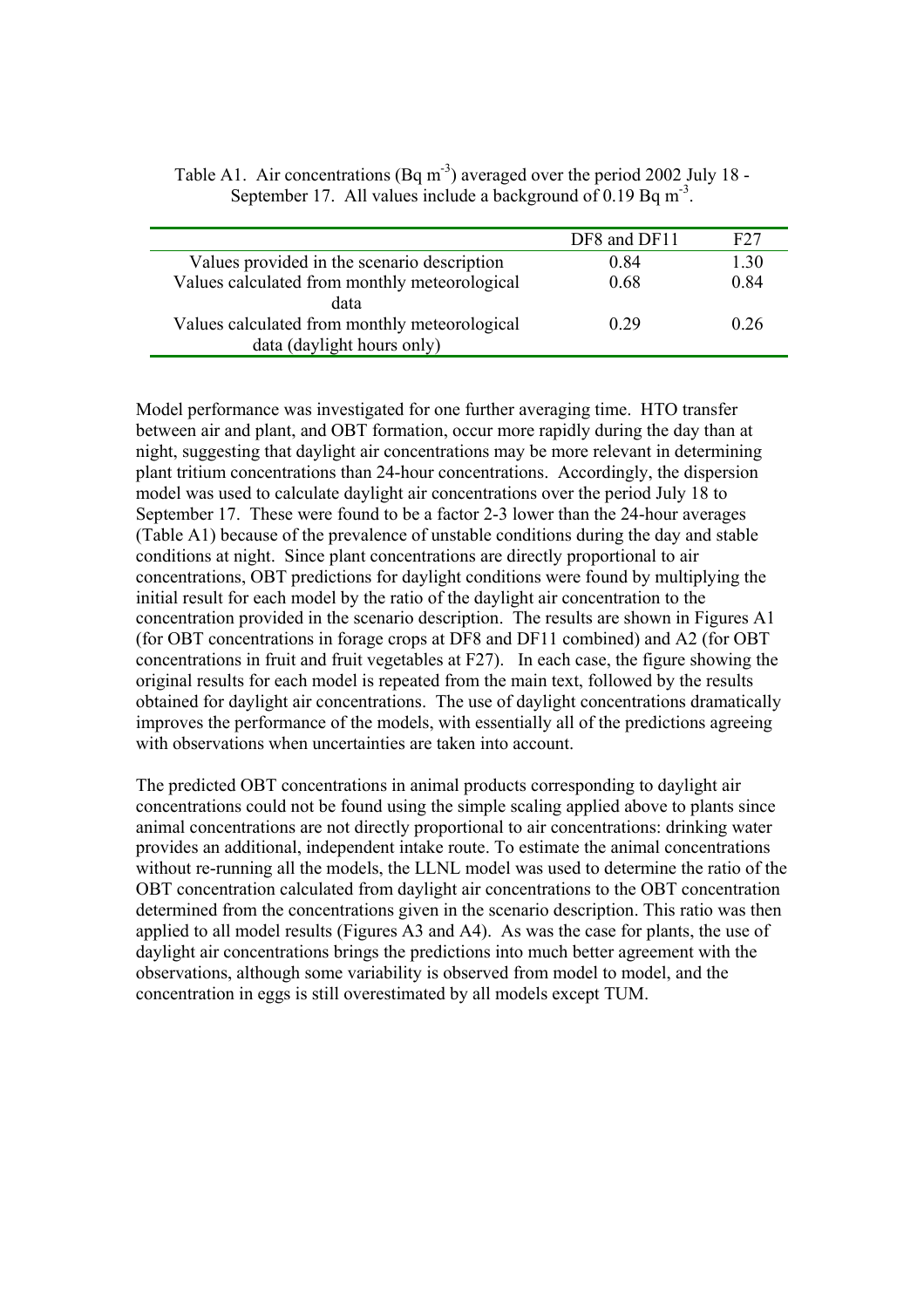Table A1. Air concentrations (Bq $m^{-3}$) averaged over the period 2002 July 18 - September 17. All values include a background of 0.19 Bq $m^{-3}$.

| | DF8 and DF11 | F27 |
|---|---|---|
| Values provided in the scenario description | 0.84 | 1.30 |
| Values calculated from monthly meteorological data | 0.68 | 0.84 |
| Values calculated from monthly meteorological data (daylight hours only) | 0.29 | 0.26 |

Model performance was investigated for one further averaging time. HTO transfer between air and plant, and OBT formation, occur more rapidly during the day than at night, suggesting that daylight air concentrations may be more relevant in determining plant tritium concentrations than 24-hour concentrations. Accordingly, the dispersion model was used to calculate daylight air concentrations over the period July 18 to September 17. These were found to be a factor 2-3 lower than the 24-hour averages (Table A1) because of the prevalence of unstable conditions during the day and stable conditions at night. Since plant concentrations are directly proportional to air concentrations, OBT predictions for daylight conditions were found by multiplying the initial result for each model by the ratio of the daylight air concentration to the concentration provided in the scenario description. The results are shown in Figures A1 (for OBT concentrations in forage crops at DF8 and DF11 combined) and A2 (for OBT concentrations in fruit and fruit vegetables at F27). In each case, the figure showing the original results for each model is repeated from the main text, followed by the results obtained for daylight air concentrations. The use of daylight concentrations dramatically improves the performance of the models, with essentially all of the predictions agreeing with observations when uncertainties are taken into account.

The predicted OBT concentrations in animal products corresponding to daylight air concentrations could not be found using the simple scaling applied above to plants since animal concentrations are not directly proportional to air concentrations: drinking water provides an additional, independent intake route. To estimate the animal concentrations without re-running all the models, the LLNL model was used to determine the ratio of the OBT concentration calculated from daylight air concentrations to the OBT concentration determined from the concentrations given in the scenario description. This ratio was then applied to all model results (Figures A3 and A4). As was the case for plants, the use of daylight air concentrations brings the predictions into much better agreement with the observations, although some variability is observed from model to model, and the concentration in eggs is still overestimated by all models except TUM.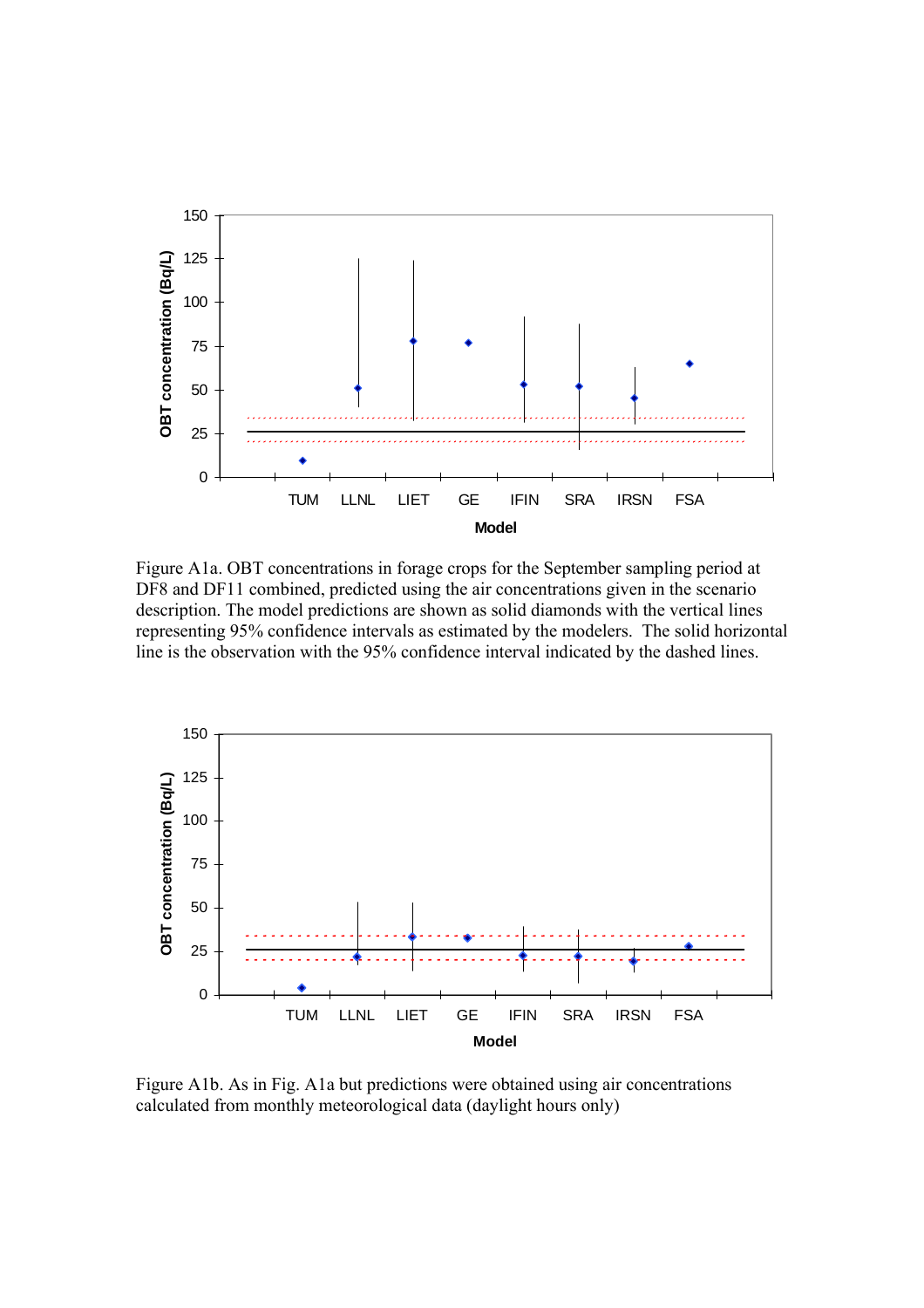Figure A1a. OBT concentrations in forage crops for the September sampling period at DF8 and DF11 combined, predicted using the air concentrations given in the scenario description. The model predictions are shown as solid diamonds with the vertical lines representing 95% confidence intervals as estimated by the modelers. The solid horizontal line is the observation with the 95% confidence interval indicated by the dashed lines.

Figure A1b. As in Fig. A1a but predictions were obtained using air concentrations calculated from monthly meteorological data (daylight hours only)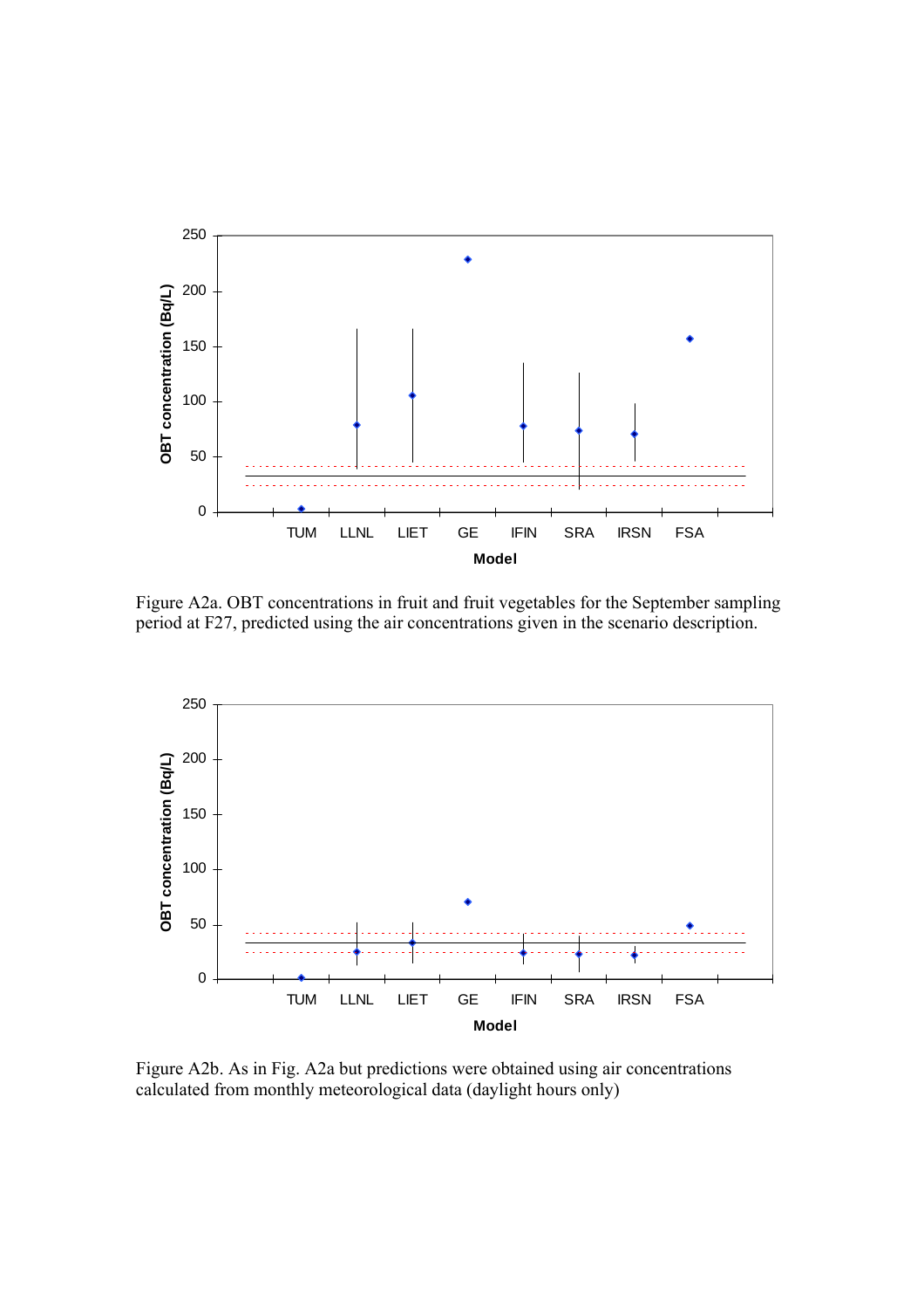Figure A2a. OBT concentrations in fruit and fruit vegetables for the September sampling period at F27, predicted using the air concentrations given in the scenario description.

Figure A2b. As in Fig. A2a but predictions were obtained using air concentrations calculated from monthly meteorological data (daylight hours only)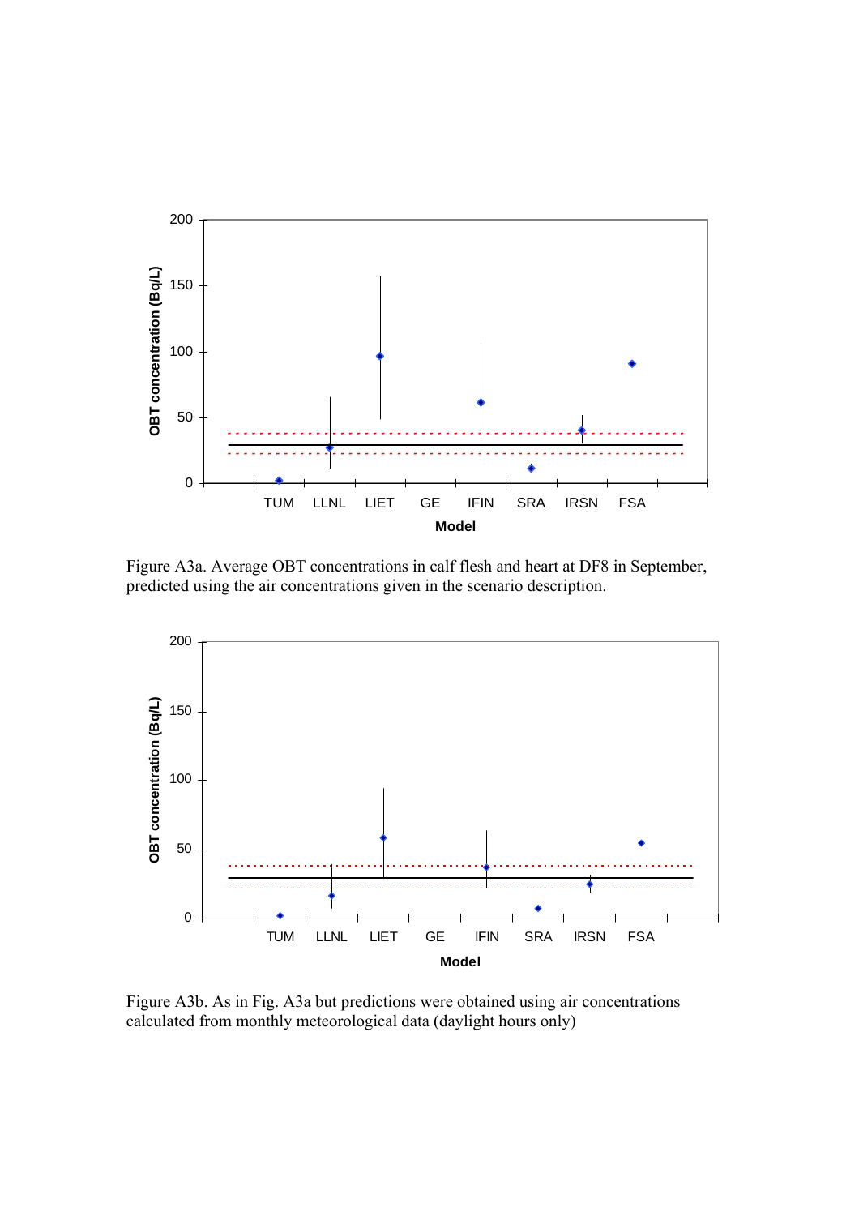Figure A3a. Average OBT concentrations in calf flesh and heart at DF8 in September, predicted using the air concentrations given in the scenario description.

Figure A3b. As in Fig. A3a but predictions were obtained using air concentrations calculated from monthly meteorological data (daylight hours only)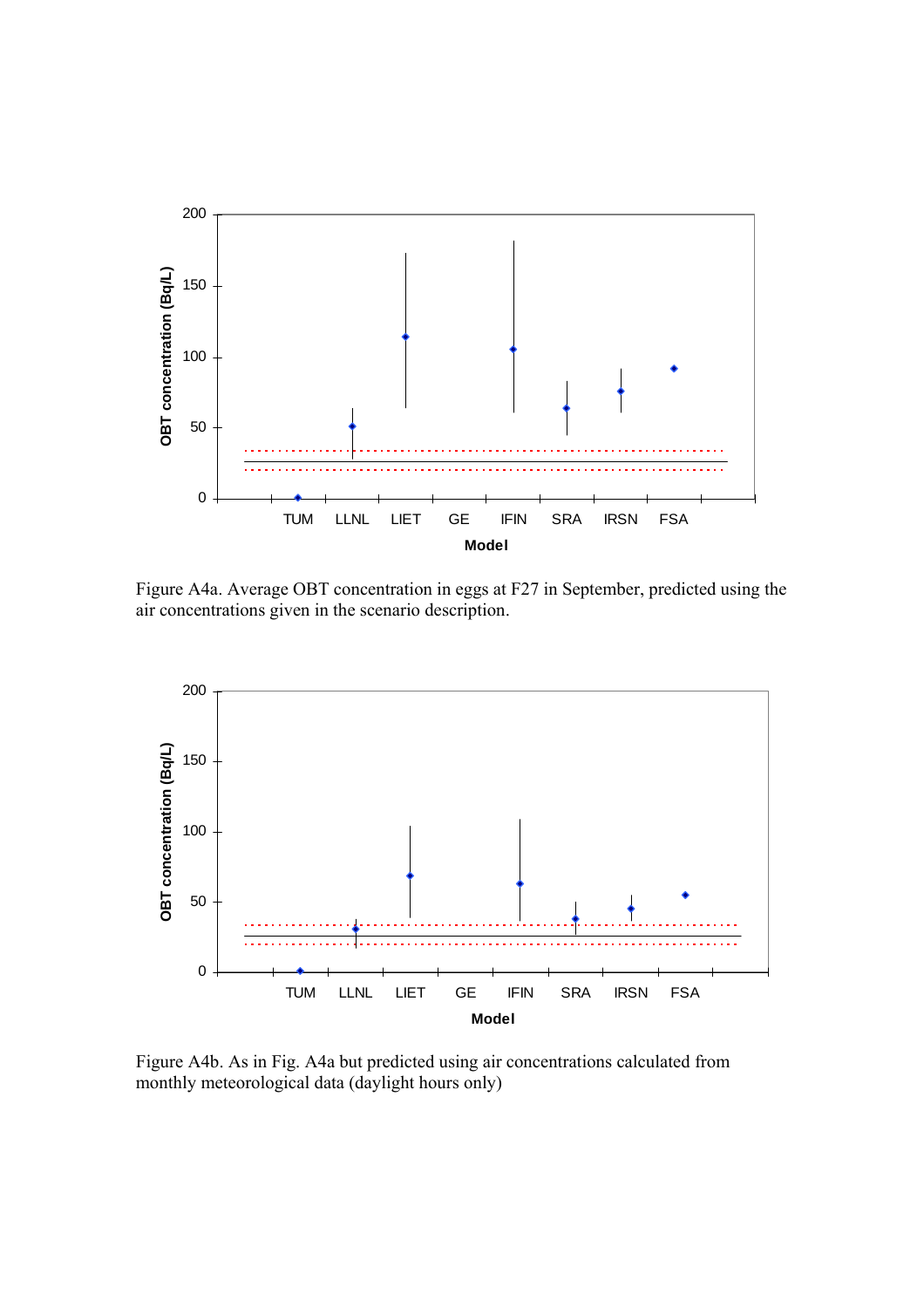Figure A4a. Average OBT concentration in eggs at F27 in September, predicted using the air concentrations given in the scenario description.

Figure A4b. As in Fig. A4a but predicted using air concentrations calculated from monthly meteorological data (daylight hours only)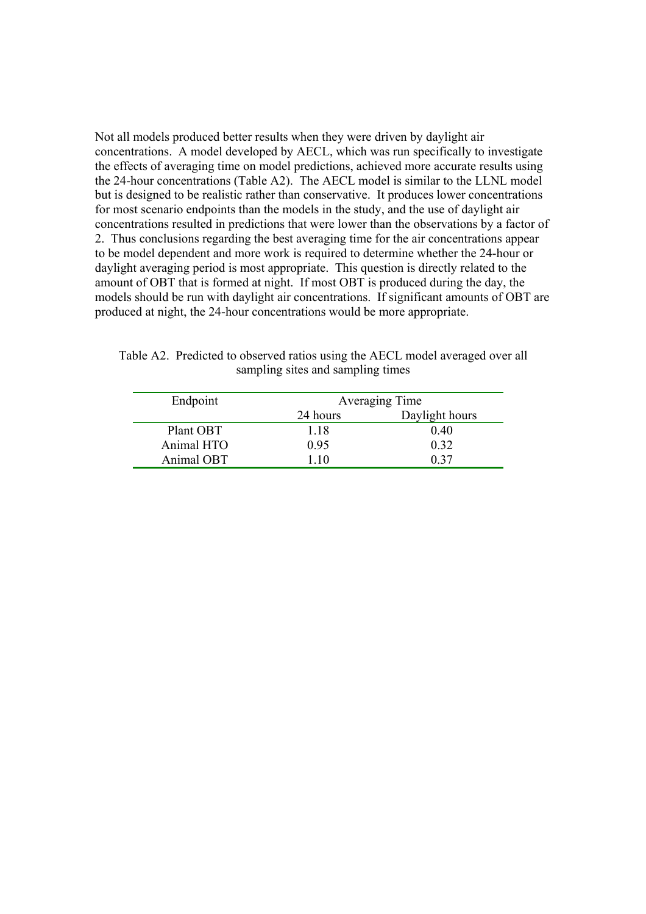Not all models produced better results when they were driven by daylight air concentrations. A model developed by AECL, which was run specifically to investigate the effects of averaging time on model predictions, achieved more accurate results using the 24-hour concentrations (Table A2). The AECL model is similar to the LLNL model but is designed to be realistic rather than conservative. It produces lower concentrations for most scenario endpoints than the models in the study, and the use of daylight air concentrations resulted in predictions that were lower than the observations by a factor of 2. Thus conclusions regarding the best averaging time for the air concentrations appear to be model dependent and more work is required to determine whether the 24-hour or daylight averaging period is most appropriate. This question is directly related to the amount of OBT that is formed at night. If most OBT is produced during the day, the models should be run with daylight air concentrations. If significant amounts of OBT are produced at night, the 24-hour concentrations would be more appropriate.

Table A2. Predicted to observed ratios using the AECL model averaged over all sampling sites and sampling times

| Endpoint | Averaging Time | |
|---|---|---|
| | 24 hours | Daylight hours |
| Plant OBT | 1.18 | 0.40 |
| Animal HTO | 0.95 | 0.32 |
| Animal OBT | 1.10 | 0.37 |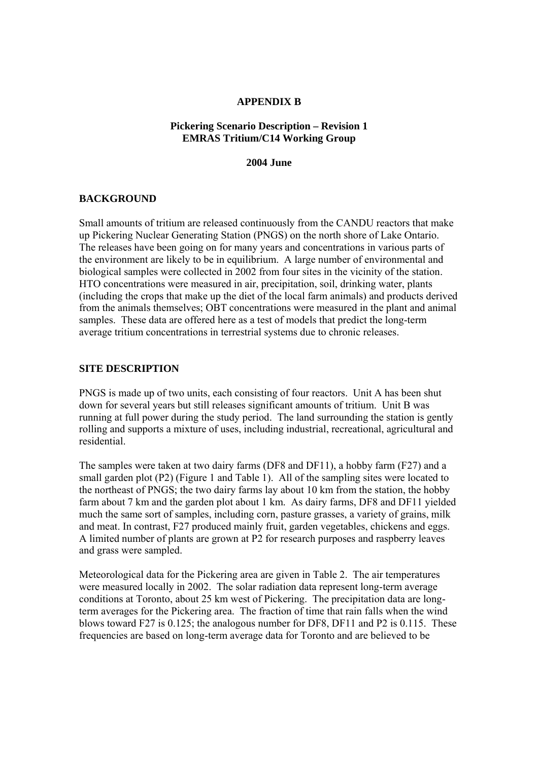**APPENDIX B**

**Pickering Scenario Description – Revision 1**
**EMRAS Tritium/C14 Working Group**

**2004 June**

## BACKGROUND

Small amounts of tritium are released continuously from the CANDU reactors that make up Pickering Nuclear Generating Station (PNGS) on the north shore of Lake Ontario. The releases have been going on for many years and concentrations in various parts of the environment are likely to be in equilibrium. A large number of environmental and biological samples were collected in 2002 from four sites in the vicinity of the station. HTO concentrations were measured in air, precipitation, soil, drinking water, plants (including the crops that make up the diet of the local farm animals) and products derived from the animals themselves; OBT concentrations were measured in the plant and animal samples. These data are offered here as a test of models that predict the long-term average tritium concentrations in terrestrial systems due to chronic releases.

## SITE DESCRIPTION

PNGS is made up of two units, each consisting of four reactors. Unit A has been shut down for several years but still releases significant amounts of tritium. Unit B was running at full power during the study period. The land surrounding the station is gently rolling and supports a mixture of uses, including industrial, recreational, agricultural and residential.

The samples were taken at two dairy farms (DF8 and DF11), a hobby farm (F27) and a small garden plot (P2) (Figure 1 and Table 1). All of the sampling sites were located to the northeast of PNGS; the two dairy farms lay about 10 km from the station, the hobby farm about 7 km and the garden plot about 1 km. As dairy farms, DF8 and DF11 yielded much the same sort of samples, including corn, pasture grasses, a variety of grains, milk and meat. In contrast, F27 produced mainly fruit, garden vegetables, chickens and eggs. A limited number of plants are grown at P2 for research purposes and raspberry leaves and grass were sampled.

Meteorological data for the Pickering area are given in Table 2. The air temperatures were measured locally in 2002. The solar radiation data represent long-term average conditions at Toronto, about 25 km west of Pickering. The precipitation data are long-term averages for the Pickering area. The fraction of time that rain falls when the wind blows toward F27 is 0.125; the analogous number for DF8, DF11 and P2 is 0.115. These frequencies are based on long-term average data for Toronto and are believed to be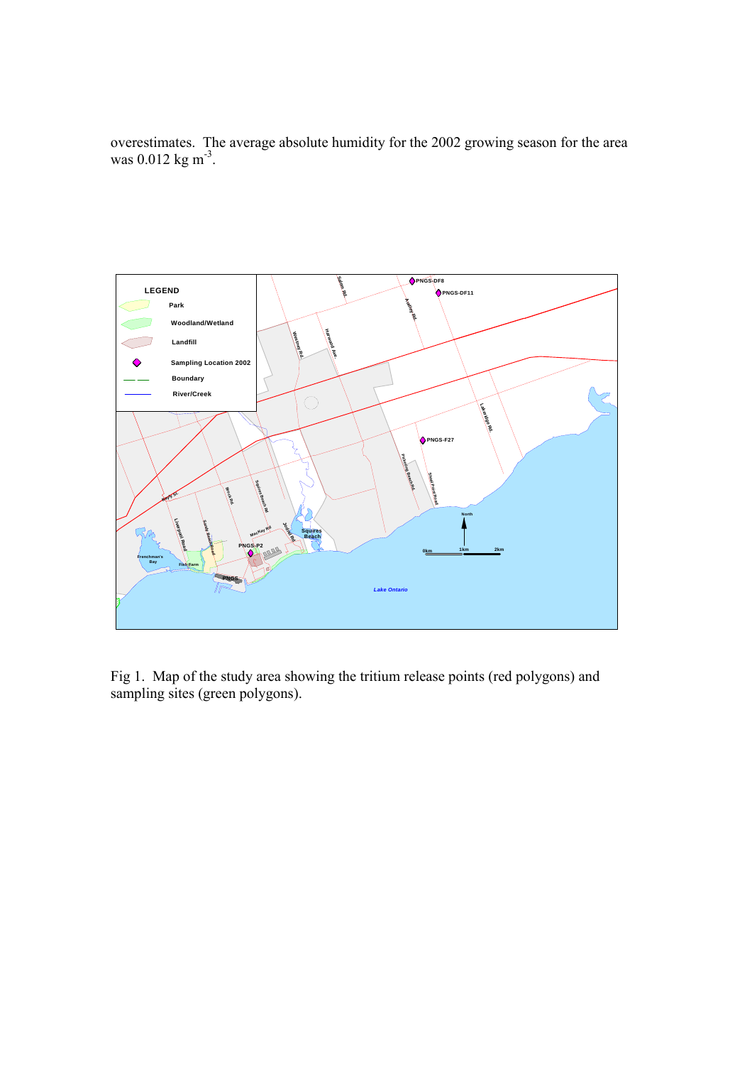overestimates. The average absolute humidity for the 2002 growing season for the area was 0.012 kg $m^{-3}$.

Fig 1. Map of the study area showing the tritium release points (red polygons) and sampling sites (green polygons).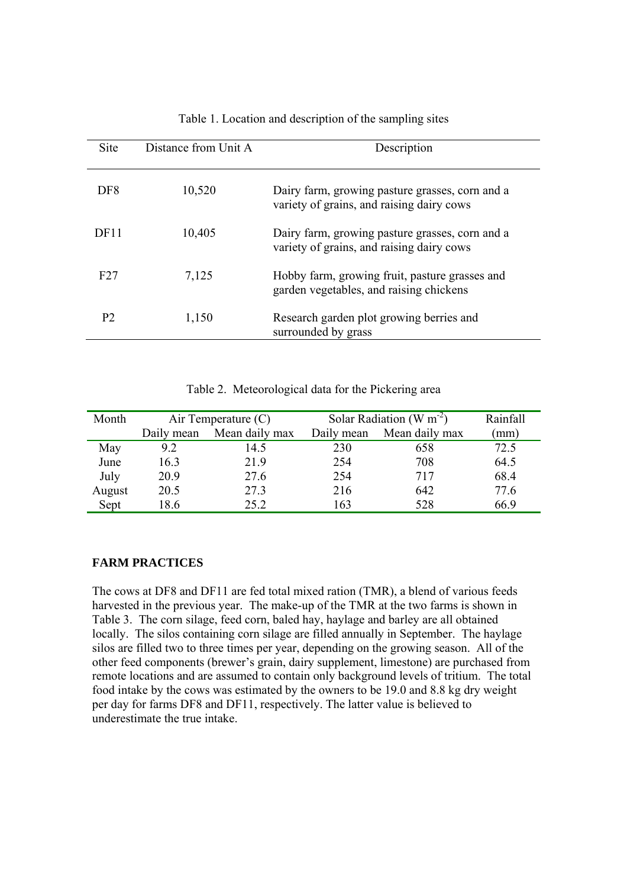Table 1. Location and description of the sampling sites

| Site | Distance from Unit A | Description |
|---|---|---|
| DF8 | 10,520 | Dairy farm, growing pasture grasses, corn and a variety of grains, and raising dairy cows |
| DF11 | 10,405 | Dairy farm, growing pasture grasses, corn and a variety of grains, and raising dairy cows |
| F27 | 7,125 | Hobby farm, growing fruit, pasture grasses and garden vegetables, and raising chickens |
| P2 | 1,150 | Research garden plot growing berries and surrounded by grass |

Table 2. Meteorological data for the Pickering area

| Month | Air Temperature (C) | | Solar Radiation (W $m^{-2}$) | | Rainfall |
|---|---|---|---|---|---|
| | Daily mean | Mean daily max | Daily mean | Mean daily max | (mm) |
| May | 9.2 | 14.5 | 230 | 658 | 72.5 |
| June | 16.3 | 21.9 | 254 | 708 | 64.5 |
| July | 20.9 | 27.6 | 254 | 717 | 68.4 |
| August | 20.5 | 27.3 | 216 | 642 | 77.6 |
| Sept | 18.6 | 25.2 | 163 | 528 | 66.9 |

**FARM PRACTICES**

The cows at DF8 and DF11 are fed total mixed ration (TMR), a blend of various feeds harvested in the previous year. The make-up of the TMR at the two farms is shown in Table 3. The corn silage, feed corn, baled hay, haylage and barley are all obtained locally. The silos containing corn silage are filled annually in September. The haylage silos are filled two to three times per year, depending on the growing season. All of the other feed components (brewer's grain, dairy supplement, limestone) are purchased from remote locations and are assumed to contain only background levels of tritium. The total food intake by the cows was estimated by the owners to be 19.0 and 8.8 kg dry weight per day for farms DF8 and DF11, respectively. The latter value is believed to underestimate the true intake.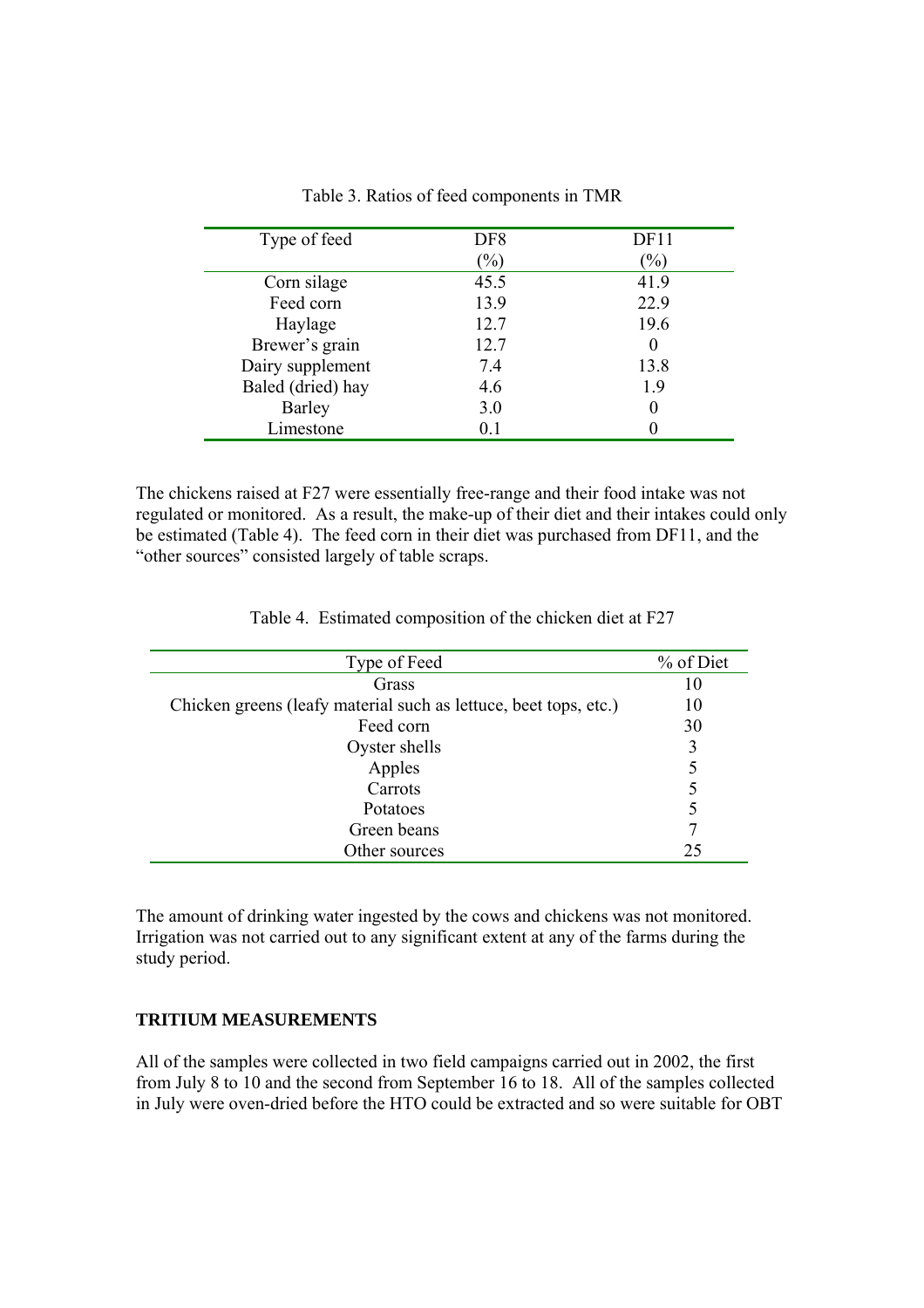Table 3. Ratios of feed components in TMR

| Type of feed | DF8 (%) | DF11 (%) |
|---|---|---|
| Corn silage | 45.5 | 41.9 |
| Feed corn | 13.9 | 22.9 |
| Haylage | 12.7 | 19.6 |
| Brewer's grain | 12.7 | 0 |
| Dairy supplement | 7.4 | 13.8 |
| Baled (dried) hay | 4.6 | 1.9 |
| Barley | 3.0 | 0 |
| Limestone | 0.1 | 0 |

The chickens raised at F27 were essentially free-range and their food intake was not regulated or monitored. As a result, the make-up of their diet and their intakes could only be estimated (Table 4). The feed corn in their diet was purchased from DF11, and the "other sources" consisted largely of table scraps.

Table 4. Estimated composition of the chicken diet at F27

| Type of Feed | % of Diet |
|---|---|
| Grass | 10 |
| Chicken greens (leafy material such as lettuce, beet tops, etc.) | 10 |
| Feed corn | 30 |
| Oyster shells | 3 |
| Apples | 5 |
| Carrots | 5 |
| Potatoes | 5 |
| Green beans | 7 |
| Other sources | 25 |

The amount of drinking water ingested by the cows and chickens was not monitored. Irrigation was not carried out to any significant extent at any of the farms during the study period.

**TRITIUM MEASUREMENTS**

All of the samples were collected in two field campaigns carried out in 2002, the first from July 8 to 10 and the second from September 16 to 18. All of the samples collected in July were oven-dried before the HTO could be extracted and so were suitable for OBT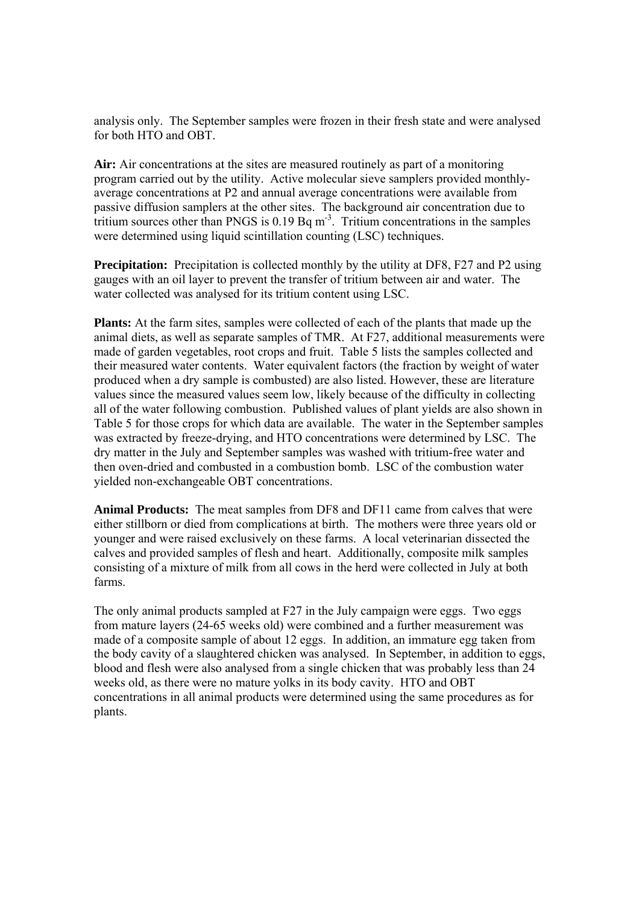analysis only. The September samples were frozen in their fresh state and were analysed for both HTO and OBT.

**Air:** Air concentrations at the sites are measured routinely as part of a monitoring program carried out by the utility. Active molecular sieve samplers provided monthly-average concentrations at P2 and annual average concentrations were available from passive diffusion samplers at the other sites. The background air concentration due to tritium sources other than PNGS is 0.19 Bq $m^{-3}$. Tritium concentrations in the samples were determined using liquid scintillation counting (LSC) techniques.

**Precipitation:** Precipitation is collected monthly by the utility at DF8, F27 and P2 using gauges with an oil layer to prevent the transfer of tritium between air and water. The water collected was analysed for its tritium content using LSC.

**Plants:** At the farm sites, samples were collected of each of the plants that made up the animal diets, as well as separate samples of TMR. At F27, additional measurements were made of garden vegetables, root crops and fruit. Table 5 lists the samples collected and their measured water contents. Water equivalent factors (the fraction by weight of water produced when a dry sample is combusted) are also listed. However, these are literature values since the measured values seem low, likely because of the difficulty in collecting all of the water following combustion. Published values of plant yields are also shown in Table 5 for those crops for which data are available. The water in the September samples was extracted by freeze-drying, and HTO concentrations were determined by LSC. The dry matter in the July and September samples was washed with tritium-free water and then oven-dried and combusted in a combustion bomb. LSC of the combustion water yielded non-exchangeable OBT concentrations.

**Animal Products:** The meat samples from DF8 and DF11 came from calves that were either stillborn or died from complications at birth. The mothers were three years old or younger and were raised exclusively on these farms. A local veterinarian dissected the calves and provided samples of flesh and heart. Additionally, composite milk samples consisting of a mixture of milk from all cows in the herd were collected in July at both farms.

The only animal products sampled at F27 in the July campaign were eggs. Two eggs from mature layers (24-65 weeks old) were combined and a further measurement was made of a composite sample of about 12 eggs. In addition, an immature egg taken from the body cavity of a slaughtered chicken was analysed. In September, in addition to eggs, blood and flesh were also analysed from a single chicken that was probably less than 24 weeks old, as there were no mature yolks in its body cavity. HTO and OBT concentrations in all animal products were determined using the same procedures as for plants.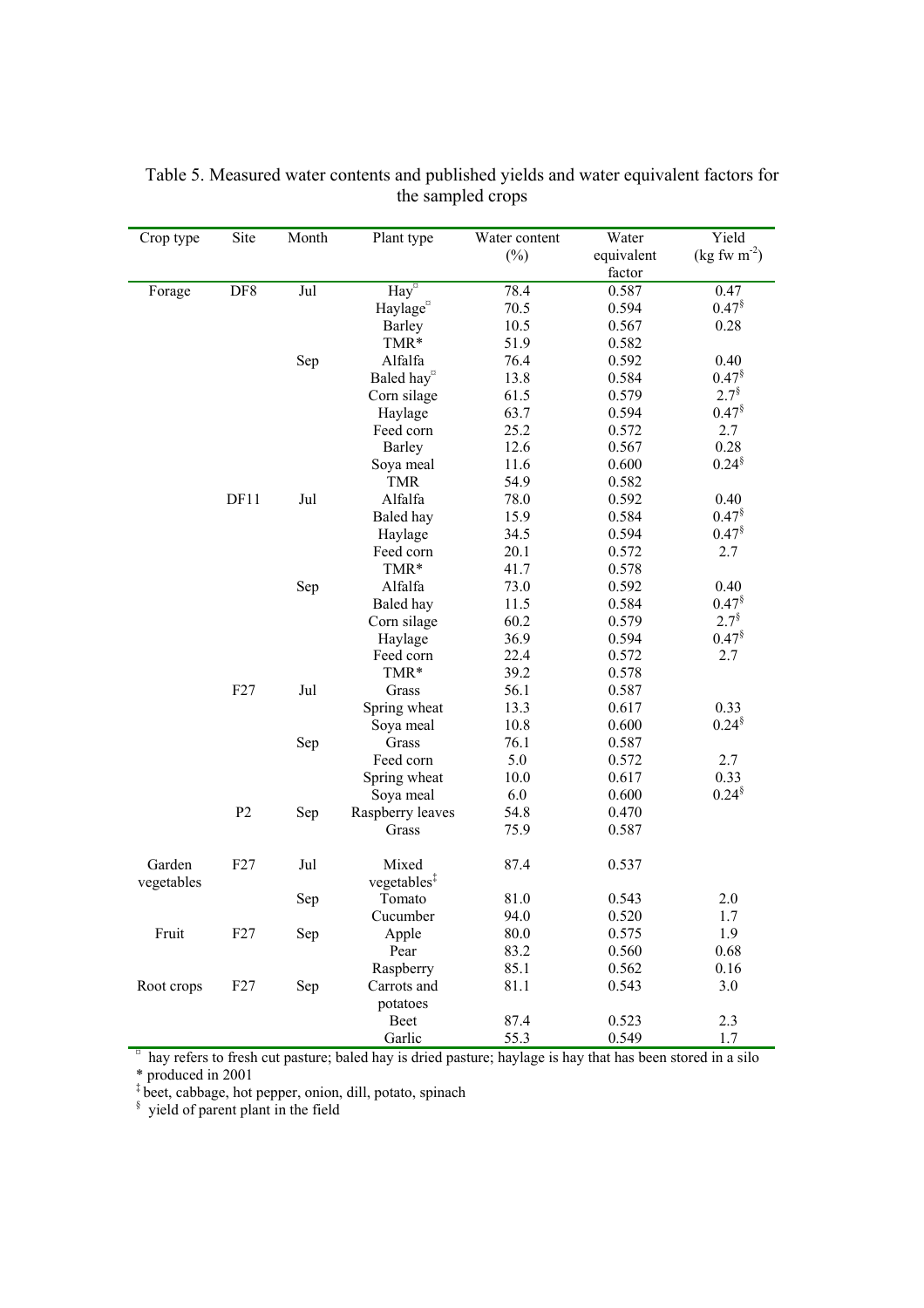Table 5. Measured water contents and published yields and water equivalent factors for the sampled crops

| Crop type | Site | Month | Plant type | Water content (%) | Water equivalent factor | Yield (kg fw m$^{-2}$) |
|---|---|---|---|---|---|---|
| Forage | DF8 | Jul | Hay[¤] | 78.4 | 0.587 | 0.47 |
| | | | Haylage[¤] | 70.5 | 0.594 | 0.47[§] |
| | | | Barley | 10.5 | 0.567 | 0.28 |
| | | | TMR* | 51.9 | 0.582 | |
| | | Sep | Alfalfa | 76.4 | 0.592 | 0.40 |
| | | | Baled hay[¤] | 13.8 | 0.584 | 0.47[§] |
| | | | Corn silage | 61.5 | 0.579 | 2.7[§] |
| | | | Haylage | 63.7 | 0.594 | 0.47[§] |
| | | | Feed corn | 25.2 | 0.572 | 2.7 |
| | | | Barley | 12.6 | 0.567 | 0.28 |
| | | | Soya meal | 11.6 | 0.600 | 0.24[§] |
| | | | TMR | 54.9 | 0.582 | |
| | DF11 | Jul | Alfalfa | 78.0 | 0.592 | 0.40 |
| | | | Baled hay | 15.9 | 0.584 | 0.47[§] |
| | | | Haylage | 34.5 | 0.594 | 0.47[§] |
| | | | Feed corn | 20.1 | 0.572 | 2.7 |
| | | | TMR* | 41.7 | 0.578 | |
| | | Sep | Alfalfa | 73.0 | 0.592 | 0.40 |
| | | | Baled hay | 11.5 | 0.584 | 0.47[§] |
| | | | Corn silage | 60.2 | 0.579 | 2.7[§] |
| | | | Haylage | 36.9 | 0.594 | 0.47[§] |
| | | | Feed corn | 22.4 | 0.572 | 2.7 |
| | | | TMR* | 39.2 | 0.578 | |
| | F27 | Jul | Grass | 56.1 | 0.587 | |
| | | | Spring wheat | 13.3 | 0.617 | 0.33 |
| | | | Soya meal | 10.8 | 0.600 | 0.24[§] |
| | | Sep | Grass | 76.1 | 0.587 | |
| | | | Feed corn | 5.0 | 0.572 | 2.7 |
| | | | Spring wheat | 10.0 | 0.617 | 0.33 |
| | | | Soya meal | 6.0 | 0.600 | 0.24[§] |
| | P2 | Sep | Raspberry leaves | 54.8 | 0.470 | |
| | | | Grass | 75.9 | 0.587 | |
| Garden vegetables | F27 | Jul | Mixed vegetables[‡] | 87.4 | 0.537 | |
| | | Sep | Tomato | 81.0 | 0.543 | 2.0 |
| | | | Cucumber | 94.0 | 0.520 | 1.7 |
| Fruit | F27 | Sep | Apple | 80.0 | 0.575 | 1.9 |
| | | | Pear | 83.2 | 0.560 | 0.68 |
| | | | Raspberry | 85.1 | 0.562 | 0.16 |
| Root crops | F27 | Sep | Carrots and potatoes | 81.1 | 0.543 | 3.0 |
| | | | Beet | 87.4 | 0.523 | 2.3 |
| | | | Garlic | 55.3 | 0.549 | 1.7 |

[¤] hay refers to fresh cut pasture; baled hay is dried pasture; haylage is hay that has been stored in a silo
\* produced in 2001
[‡] beet, cabbage, hot pepper, onion, dill, potato, spinach
[§] yield of parent plant in the field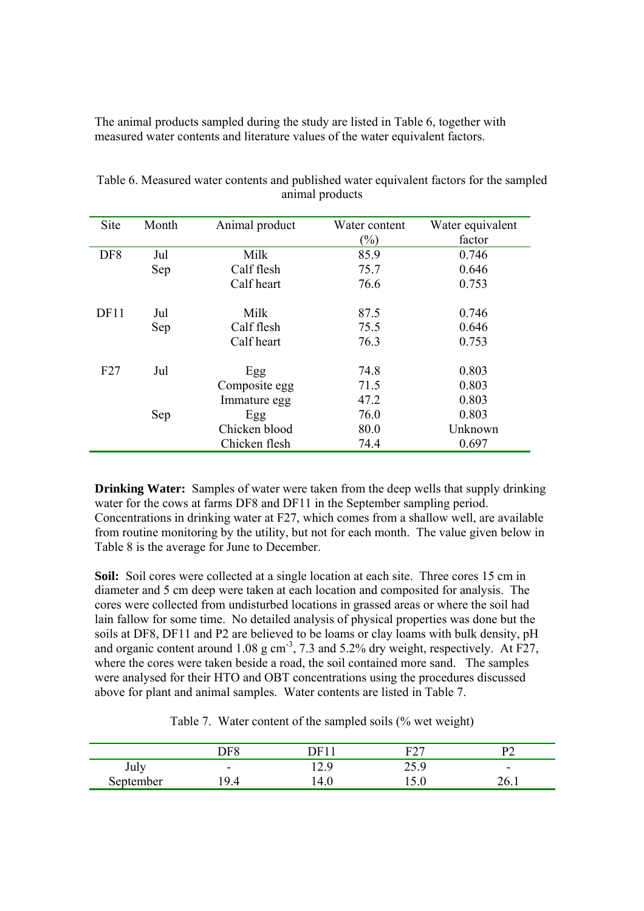The animal products sampled during the study are listed in Table 6, together with measured water contents and literature values of the water equivalent factors.

Table 6. Measured water contents and published water equivalent factors for the sampled animal products

| Site | Month | Animal product | Water content (%) | Water equivalent factor |
|---|---|---|---|---|
| DF8 | Jul | Milk | 85.9 | 0.746 |
| | Sep | Calf flesh | 75.7 | 0.646 |
| | | Calf heart | 76.6 | 0.753 |
| DF11 | Jul | Milk | 87.5 | 0.746 |
| | Sep | Calf flesh | 75.5 | 0.646 |
| | | Calf heart | 76.3 | 0.753 |
| F27 | Jul | Egg | 74.8 | 0.803 |
| | | Composite egg | 71.5 | 0.803 |
| | | Immature egg | 47.2 | 0.803 |
| | Sep | Egg | 76.0 | 0.803 |
| | | Chicken blood | 80.0 | Unknown |
| | | Chicken flesh | 74.4 | 0.697 |

**Drinking Water:** Samples of water were taken from the deep wells that supply drinking water for the cows at farms DF8 and DF11 in the September sampling period. Concentrations in drinking water at F27, which comes from a shallow well, are available from routine monitoring by the utility, but not for each month. The value given below in Table 8 is the average for June to December.

**Soil:** Soil cores were collected at a single location at each site. Three cores 15 cm in diameter and 5 cm deep were taken at each location and composited for analysis. The cores were collected from undisturbed locations in grassed areas or where the soil had lain fallow for some time. No detailed analysis of physical properties was done but the soils at DF8, DF11 and P2 are believed to be loams or clay loams with bulk density, pH and organic content around 1.08 g $cm^{-3}$, 7.3 and 5.2% dry weight, respectively. At F27, where the cores were taken beside a road, the soil contained more sand. The samples were analysed for their HTO and OBT concentrations using the procedures discussed above for plant and animal samples. Water contents are listed in Table 7.

Table 7. Water content of the sampled soils (% wet weight)

| | DF8 | DF11 | F27 | P2 |
|---|---|---|---|---|
| July | - | 12.9 | 25.9 | - |
| September | 19.4 | 14.0 | 15.0 | 26.1 |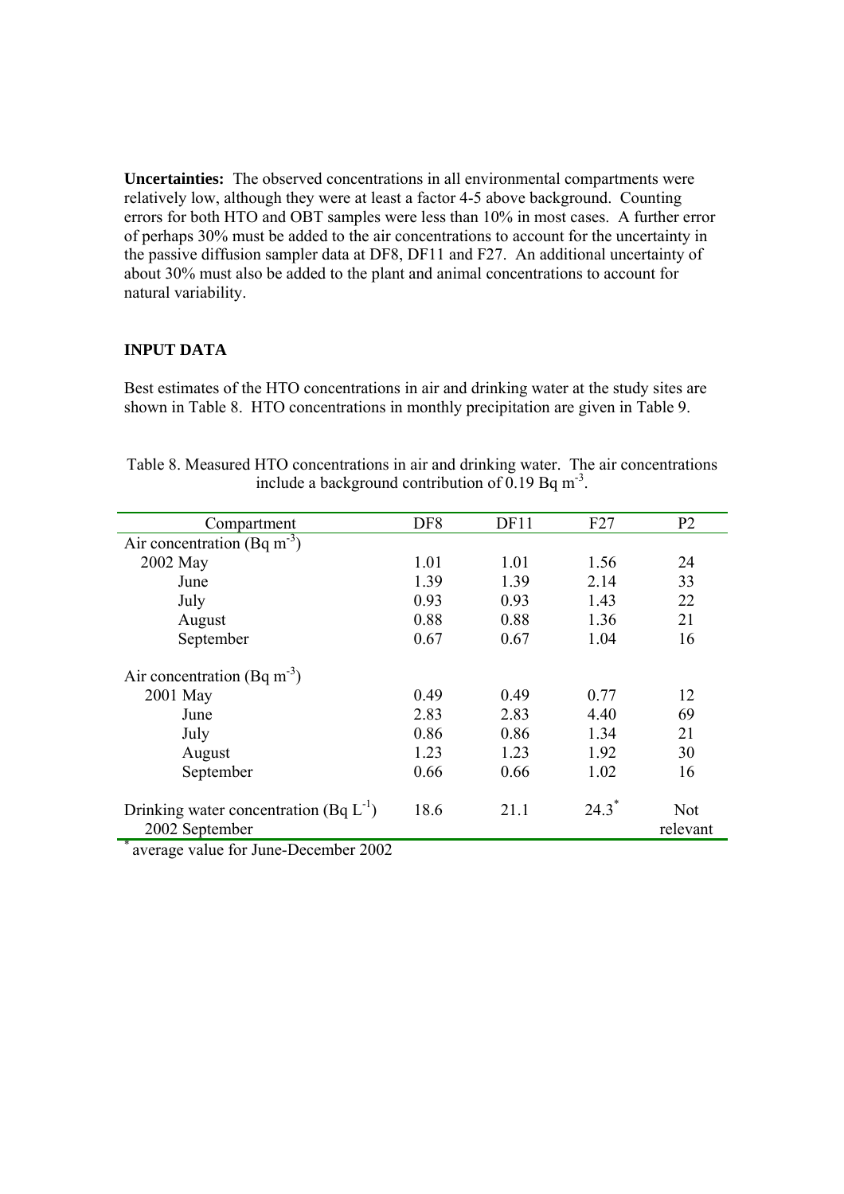**Uncertainties:** The observed concentrations in all environmental compartments were relatively low, although they were at least a factor 4-5 above background. Counting errors for both HTO and OBT samples were less than 10% in most cases. A further error of perhaps 30% must be added to the air concentrations to account for the uncertainty in the passive diffusion sampler data at DF8, DF11 and F27. An additional uncertainty of about 30% must also be added to the plant and animal concentrations to account for natural variability.

## INPUT DATA

Best estimates of the HTO concentrations in air and drinking water at the study sites are shown in Table 8. HTO concentrations in monthly precipitation are given in Table 9.

Table 8. Measured HTO concentrations in air and drinking water. The air concentrations include a background contribution of 0.19 Bq m$^{-3}$.

| Compartment | DF8 | DF11 | F27 | P2 |
|---|---|---|---|---|
| Air concentration (Bq m$^{-3}$) | | | | |
| 2002 May | 1.01 | 1.01 | 1.56 | 24 |
| June | 1.39 | 1.39 | 2.14 | 33 |
| July | 0.93 | 0.93 | 1.43 | 22 |
| August | 0.88 | 0.88 | 1.36 | 21 |
| September | 0.67 | 0.67 | 1.04 | 16 |
| Air concentration (Bq m$^{-3}$) | | | | |
| 2001 May | 0.49 | 0.49 | 0.77 | 12 |
| June | 2.83 | 2.83 | 4.40 | 69 |
| July | 0.86 | 0.86 | 1.34 | 21 |
| August | 1.23 | 1.23 | 1.92 | 30 |
| September | 0.66 | 0.66 | 1.02 | 16 |
| Drinking water concentration (Bq L$^{-1}$) 2002 September | 18.6 | 21.1 | 24.3* | Not relevant |

* average value for June-December 2002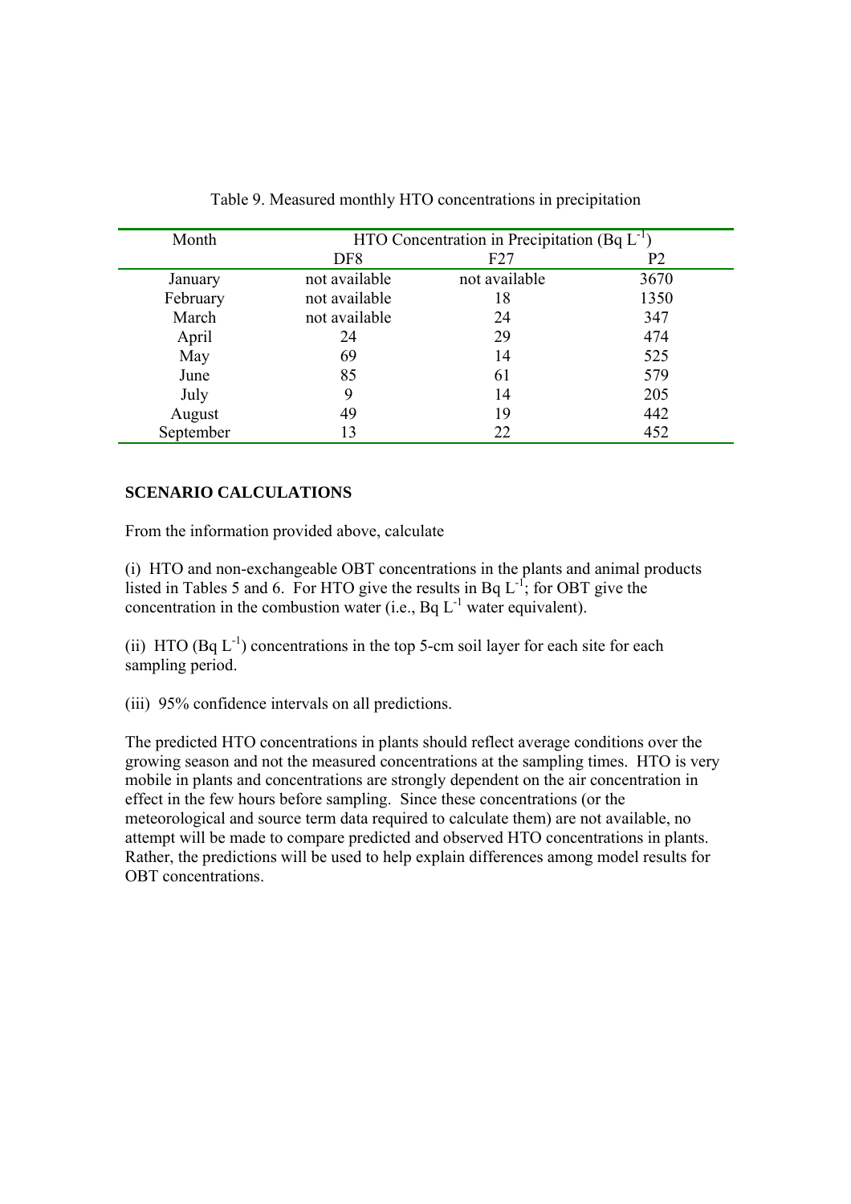Table 9. Measured monthly HTO concentrations in precipitation

| Month | HTO Concentration in Precipitation (Bq $L^{-1}$) | | |
|---|---|---|---|
| | DF8 | F27 | P2 |
| January | not available | not available | 3670 |
| February | not available | 18 | 1350 |
| March | not available | 24 | 347 |
| April | 24 | 29 | 474 |
| May | 69 | 14 | 525 |
| June | 85 | 61 | 579 |
| July | 9 | 14 | 205 |
| August | 49 | 19 | 442 |
| September | 13 | 22 | 452 |

**SCENARIO CALCULATIONS**

From the information provided above, calculate

(i) HTO and non-exchangeable OBT concentrations in the plants and animal products listed in Tables 5 and 6. For HTO give the results in Bq $L^{-1}$; for OBT give the concentration in the combustion water (i.e., Bq $L^{-1}$ water equivalent).

(ii) HTO (Bq $L^{-1}$) concentrations in the top 5-cm soil layer for each site for each sampling period.

(iii) 95% confidence intervals on all predictions.

The predicted HTO concentrations in plants should reflect average conditions over the growing season and not the measured concentrations at the sampling times. HTO is very mobile in plants and concentrations are strongly dependent on the air concentration in effect in the few hours before sampling. Since these concentrations (or the meteorological and source term data required to calculate them) are not available, no attempt will be made to compare predicted and observed HTO concentrations in plants. Rather, the predictions will be used to help explain differences among model results for OBT concentrations.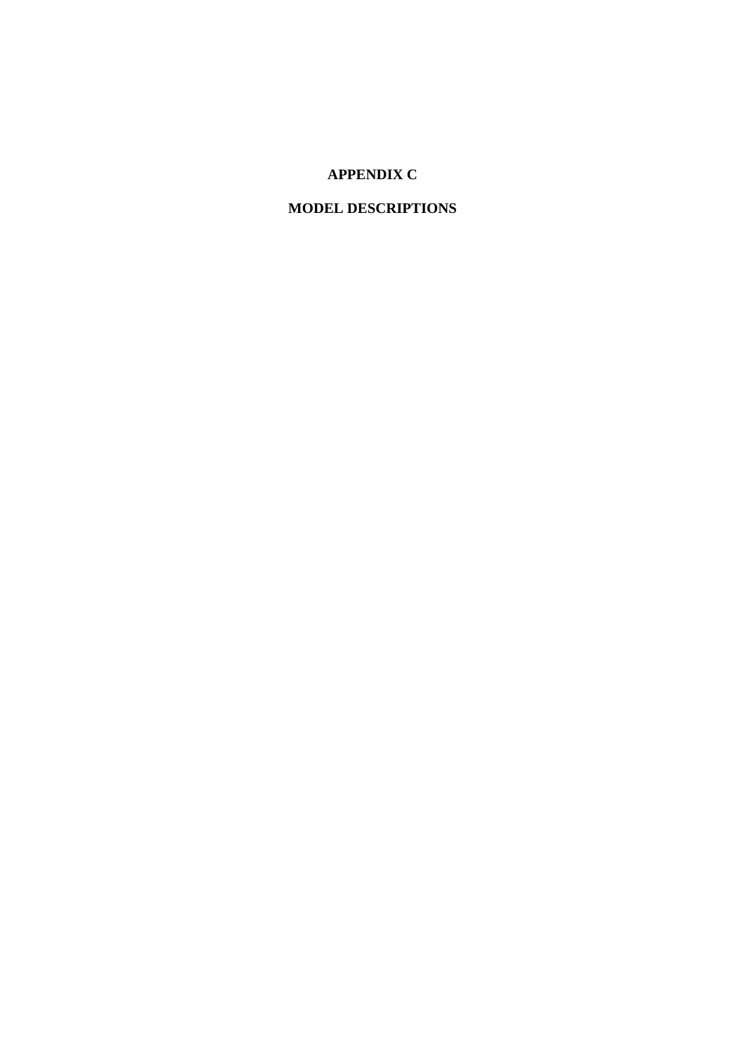# APPENDIX C

# MODEL DESCRIPTIONS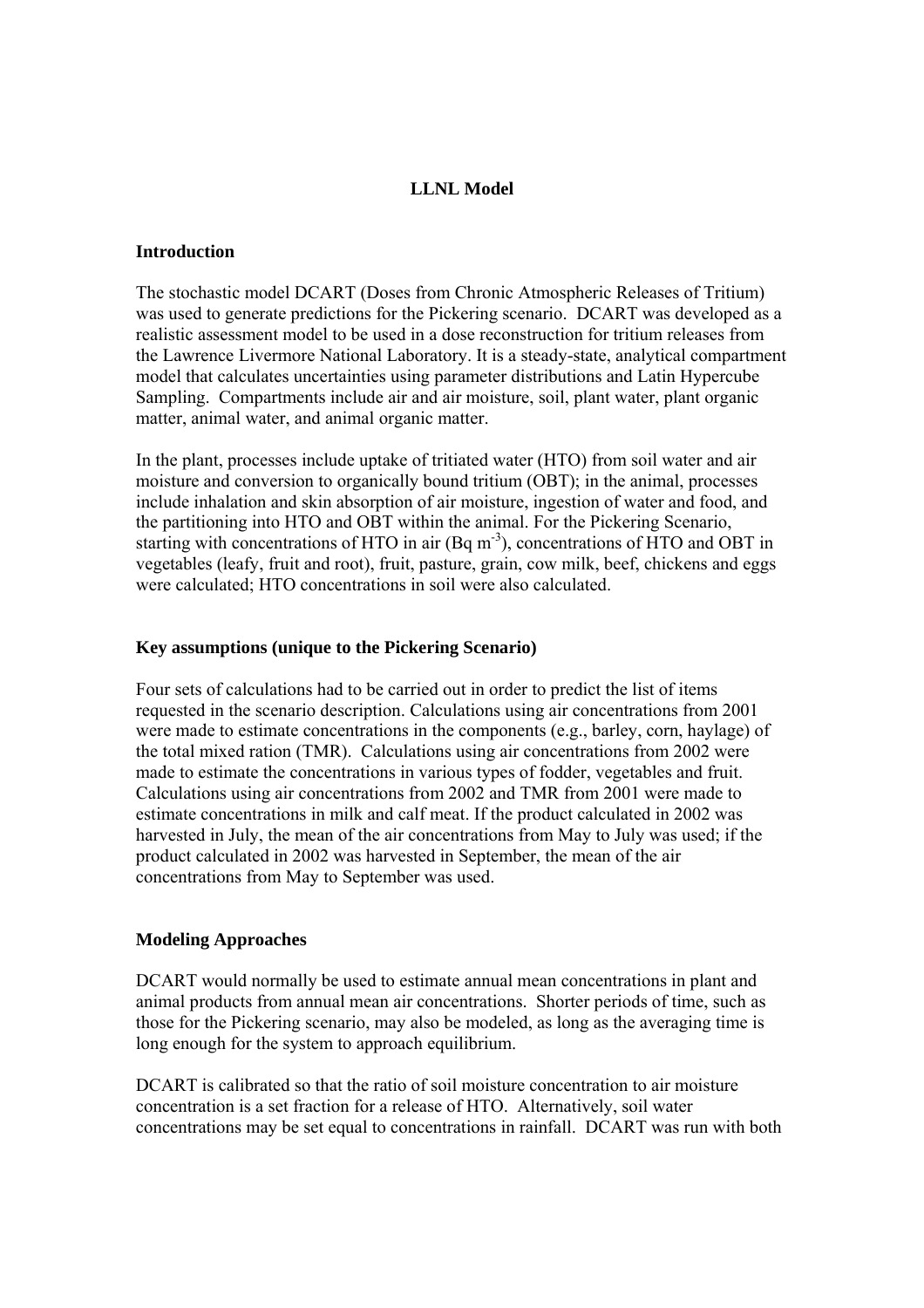# LLNL Model

## Introduction

The stochastic model DCART (Doses from Chronic Atmospheric Releases of Tritium) was used to generate predictions for the Pickering scenario. DCART was developed as a realistic assessment model to be used in a dose reconstruction for tritium releases from the Lawrence Livermore National Laboratory. It is a steady-state, analytical compartment model that calculates uncertainties using parameter distributions and Latin Hypercube Sampling. Compartments include air and air moisture, soil, plant water, plant organic matter, animal water, and animal organic matter.

In the plant, processes include uptake of tritiated water (HTO) from soil water and air moisture and conversion to organically bound tritium (OBT); in the animal, processes include inhalation and skin absorption of air moisture, ingestion of water and food, and the partitioning into HTO and OBT within the animal. For the Pickering Scenario, starting with concentrations of HTO in air (Bq $m^{-3}$), concentrations of HTO and OBT in vegetables (leafy, fruit and root), fruit, pasture, grain, cow milk, beef, chickens and eggs were calculated; HTO concentrations in soil were also calculated.

## Key assumptions (unique to the Pickering Scenario)

Four sets of calculations had to be carried out in order to predict the list of items requested in the scenario description. Calculations using air concentrations from 2001 were made to estimate concentrations in the components (e.g., barley, corn, haylage) of the total mixed ration (TMR). Calculations using air concentrations from 2002 were made to estimate the concentrations in various types of fodder, vegetables and fruit. Calculations using air concentrations from 2002 and TMR from 2001 were made to estimate concentrations in milk and calf meat. If the product calculated in 2002 was harvested in July, the mean of the air concentrations from May to July was used; if the product calculated in 2002 was harvested in September, the mean of the air concentrations from May to September was used.

## Modeling Approaches

DCART would normally be used to estimate annual mean concentrations in plant and animal products from annual mean air concentrations. Shorter periods of time, such as those for the Pickering scenario, may also be modeled, as long as the averaging time is long enough for the system to approach equilibrium.

DCART is calibrated so that the ratio of soil moisture concentration to air moisture concentration is a set fraction for a release of HTO. Alternatively, soil water concentrations may be set equal to concentrations in rainfall. DCART was run with both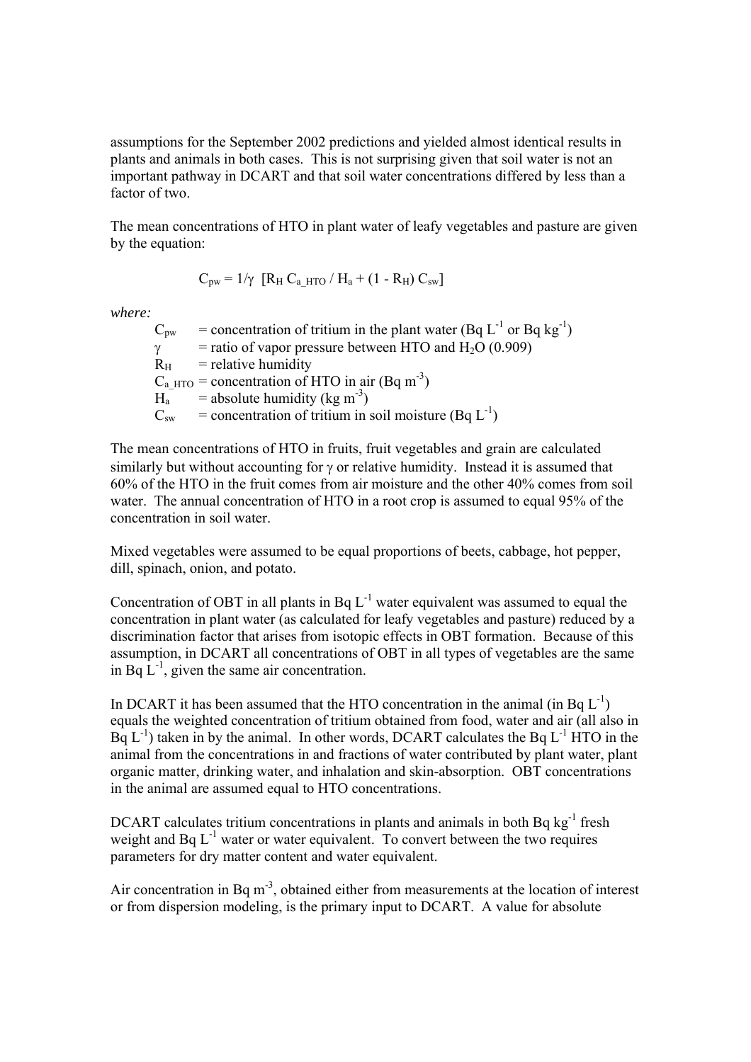assumptions for the September 2002 predictions and yielded almost identical results in plants and animals in both cases. This is not surprising given that soil water is not an important pathway in DCART and that soil water concentrations differed by less than a factor of two.

The mean concentrations of HTO in plant water of leafy vegetables and pasture are given by the equation:

$$C_{pw} = 1/\gamma \; [R_H \, C_{a\_HTO} / H_a + (1 - R_H) \, C_{sw}]$$

*where:*

- $C_{pw}$ = concentration of tritium in the plant water (Bq $L^{-1}$ or Bq $kg^{-1}$)
- $\gamma$ = ratio of vapor pressure between HTO and $H_2O$ (0.909)
- $R_H$ = relative humidity
- $C_{a\_HTO}$ = concentration of HTO in air (Bq $m^{-3}$)
- $H_a$ = absolute humidity (kg $m^{-3}$)
- $C_{sw}$ = concentration of tritium in soil moisture (Bq $L^{-1}$)

The mean concentrations of HTO in fruits, fruit vegetables and grain are calculated similarly but without accounting for $\gamma$ or relative humidity. Instead it is assumed that 60% of the HTO in the fruit comes from air moisture and the other 40% comes from soil water. The annual concentration of HTO in a root crop is assumed to equal 95% of the concentration in soil water.

Mixed vegetables were assumed to be equal proportions of beets, cabbage, hot pepper, dill, spinach, onion, and potato.

Concentration of OBT in all plants in Bq $L^{-1}$ water equivalent was assumed to equal the concentration in plant water (as calculated for leafy vegetables and pasture) reduced by a discrimination factor that arises from isotopic effects in OBT formation. Because of this assumption, in DCART all concentrations of OBT in all types of vegetables are the same in Bq $L^{-1}$, given the same air concentration.

In DCART it has been assumed that the HTO concentration in the animal (in Bq $L^{-1}$) equals the weighted concentration of tritium obtained from food, water and air (all also in Bq $L^{-1}$) taken in by the animal. In other words, DCART calculates the Bq $L^{-1}$ HTO in the animal from the concentrations in and fractions of water contributed by plant water, plant organic matter, drinking water, and inhalation and skin-absorption. OBT concentrations in the animal are assumed equal to HTO concentrations.

DCART calculates tritium concentrations in plants and animals in both Bq $kg^{-1}$ fresh weight and Bq $L^{-1}$ water or water equivalent. To convert between the two requires parameters for dry matter content and water equivalent.

Air concentration in Bq $m^{-3}$, obtained either from measurements at the location of interest or from dispersion modeling, is the primary input to DCART. A value for absolute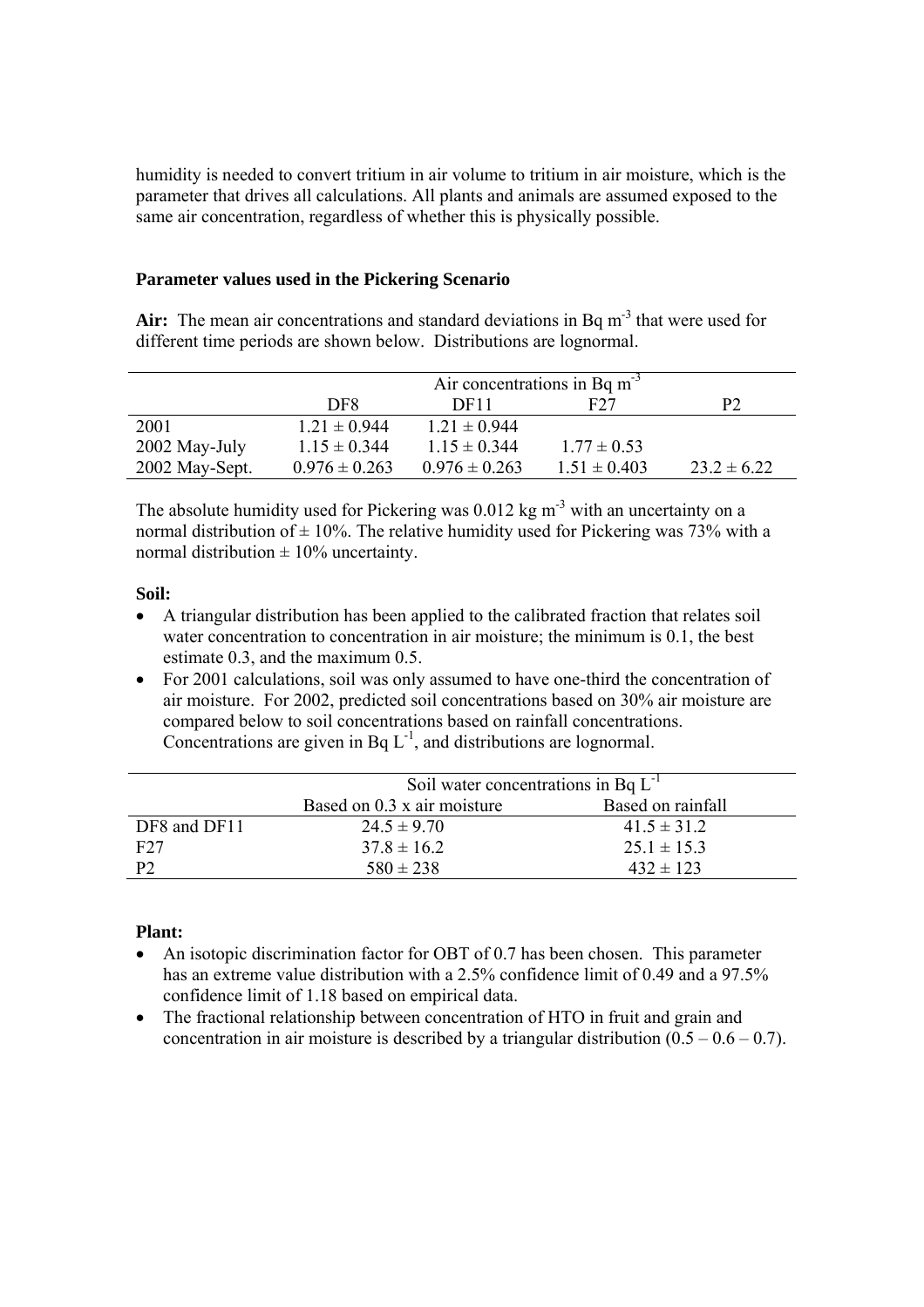humidity is needed to convert tritium in air volume to tritium in air moisture, which is the parameter that drives all calculations. All plants and animals are assumed exposed to the same air concentration, regardless of whether this is physically possible.

### Parameter values used in the Pickering Scenario

**Air:** The mean air concentrations and standard deviations in Bq $m^{-3}$ that were used for different time periods are shown below. Distributions are lognormal.

| | Air concentrations in Bq $m^{-3}$ | | | |
|---|---|---|---|---|
| | DF8 | DF11 | F27 | P2 |
| 2001 | 1.21 ± 0.944 | 1.21 ± 0.944 | | |
| 2002 May-July | 1.15 ± 0.344 | 1.15 ± 0.344 | 1.77 ± 0.53 | |
| 2002 May-Sept. | 0.976 ± 0.263 | 0.976 ± 0.263 | 1.51 ± 0.403 | 23.2 ± 6.22 |

The absolute humidity used for Pickering was 0.012 kg $m^{-3}$ with an uncertainty on a normal distribution of ± 10%. The relative humidity used for Pickering was 73% with a normal distribution ± 10% uncertainty.

**Soil:**

- A triangular distribution has been applied to the calibrated fraction that relates soil water concentration to concentration in air moisture; the minimum is 0.1, the best estimate 0.3, and the maximum 0.5.
- For 2001 calculations, soil was only assumed to have one-third the concentration of air moisture. For 2002, predicted soil concentrations based on 30% air moisture are compared below to soil concentrations based on rainfall concentrations. Concentrations are given in Bq $L^{-1}$, and distributions are lognormal.

| | Soil water concentrations in Bq $L^{-1}$ | |
|---|---|---|
| | Based on 0.3 x air moisture | Based on rainfall |
| DF8 and DF11 | 24.5 ± 9.70 | 41.5 ± 31.2 |
| F27 | 37.8 ± 16.2 | 25.1 ± 15.3 |
| P2 | 580 ± 238 | 432 ± 123 |

**Plant:**

- An isotopic discrimination factor for OBT of 0.7 has been chosen. This parameter has an extreme value distribution with a 2.5% confidence limit of 0.49 and a 97.5% confidence limit of 1.18 based on empirical data.
- The fractional relationship between concentration of HTO in fruit and grain and concentration in air moisture is described by a triangular distribution (0.5 – 0.6 – 0.7).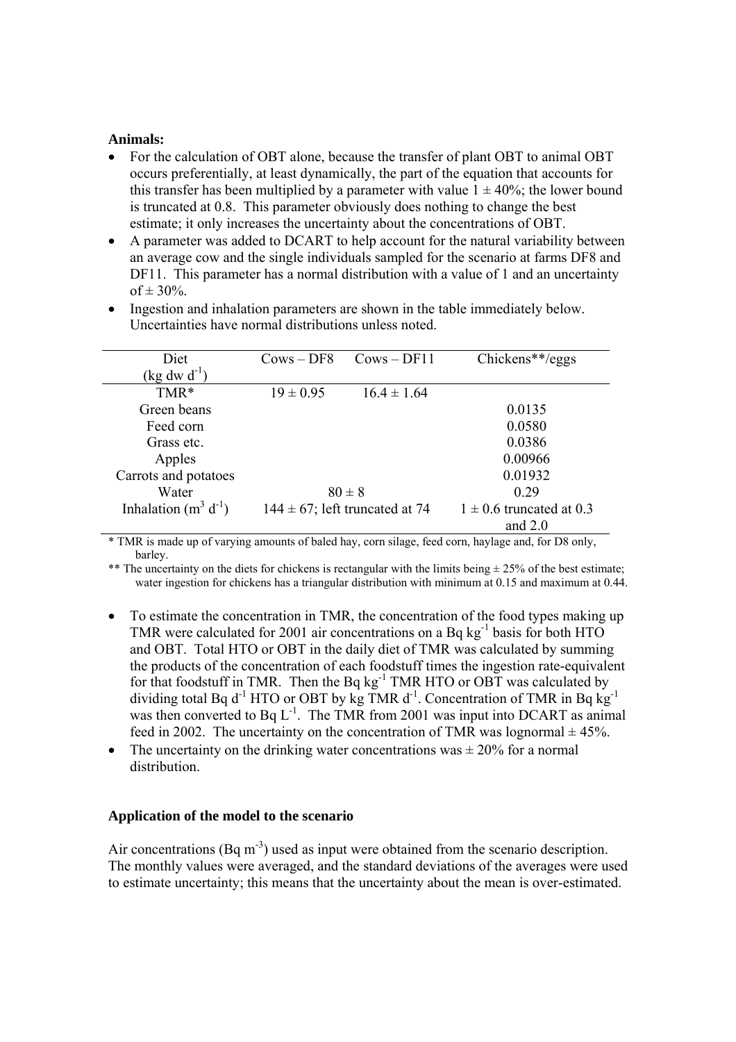**Animals:**

- For the calculation of OBT alone, because the transfer of plant OBT to animal OBT occurs preferentially, at least dynamically, the part of the equation that accounts for this transfer has been multiplied by a parameter with value $1 \pm 40\%$; the lower bound is truncated at 0.8. This parameter obviously does nothing to change the best estimate; it only increases the uncertainty about the concentrations of OBT.
- A parameter was added to DCART to help account for the natural variability between an average cow and the single individuals sampled for the scenario at farms DF8 and DF11. This parameter has a normal distribution with a value of 1 and an uncertainty of $\pm$ 30%.
- Ingestion and inhalation parameters are shown in the table immediately below. Uncertainties have normal distributions unless noted.

| Diet (kg dw $d^{-1}$) | Cows – DF8 | Cows – DF11 | Chickens**/eggs |
|---|---|---|---|
| TMR* | $19 \pm 0.95$ | $16.4 \pm 1.64$ | |
| Green beans | | | 0.0135 |
| Feed corn | | | 0.0580 |
| Grass etc. | | | 0.0386 |
| Apples | | | 0.00966 |
| Carrots and potatoes | | | 0.01932 |
| Water | $80 \pm 8$ | | 0.29 |
| Inhalation ($m^3$ $d^{-1}$) | $144 \pm 67$; left truncated at 74 | | $1 \pm 0.6$ truncated at 0.3 and 2.0 |

\* TMR is made up of varying amounts of baled hay, corn silage, feed corn, haylage and, for D8 only, barley.

** The uncertainty on the diets for chickens is rectangular with the limits being $\pm$ 25% of the best estimate; water ingestion for chickens has a triangular distribution with minimum at 0.15 and maximum at 0.44.

- To estimate the concentration in TMR, the concentration of the food types making up TMR were calculated for 2001 air concentrations on a Bq $kg^{-1}$ basis for both HTO and OBT. Total HTO or OBT in the daily diet of TMR was calculated by summing the products of the concentration of each foodstuff times the ingestion rate-equivalent for that foodstuff in TMR. Then the Bq $kg^{-1}$ TMR HTO or OBT was calculated by dividing total Bq $d^{-1}$ HTO or OBT by kg TMR $d^{-1}$. Concentration of TMR in Bq $kg^{-1}$ was then converted to Bq $L^{-1}$. The TMR from 2001 was input into DCART as animal feed in 2002. The uncertainty on the concentration of TMR was lognormal $\pm$ 45%.
- The uncertainty on the drinking water concentrations was $\pm$ 20% for a normal distribution.

**Application of the model to the scenario**

Air concentrations (Bq $m^{-3}$) used as input were obtained from the scenario description. The monthly values were averaged, and the standard deviations of the averages were used to estimate uncertainty; this means that the uncertainty about the mean is over-estimated.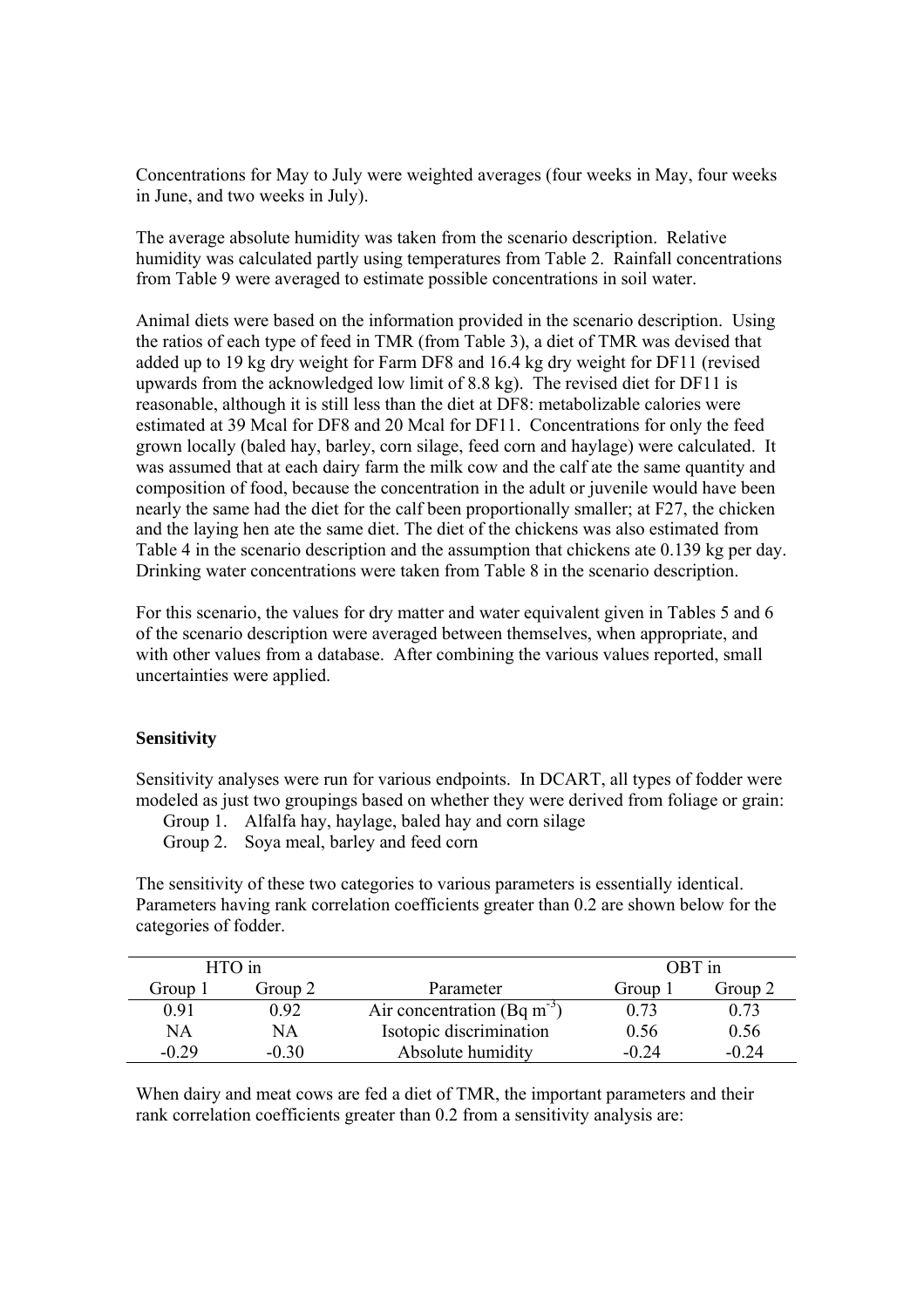Concentrations for May to July were weighted averages (four weeks in May, four weeks in June, and two weeks in July).

The average absolute humidity was taken from the scenario description. Relative humidity was calculated partly using temperatures from Table 2. Rainfall concentrations from Table 9 were averaged to estimate possible concentrations in soil water.

Animal diets were based on the information provided in the scenario description. Using the ratios of each type of feed in TMR (from Table 3), a diet of TMR was devised that added up to 19 kg dry weight for Farm DF8 and 16.4 kg dry weight for DF11 (revised upwards from the acknowledged low limit of 8.8 kg). The revised diet for DF11 is reasonable, although it is still less than the diet at DF8: metabolizable calories were estimated at 39 Mcal for DF8 and 20 Mcal for DF11. Concentrations for only the feed grown locally (baled hay, barley, corn silage, feed corn and haylage) were calculated. It was assumed that at each dairy farm the milk cow and the calf ate the same quantity and composition of food, because the concentration in the adult or juvenile would have been nearly the same had the diet for the calf been proportionally smaller; at F27, the chicken and the laying hen ate the same diet. The diet of the chickens was also estimated from Table 4 in the scenario description and the assumption that chickens ate 0.139 kg per day. Drinking water concentrations were taken from Table 8 in the scenario description.

For this scenario, the values for dry matter and water equivalent given in Tables 5 and 6 of the scenario description were averaged between themselves, when appropriate, and with other values from a database. After combining the various values reported, small uncertainties were applied.

### Sensitivity

Sensitivity analyses were run for various endpoints. In DCART, all types of fodder were modeled as just two groupings based on whether they were derived from foliage or grain:

Group 1. Alfalfa hay, haylage, baled hay and corn silage
Group 2. Soya meal, barley and feed corn

The sensitivity of these two categories to various parameters is essentially identical. Parameters having rank correlation coefficients greater than 0.2 are shown below for the categories of fodder.

| HTO in | | | OBT in | |
|---|---|---|---|---|
| Group 1 | Group 2 | Parameter | Group 1 | Group 2 |
| 0.91 | 0.92 | Air concentration (Bq $m^{-3}$) | 0.73 | 0.73 |
| NA | NA | Isotopic discrimination | 0.56 | 0.56 |
| -0.29 | -0.30 | Absolute humidity | -0.24 | -0.24 |

When dairy and meat cows are fed a diet of TMR, the important parameters and their rank correlation coefficients greater than 0.2 from a sensitivity analysis are: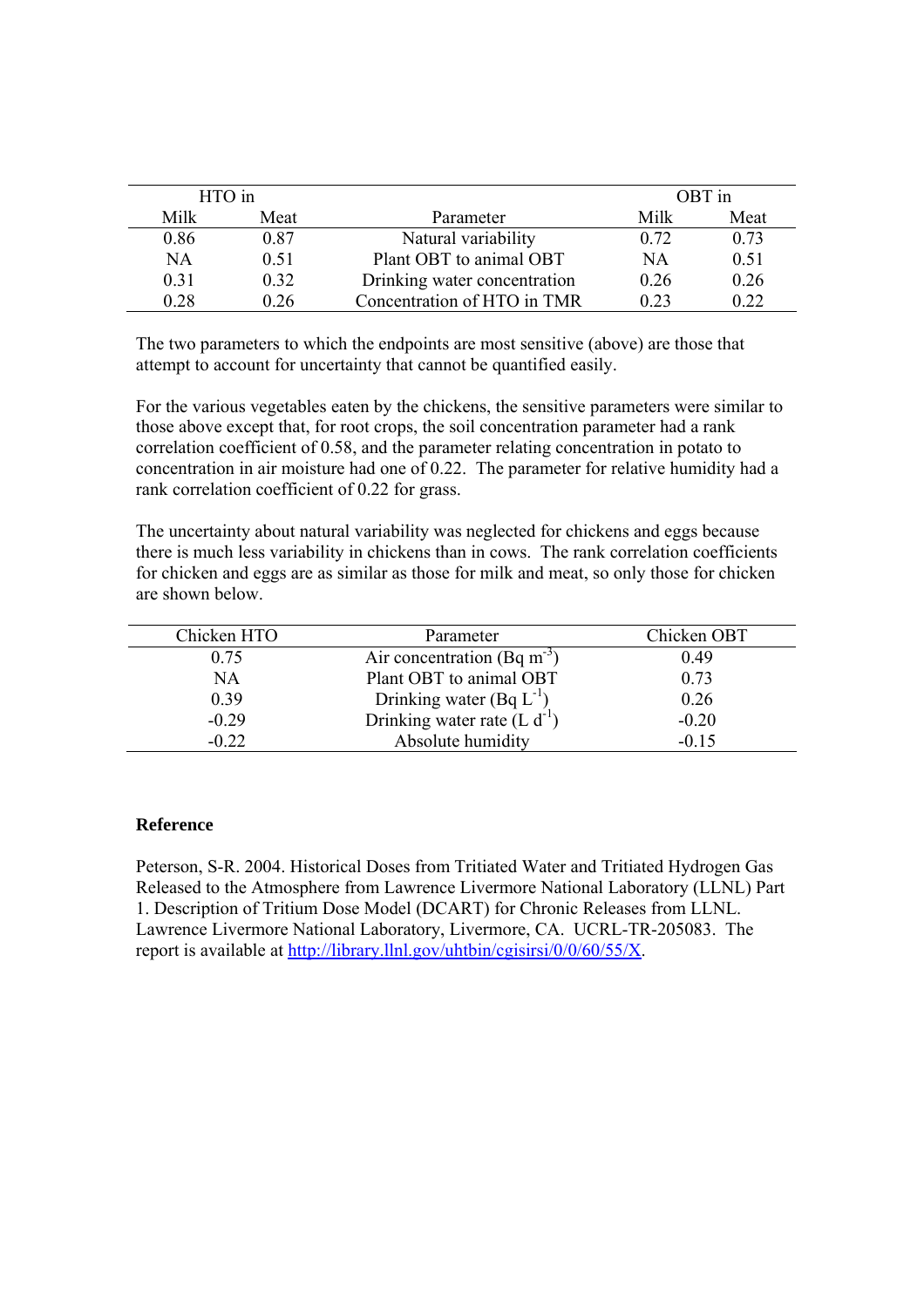| HTO in | | Parameter | OBT in | |
|---|---|---|---|---|
| Milk | Meat | | Milk | Meat |
| 0.86 | 0.87 | Natural variability | 0.72 | 0.73 |
| NA | 0.51 | Plant OBT to animal OBT | NA | 0.51 |
| 0.31 | 0.32 | Drinking water concentration | 0.26 | 0.26 |
| 0.28 | 0.26 | Concentration of HTO in TMR | 0.23 | 0.22 |

The two parameters to which the endpoints are most sensitive (above) are those that attempt to account for uncertainty that cannot be quantified easily.

For the various vegetables eaten by the chickens, the sensitive parameters were similar to those above except that, for root crops, the soil concentration parameter had a rank correlation coefficient of 0.58, and the parameter relating concentration in potato to concentration in air moisture had one of 0.22. The parameter for relative humidity had a rank correlation coefficient of 0.22 for grass.

The uncertainty about natural variability was neglected for chickens and eggs because there is much less variability in chickens than in cows. The rank correlation coefficients for chicken and eggs are as similar as those for milk and meat, so only those for chicken are shown below.

| Chicken HTO | Parameter | Chicken OBT |
|---|---|---|
| 0.75 | Air concentration (Bq $m^{-3}$) | 0.49 |
| NA | Plant OBT to animal OBT | 0.73 |
| 0.39 | Drinking water (Bq $L^{-1}$) | 0.26 |
| -0.29 | Drinking water rate (L $d^{-1}$) | -0.20 |
| -0.22 | Absolute humidity | -0.15 |

**Reference**

Peterson, S-R. 2004. Historical Doses from Tritiated Water and Tritiated Hydrogen Gas Released to the Atmosphere from Lawrence Livermore National Laboratory (LLNL) Part 1. Description of Tritium Dose Model (DCART) for Chronic Releases from LLNL. Lawrence Livermore National Laboratory, Livermore, CA. UCRL-TR-205083. The report is available at http://library.llnl.gov/uhtbin/cgisirsi/0/0/60/55/X.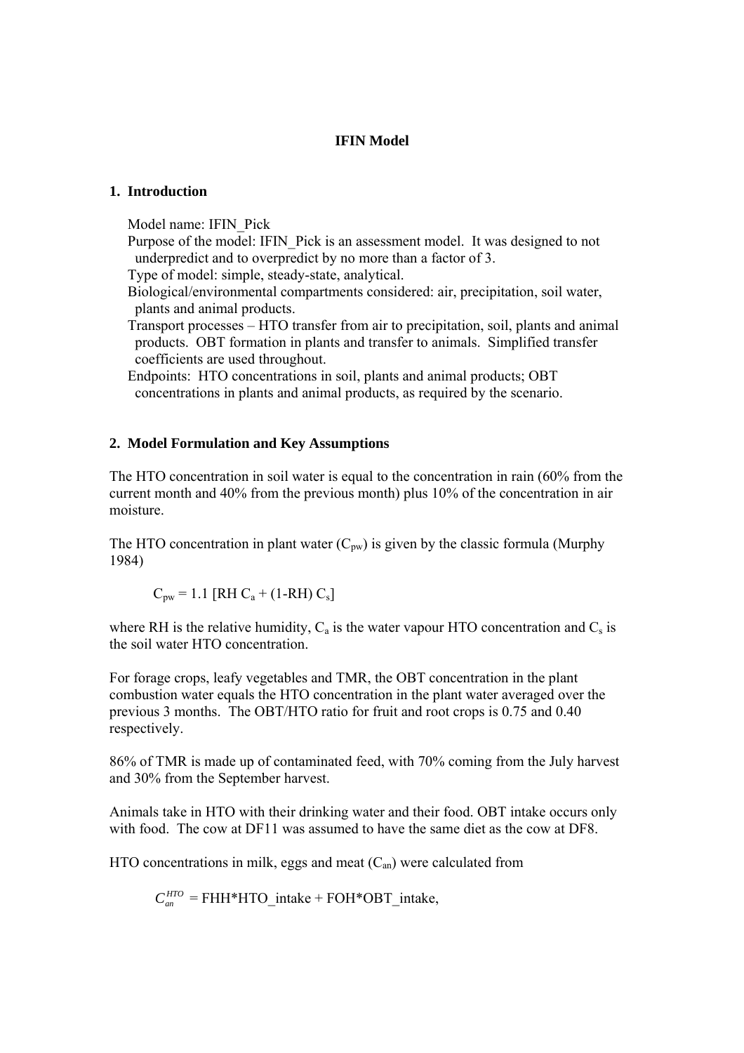**IFIN Model**

## 1. Introduction

Model name: IFIN_Pick

Purpose of the model: IFIN_Pick is an assessment model. It was designed to not underpredict and to overpredict by no more than a factor of 3.

Type of model: simple, steady-state, analytical.

Biological/environmental compartments considered: air, precipitation, soil water, plants and animal products.

Transport processes – HTO transfer from air to precipitation, soil, plants and animal products. OBT formation in plants and transfer to animals. Simplified transfer coefficients are used throughout.

Endpoints: HTO concentrations in soil, plants and animal products; OBT concentrations in plants and animal products, as required by the scenario.

## 2. Model Formulation and Key Assumptions

The HTO concentration in soil water is equal to the concentration in rain (60% from the current month and 40% from the previous month) plus 10% of the concentration in air moisture.

The HTO concentration in plant water ($C_{pw}$) is given by the classic formula (Murphy 1984)

$$C_{pw} = 1.1\ [RH\ C_a + (1\text{-}RH)\ C_s]$$

where RH is the relative humidity, $C_a$ is the water vapour HTO concentration and $C_s$ is the soil water HTO concentration.

For forage crops, leafy vegetables and TMR, the OBT concentration in the plant combustion water equals the HTO concentration in the plant water averaged over the previous 3 months. The OBT/HTO ratio for fruit and root crops is 0.75 and 0.40 respectively.

86% of TMR is made up of contaminated feed, with 70% coming from the July harvest and 30% from the September harvest.

Animals take in HTO with their drinking water and their food. OBT intake occurs only with food. The cow at DF11 was assumed to have the same diet as the cow at DF8.

HTO concentrations in milk, eggs and meat ($C_{an}$) were calculated from

$$C_{an}^{HTO} = \text{FHH*HTO\_intake} + \text{FOH*OBT\_intake},$$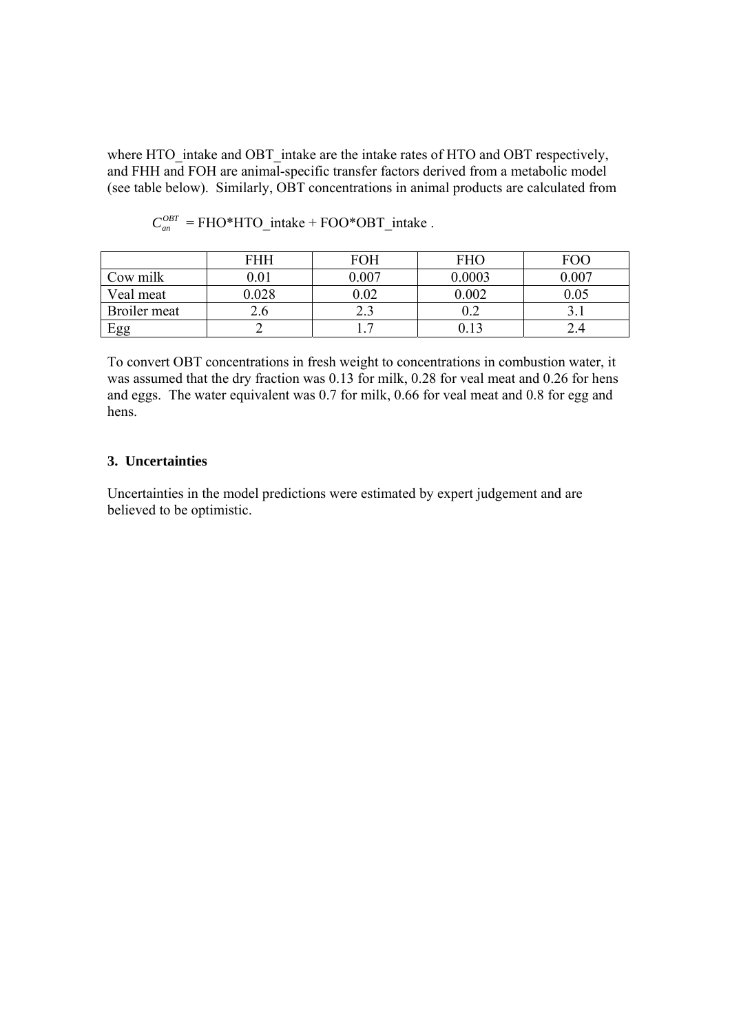where HTO_intake and OBT_intake are the intake rates of HTO and OBT respectively, and FHH and FOH are animal-specific transfer factors derived from a metabolic model (see table below). Similarly, OBT concentrations in animal products are calculated from

$$C_{an}^{OBT} = \text{FHO*HTO\_intake} + \text{FOO*OBT\_intake} .$$

| | FHH | FOH | FHO | FOO |
|---|---|---|---|---|
| Cow milk | 0.01 | 0.007 | 0.0003 | 0.007 |
| Veal meat | 0.028 | 0.02 | 0.002 | 0.05 |
| Broiler meat | 2.6 | 2.3 | 0.2 | 3.1 |
| Egg | 2 | 1.7 | 0.13 | 2.4 |

To convert OBT concentrations in fresh weight to concentrations in combustion water, it was assumed that the dry fraction was 0.13 for milk, 0.28 for veal meat and 0.26 for hens and eggs. The water equivalent was 0.7 for milk, 0.66 for veal meat and 0.8 for egg and hens.

## 3. Uncertainties

Uncertainties in the model predictions were estimated by expert judgement and are believed to be optimistic.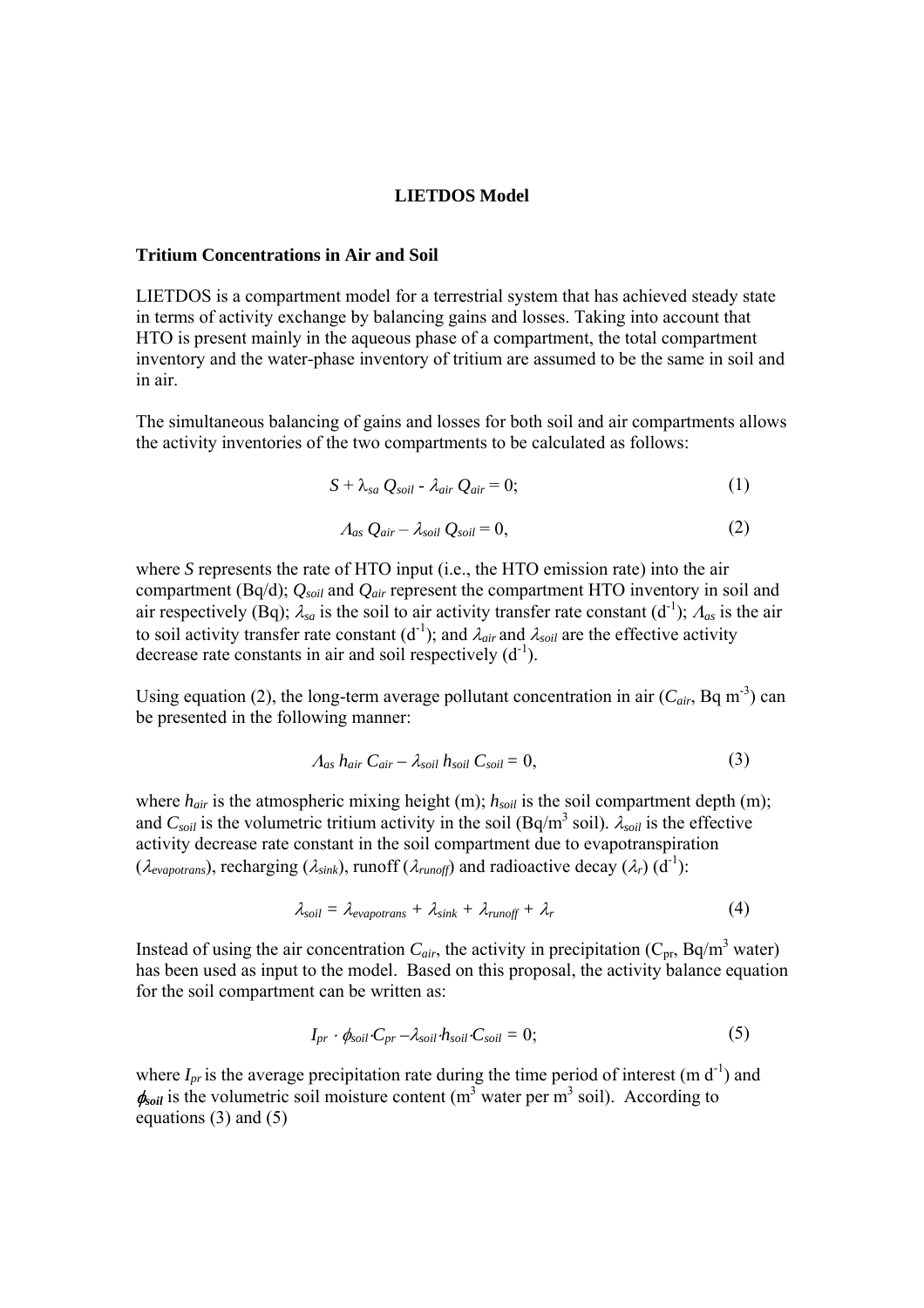# LIETDOS Model

## Tritium Concentrations in Air and Soil

LIETDOS is a compartment model for a terrestrial system that has achieved steady state in terms of activity exchange by balancing gains and losses. Taking into account that HTO is present mainly in the aqueous phase of a compartment, the total compartment inventory and the water-phase inventory of tritium are assumed to be the same in soil and in air.

The simultaneous balancing of gains and losses for both soil and air compartments allows the activity inventories of the two compartments to be calculated as follows:

$$S + \lambda_{sa} Q_{soil} - \lambda_{air} Q_{air} = 0; \tag{1}$$

$$\Lambda_{as} Q_{air} - \lambda_{soil} Q_{soil} = 0, \tag{2}$$

where $S$ represents the rate of HTO input (i.e., the HTO emission rate) into the air compartment (Bq/d); $Q_{soil}$ and $Q_{air}$ represent the compartment HTO inventory in soil and air respectively (Bq); $\lambda_{sa}$ is the soil to air activity transfer rate constant (d$^{-1}$); $\Lambda_{as}$ is the air to soil activity transfer rate constant (d$^{-1}$); and $\lambda_{air}$ and $\lambda_{soil}$ are the effective activity decrease rate constants in air and soil respectively (d$^{-1}$).

Using equation (2), the long-term average pollutant concentration in air ($C_{air}$, Bq m$^{-3}$) can be presented in the following manner:

$$\Lambda_{as} h_{air} C_{air} - \lambda_{soil} h_{soil} C_{soil} = 0, \tag{3}$$

where $h_{air}$ is the atmospheric mixing height (m); $h_{soil}$ is the soil compartment depth (m); and $C_{soil}$ is the volumetric tritium activity in the soil (Bq/m$^3$ soil). $\lambda_{soil}$ is the effective activity decrease rate constant in the soil compartment due to evapotranspiration ($\lambda_{evapotrans}$), recharging ($\lambda_{sink}$), runoff ($\lambda_{runoff}$) and radioactive decay ($\lambda_r$) (d$^{-1}$):

$$\lambda_{soil} = \lambda_{evapotrans} + \lambda_{sink} + \lambda_{runoff} + \lambda_r \tag{4}$$

Instead of using the air concentration $C_{air}$, the activity in precipitation ($C_{pr}$, Bq/m$^3$ water) has been used as input to the model. Based on this proposal, the activity balance equation for the soil compartment can be written as:

$$I_{pr} \cdot \phi_{soil} \cdot C_{pr} - \lambda_{soil} \cdot h_{soil} \cdot C_{soil} = 0; \tag{5}$$

where $I_{pr}$ is the average precipitation rate during the time period of interest (m d$^{-1}$) and $\phi_{soil}$ is the volumetric soil moisture content (m$^3$ water per m$^3$ soil). According to equations (3) and (5)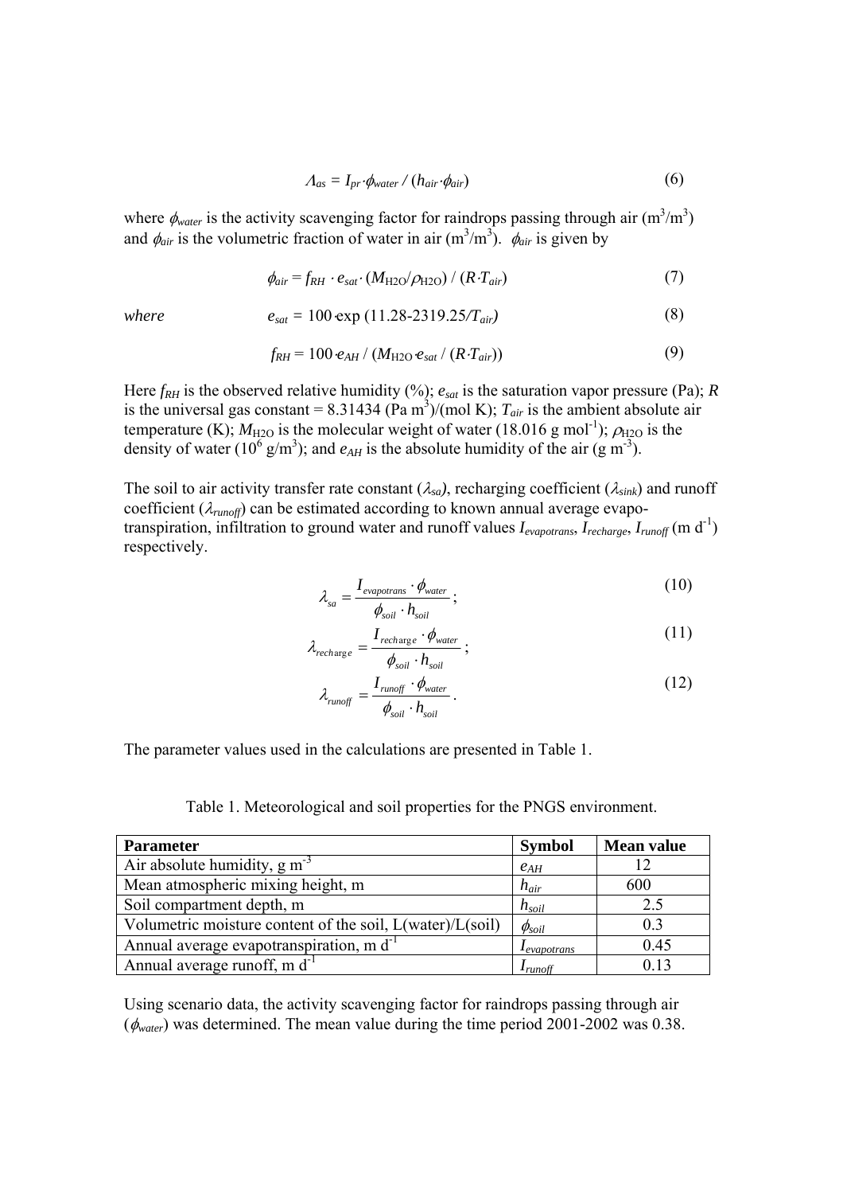$$\Lambda_{as} = I_{pr} \cdot \phi_{water} / (h_{air} \cdot \phi_{air}) \tag{6}$$

where $\phi_{water}$ is the activity scavenging factor for raindrops passing through air ($m^3/m^3$) and $\phi_{air}$ is the volumetric fraction of water in air ($m^3/m^3$). $\phi_{air}$ is given by

$$\phi_{air} = f_{RH} \cdot e_{sat} \cdot (M_{H2O}/\rho_{H2O}) / (R \cdot T_{air}) \tag{7}$$

*where*

$$e_{sat} = 100 \cdot \exp(11.28 - 2319.25/T_{air}) \tag{8}$$

$$f_{RH} = 100 \cdot e_{AH} / (M_{H2O} \cdot e_{sat} / (R \cdot T_{air})) \tag{9}$$

Here $f_{RH}$ is the observed relative humidity (%); $e_{sat}$ is the saturation vapor pressure (Pa); $R$ is the universal gas constant = 8.31434 (Pa $m^3$)/(mol K); $T_{air}$ is the ambient absolute air temperature (K); $M_{H2O}$ is the molecular weight of water (18.016 g $mol^{-1}$); $\rho_{H2O}$ is the density of water ($10^6$ g/$m^3$); and $e_{AH}$ is the absolute humidity of the air (g $m^{-3}$).

The soil to air activity transfer rate constant ($\lambda_{sa}$), recharging coefficient ($\lambda_{sink}$) and runoff coefficient ($\lambda_{runoff}$) can be estimated according to known annual average evapo-transpiration, infiltration to ground water and runoff values $I_{evapotrans}$, $I_{recharge}$, $I_{runoff}$ (m $d^{-1}$) respectively.

$$\lambda_{sa} = \frac{I_{evapotrans} \cdot \phi_{water}}{\phi_{soil} \cdot h_{soil}}; \tag{10}$$

$$\lambda_{recharge} = \frac{I_{recharge} \cdot \phi_{water}}{\phi_{soil} \cdot h_{soil}}; \tag{11}$$

$$\lambda_{runoff} = \frac{I_{runoff} \cdot \phi_{water}}{\phi_{soil} \cdot h_{soil}}. \tag{12}$$

The parameter values used in the calculations are presented in Table 1.

Table 1. Meteorological and soil properties for the PNGS environment.

| Parameter | Symbol | Mean value |
|---|---|---|
| Air absolute humidity, g $m^{-3}$ | $e_{AH}$ | 12 |
| Mean atmospheric mixing height, m | $h_{air}$ | 600 |
| Soil compartment depth, m | $h_{soil}$ | 2.5 |
| Volumetric moisture content of the soil, L(water)/L(soil) | $\phi_{soil}$ | 0.3 |
| Annual average evapotranspiration, m $d^{-1}$ | $I_{evapotrans}$ | 0.45 |
| Annual average runoff, m $d^{-1}$ | $I_{runoff}$ | 0.13 |

Using scenario data, the activity scavenging factor for raindrops passing through air ($\phi_{water}$) was determined. The mean value during the time period 2001-2002 was 0.38.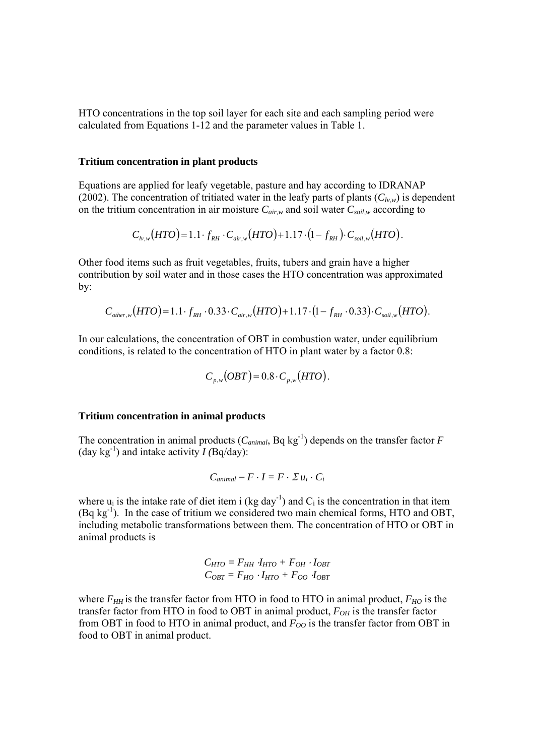HTO concentrations in the top soil layer for each site and each sampling period were calculated from Equations 1-12 and the parameter values in Table 1.

### Tritium concentration in plant products

Equations are applied for leafy vegetable, pasture and hay according to IDRANAP (2002). The concentration of tritiated water in the leafy parts of plants ($C_{lv,w}$) is dependent on the tritium concentration in air moisture $C_{air,w}$ and soil water $C_{soil,w}$ according to

$$C_{lv,w}(HTO) = 1.1 \cdot f_{RH} \cdot C_{air,w}(HTO) + 1.17 \cdot (1 - f_{RH}) \cdot C_{soil,w}(HTO).$$

Other food items such as fruit vegetables, fruits, tubers and grain have a higher contribution by soil water and in those cases the HTO concentration was approximated by:

$$C_{other,w}(HTO) = 1.1 \cdot f_{RH} \cdot 0.33 \cdot C_{air,w}(HTO) + 1.17 \cdot (1 - f_{RH} \cdot 0.33) \cdot C_{soil,w}(HTO).$$

In our calculations, the concentration of OBT in combustion water, under equilibrium conditions, is related to the concentration of HTO in plant water by a factor 0.8:

$$C_{p,w}(OBT) = 0.8 \cdot C_{p,w}(HTO).$$

### Tritium concentration in animal products

The concentration in animal products ($C_{animal}$, Bq $kg^{-1}$) depends on the transfer factor $F$ (day $kg^{-1}$) and intake activity $I$ (Bq/day):

$$C_{animal} = F \cdot I = F \cdot \Sigma u_i \cdot C_i$$

where $u_i$ is the intake rate of diet item i (kg $day^{-1}$) and $C_i$ is the concentration in that item (Bq $kg^{-1}$). In the case of tritium we considered two main chemical forms, HTO and OBT, including metabolic transformations between them. The concentration of HTO or OBT in animal products is

$$C_{HTO} = F_{HH} \cdot I_{HTO} + F_{OH} \cdot I_{OBT}$$
$$C_{OBT} = F_{HO} \cdot I_{HTO} + F_{OO} \cdot I_{OBT}$$

where $F_{HH}$ is the transfer factor from HTO in food to HTO in animal product, $F_{HO}$ is the transfer factor from HTO in food to OBT in animal product, $F_{OH}$ is the transfer factor from OBT in food to HTO in animal product, and $F_{OO}$ is the transfer factor from OBT in food to OBT in animal product.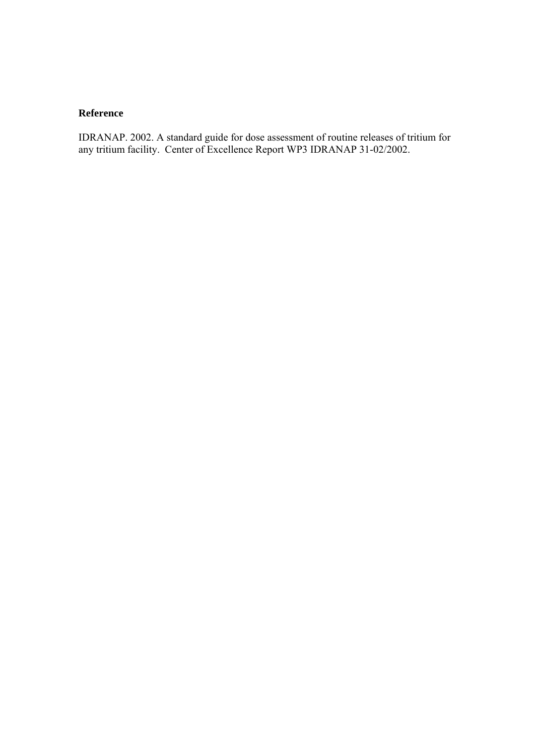**Reference**

IDRANAP. 2002. A standard guide for dose assessment of routine releases of tritium for any tritium facility. Center of Excellence Report WP3 IDRANAP 31-02/2002.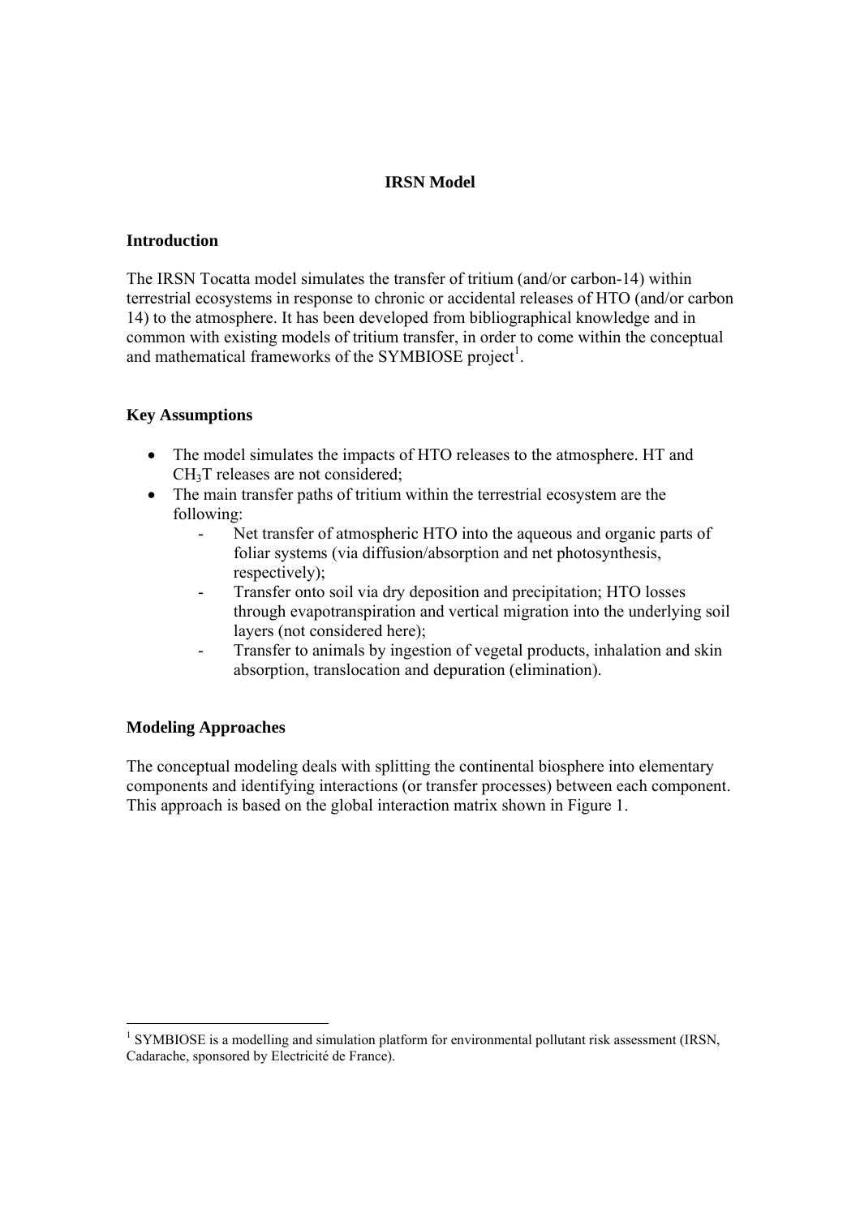# IRSN Model

## Introduction

The IRSN Tocatta model simulates the transfer of tritium (and/or carbon-14) within terrestrial ecosystems in response to chronic or accidental releases of HTO (and/or carbon 14) to the atmosphere. It has been developed from bibliographical knowledge and in common with existing models of tritium transfer, in order to come within the conceptual and mathematical frameworks of the SYMBIOSE project[1].

## Key Assumptions

- The model simulates the impacts of HTO releases to the atmosphere. HT and $CH_3T$ releases are not considered;
- The main transfer paths of tritium within the terrestrial ecosystem are the following:
  - Net transfer of atmospheric HTO into the aqueous and organic parts of foliar systems (via diffusion/absorption and net photosynthesis, respectively);
  - Transfer onto soil via dry deposition and precipitation; HTO losses through evapotranspiration and vertical migration into the underlying soil layers (not considered here);
  - Transfer to animals by ingestion of vegetal products, inhalation and skin absorption, translocation and depuration (elimination).

## Modeling Approaches

The conceptual modeling deals with splitting the continental biosphere into elementary components and identifying interactions (or transfer processes) between each component. This approach is based on the global interaction matrix shown in Figure 1.

---

[1] SYMBIOSE is a modelling and simulation platform for environmental pollutant risk assessment (IRSN, Cadarache, sponsored by Electricité de France).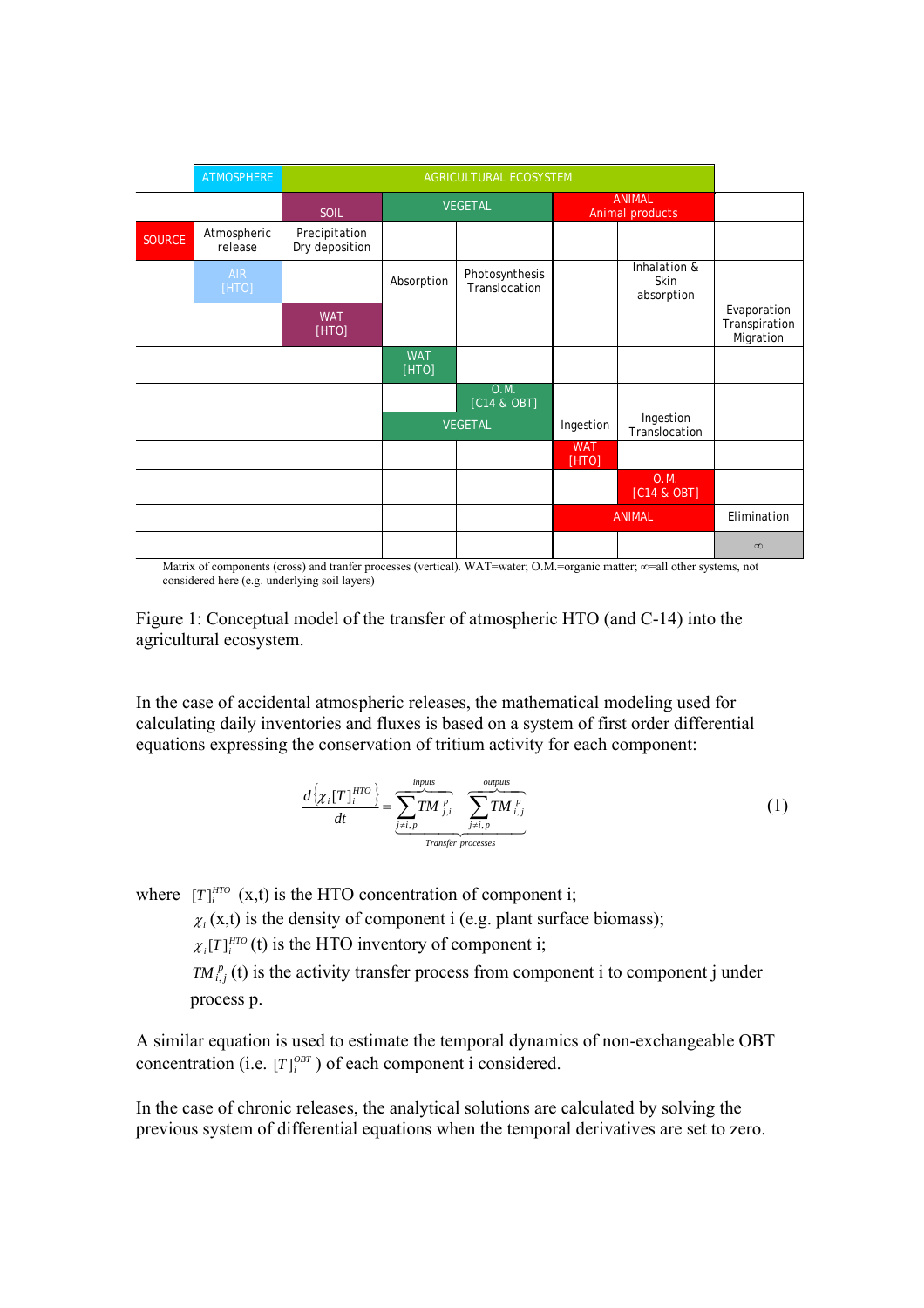|  | ATMOSPHERE | AGRICULTURAL ECOSYSTEM | | | | | | |
|---|---|---|---|---|---|---|---|---|
|  |  | SOIL | VEGETAL | | ANIMAL Animal products | | |  |
| SOURCE | Atmospheric release | Precipitation Dry deposition |  |  |  |  |  |  |
|  | AIR [HTO] |  | Absorption | Photosynthesis Translocation |  | Inhalation & Skin absorption |  |  |
|  |  | WAT [HTO] |  |  |  |  | Evaporation Transpiration Migration |  |
|  |  |  | WAT [HTO] |  |  |  |  |  |
|  |  |  |  | O.M. [C14 & OBT] |  |  |  |  |
|  |  |  | VEGETAL | | Ingestion | Ingestion Translocation |  |  |
|  |  |  |  |  | WAT [HTO] |  |  |  |
|  |  |  |  |  |  | O.M. [C14 & OBT] |  |  |
|  |  |  |  |  | ANIMAL | | Elimination |  |
|  |  |  |  |  |  |  | ∞ |  |

Matrix of components (cross) and tranfer processes (vertical). WAT=water; O.M.=organic matter; ∞=all other systems, not considered here (e.g. underlying soil layers)

Figure 1: Conceptual model of the transfer of atmospheric HTO (and C-14) into the agricultural ecosystem.

In the case of accidental atmospheric releases, the mathematical modeling used for calculating daily inventories and fluxes is based on a system of first order differential equations expressing the conservation of tritium activity for each component:

$$\frac{d\{\chi_i [T]_i^{HTO}\}}{dt} = \underbrace{\overbrace{\sum_{j \neq i,p} TM_{j,i}^{p}}^{inputs} - \overbrace{\sum_{j \neq i,p} TM_{i,j}^{p}}^{outputs}}_{Transfer\ processes} \quad (1)$$

where $[T]_i^{HTO}$ (x,t) is the HTO concentration of component i;

$\chi_i$ (x,t) is the density of component i (e.g. plant surface biomass);

$\chi_i [T]_i^{HTO}$ (t) is the HTO inventory of component i;

$TM_{i,j}^{p}$ (t) is the activity transfer process from component i to component j under process p.

A similar equation is used to estimate the temporal dynamics of non-exchangeable OBT concentration (i.e. $[T]_i^{OBT}$ ) of each component i considered.

In the case of chronic releases, the analytical solutions are calculated by solving the previous system of differential equations when the temporal derivatives are set to zero.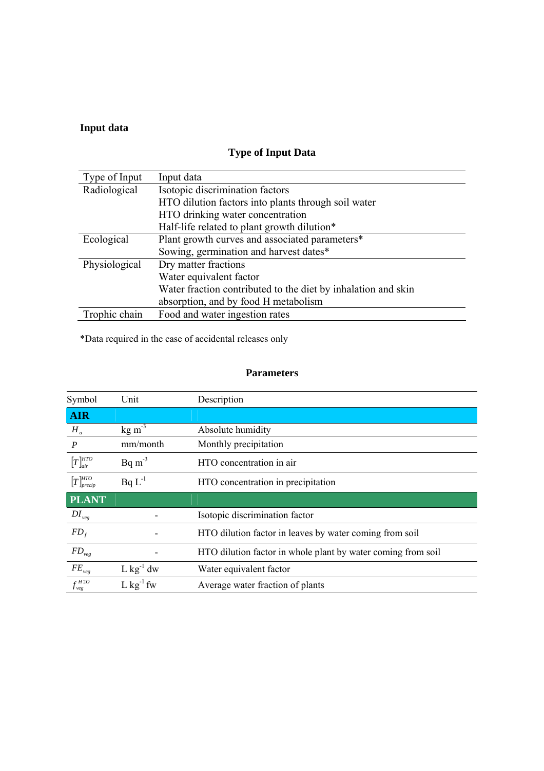### Input data

**Type of Input Data**

| Type of Input | Input data |
|---|---|
| Radiological | Isotopic discrimination factors |
| | HTO dilution factors into plants through soil water |
| | HTO drinking water concentration |
| | Half-life related to plant growth dilution* |
| Ecological | Plant growth curves and associated parameters* |
| | Sowing, germination and harvest dates* |
| Physiological | Dry matter fractions |
| | Water equivalent factor |
| | Water fraction contributed to the diet by inhalation and skin absorption, and by food H metabolism |
| Trophic chain | Food and water ingestion rates |

*Data required in the case of accidental releases only

**Parameters**

| Symbol | Unit | Description |
|---|---|---|
| **AIR** | | |
| $H_a$ | kg m$^{-3}$ | Absolute humidity |
| $P$ | mm/month | Monthly precipitation |
| $[T]_{air}^{HTO}$ | Bq m$^{-3}$ | HTO concentration in air |
| $[T]_{precip}^{HTO}$ | Bq L$^{-1}$ | HTO concentration in precipitation |
| **PLANT** | | |
| $DI_{veg}$ | - | Isotopic discrimination factor |
| $FD_f$ | - | HTO dilution factor in leaves by water coming from soil |
| $FD_{veg}$ | - | HTO dilution factor in whole plant by water coming from soil |
| $FE_{veg}$ | L kg$^{-1}$ dw | Water equivalent factor |
| $f_{veg}^{H2O}$ | L kg$^{-1}$ fw | Average water fraction of plants |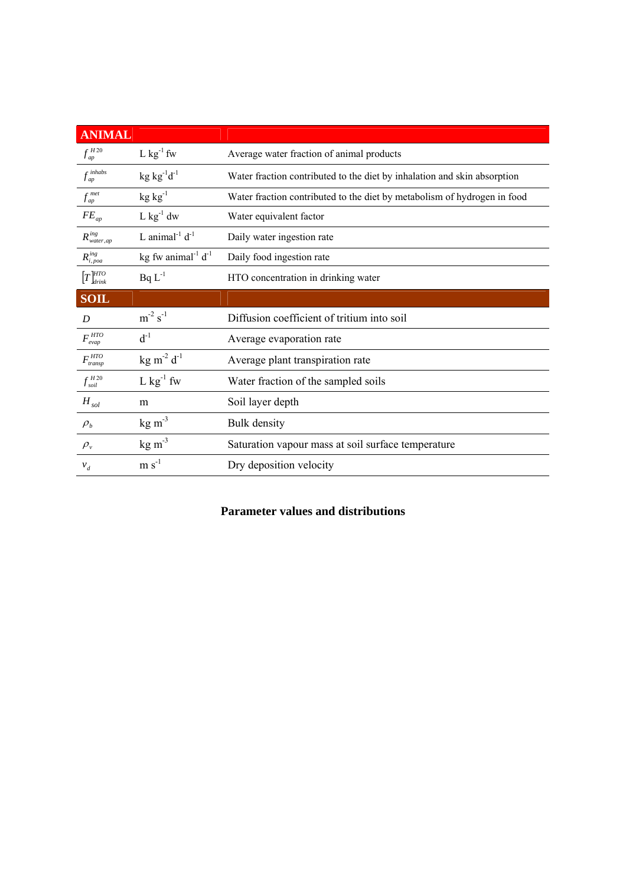| **ANIMAL** | | |
|---|---|---|
| $f_{ap}^{H20}$ | L kg$^{-1}$ fw | Average water fraction of animal products |
| $f_{ap}^{inhabs}$ | kg kg$^{-1}$d$^{-1}$ | Water fraction contributed to the diet by inhalation and skin absorption |
| $f_{ap}^{met}$ | kg kg$^{-1}$ | Water fraction contributed to the diet by metabolism of hydrogen in food |
| $FE_{ap}$ | L kg$^{-1}$ dw | Water equivalent factor |
| $R_{water,ap}^{ing}$ | L animal$^{-1}$ d$^{-1}$ | Daily water ingestion rate |
| $R_{i,poa}^{ing}$ | kg fw animal$^{-1}$ d$^{-1}$ | Daily food ingestion rate |
| $[T]_{drink}^{HTO}$ | Bq L$^{-1}$ | HTO concentration in drinking water |
| **SOIL** | | |
| $D$ | m$^{-2}$ s$^{-1}$ | Diffusion coefficient of tritium into soil |
| $F_{evap}^{HTO}$ | d$^{-1}$ | Average evaporation rate |
| $F_{transp}^{HTO}$ | kg m$^{-2}$ d$^{-1}$ | Average plant transpiration rate |
| $f_{soil}^{H20}$ | L kg$^{-1}$ fw | Water fraction of the sampled soils |
| $H_{sol}$ | m | Soil layer depth |
| $\rho_b$ | kg m$^{-3}$ | Bulk density |
| $\rho_v$ | kg m$^{-3}$ | Saturation vapour mass at soil surface temperature |
| $v_d$ | m s$^{-1}$ | Dry deposition velocity |

**Parameter values and distributions**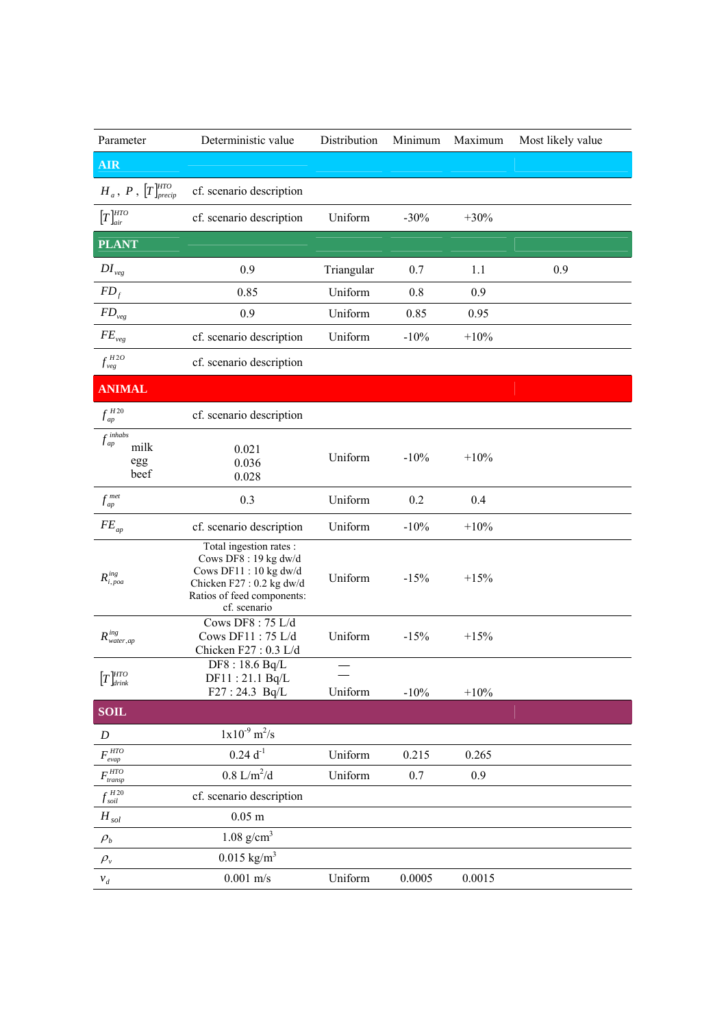| Parameter | Deterministic value | Distribution | Minimum | Maximum | Most likely value |
|---|---|---|---|---|---|
| **AIR** | | | | | |
| $H_a$, $P$, $[T]^{HTO}_{precip}$ | cf. scenario description | | | | |
| $[T]^{HTO}_{air}$ | cf. scenario description | Uniform | -30% | +30% | |
| **PLANT** | | | | | |
| $DI_{veg}$ | 0.9 | Triangular | 0.7 | 1.1 | 0.9 |
| $FD_f$ | 0.85 | Uniform | 0.8 | 0.9 | |
| $FD_{veg}$ | 0.9 | Uniform | 0.85 | 0.95 | |
| $FE_{veg}$ | cf. scenario description | Uniform | -10% | +10% | |
| $f^{H2O}_{veg}$ | cf. scenario description | | | | |
| **ANIMAL** | | | | | |
| $f^{H20}_{ap}$ | cf. scenario description | | | | |
| $f^{inhabs}_{ap}$ milk<br>egg<br>beef | 0.021<br>0.036<br>0.028 | Uniform | -10% | +10% | |
| $f^{met}_{ap}$ | 0.3 | Uniform | 0.2 | 0.4 | |
| $FE_{ap}$ | cf. scenario description | Uniform | -10% | +10% | |
| $R^{ing}_{i,poa}$ | Total ingestion rates :<br>Cows DF8 : 19 kg dw/d<br>Cows DF11 : 10 kg dw/d<br>Chicken F27 : 0.2 kg dw/d<br>Ratios of feed components:<br>cf. scenario | Uniform | -15% | +15% | |
| $R^{ing}_{water,ap}$ | Cows DF8 : 75 L/d<br>Cows DF11 : 75 L/d<br>Chicken F27 : 0.3 L/d | Uniform | -15% | +15% | |
| $[T]^{HTO}_{drink}$ | DF8 : 18.6 Bq/L<br>DF11 : 21.1 Bq/L<br>F27 : 24.3 Bq/L | —<br>—<br>Uniform | <br><br>-10% | <br><br>+10% | |
| **SOIL** | | | | | |
| $D$ | $1 \times 10^{-9}$ m$^2$/s | | | | |
| $F^{HTO}_{evap}$ | 0.24 d$^{-1}$ | Uniform | 0.215 | 0.265 | |
| $F^{HTO}_{transp}$ | 0.8 L/m$^2$/d | Uniform | 0.7 | 0.9 | |
| $f^{H20}_{soil}$ | cf. scenario description | | | | |
| $H_{sol}$ | 0.05 m | | | | |
| $\rho_b$ | 1.08 g/cm$^3$ | | | | |
| $\rho_v$ | 0.015 kg/m$^3$ | | | | |
| $v_d$ | 0.001 m/s | Uniform | 0.0005 | 0.0015 | |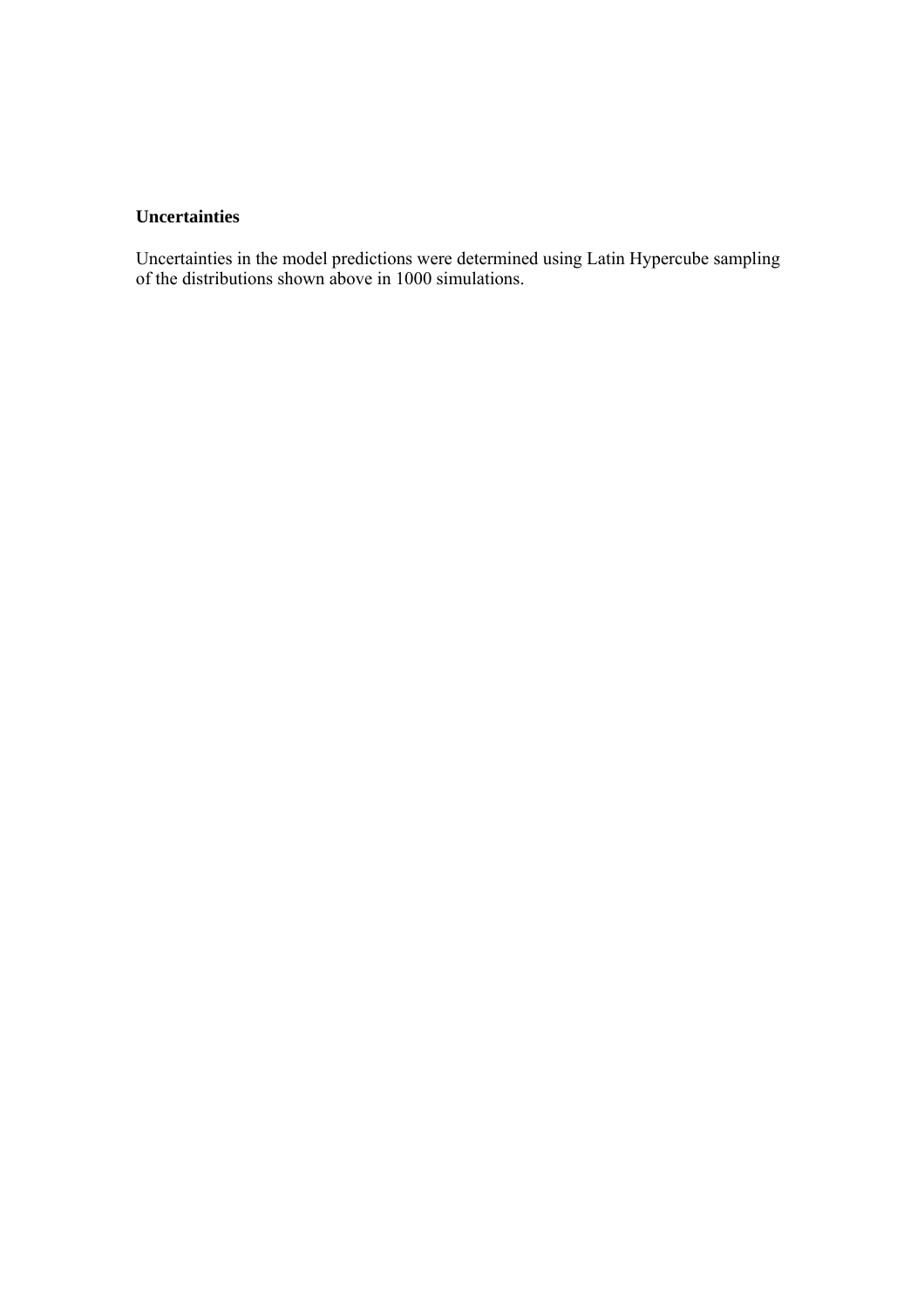**Uncertainties**

Uncertainties in the model predictions were determined using Latin Hypercube sampling of the distributions shown above in 1000 simulations.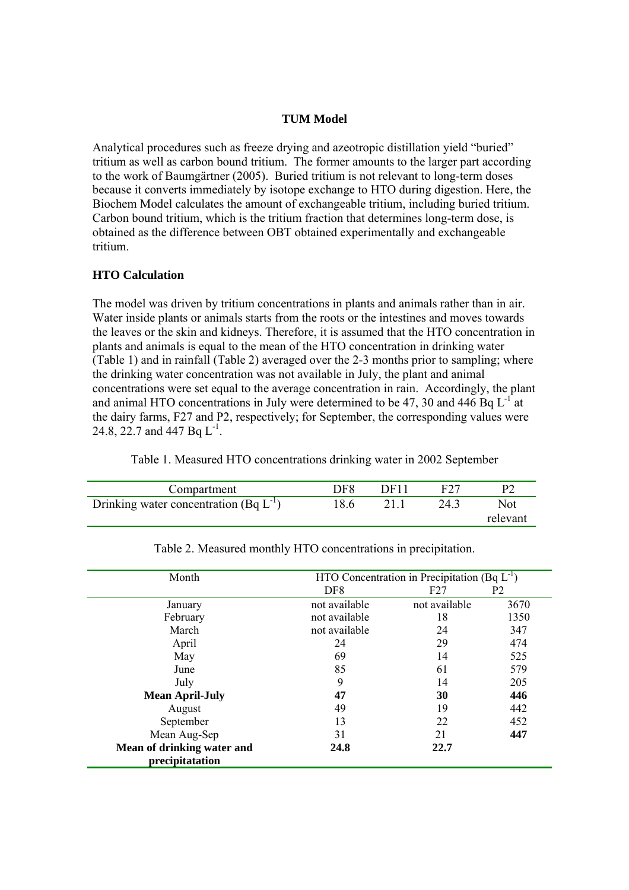**TUM Model**

Analytical procedures such as freeze drying and azeotropic distillation yield "buried" tritium as well as carbon bound tritium. The former amounts to the larger part according to the work of Baumgärtner (2005). Buried tritium is not relevant to long-term doses because it converts immediately by isotope exchange to HTO during digestion. Here, the Biochem Model calculates the amount of exchangeable tritium, including buried tritium. Carbon bound tritium, which is the tritium fraction that determines long-term dose, is obtained as the difference between OBT obtained experimentally and exchangeable tritium.

**HTO Calculation**

The model was driven by tritium concentrations in plants and animals rather than in air. Water inside plants or animals starts from the roots or the intestines and moves towards the leaves or the skin and kidneys. Therefore, it is assumed that the HTO concentration in plants and animals is equal to the mean of the HTO concentration in drinking water (Table 1) and in rainfall (Table 2) averaged over the 2-3 months prior to sampling; where the drinking water concentration was not available in July, the plant and animal concentrations were set equal to the average concentration in rain. Accordingly, the plant and animal HTO concentrations in July were determined to be 47, 30 and 446 Bq $L^{-1}$ at the dairy farms, F27 and P2, respectively; for September, the corresponding values were 24.8, 22.7 and 447 Bq $L^{-1}$.

Table 1. Measured HTO concentrations drinking water in 2002 September

| Compartment | DF8 | DF11 | F27 | P2 |
|---|---|---|---|---|
| Drinking water concentration (Bq $L^{-1}$) | 18.6 | 21.1 | 24.3 | Not relevant |

Table 2. Measured monthly HTO concentrations in precipitation.

| Month | HTO Concentration in Precipitation (Bq $L^{-1}$) | | |
|---|---|---|---|
| | DF8 | F27 | P2 |
| January | not available | not available | 3670 |
| February | not available | 18 | 1350 |
| March | not available | 24 | 347 |
| April | 24 | 29 | 474 |
| May | 69 | 14 | 525 |
| June | 85 | 61 | 579 |
| July | 9 | 14 | 205 |
| **Mean April-July** | **47** | **30** | **446** |
| August | 49 | 19 | 442 |
| September | 13 | 22 | 452 |
| Mean Aug-Sep | 31 | 21 | **447** |
| **Mean of drinking water and precipitatation** | **24.8** | **22.7** | |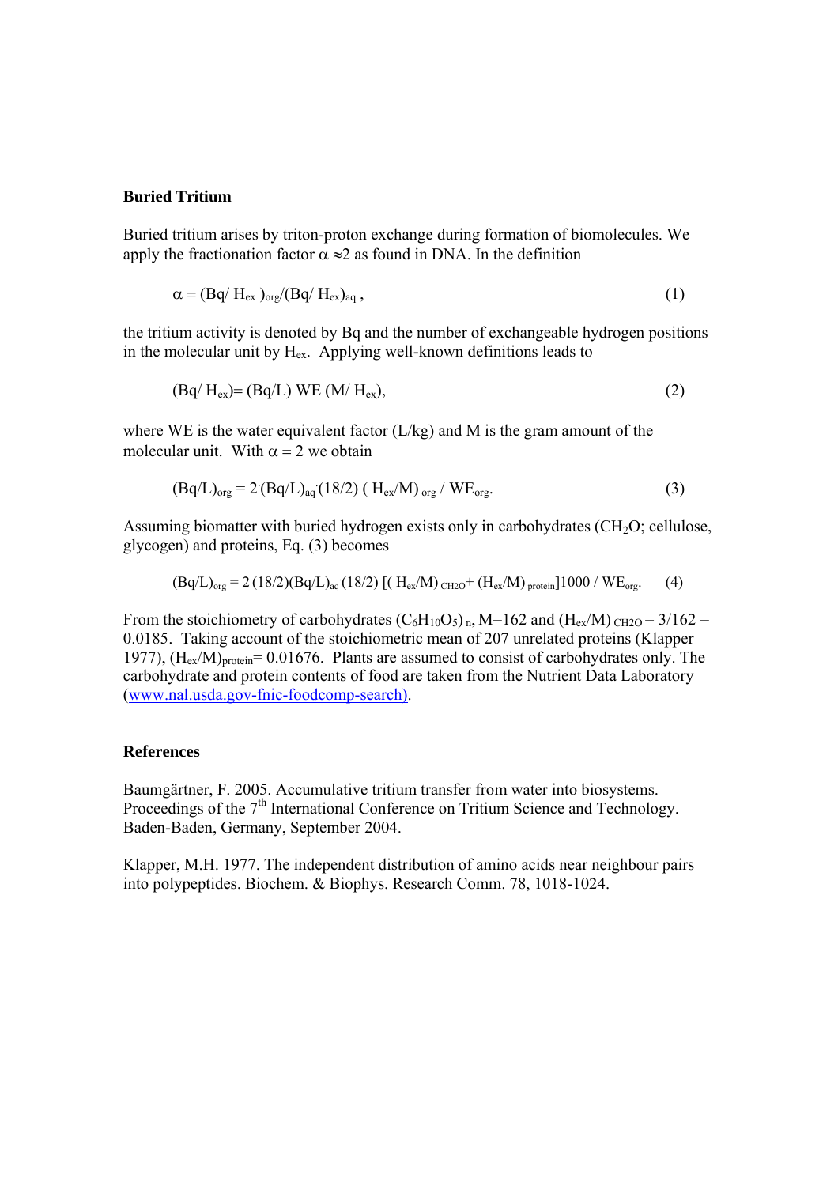## Buried Tritium

Buried tritium arises by triton-proton exchange during formation of biomolecules. We apply the fractionation factor $\alpha \approx 2$ as found in DNA. In the definition

$$\alpha = (Bq/\,H_{ex})_{org}/(Bq/\,H_{ex})_{aq}\;, \tag{1}$$

the tritium activity is denoted by Bq and the number of exchangeable hydrogen positions in the molecular unit by $H_{ex}$. Applying well-known definitions leads to

$$(Bq/\,H_{ex}) = (Bq/L)\;WE\;(M/\,H_{ex}), \tag{2}$$

where WE is the water equivalent factor (L/kg) and M is the gram amount of the molecular unit. With $\alpha = 2$ we obtain

$$(Bq/L)_{org} = 2\cdot(Bq/L)_{aq}\cdot(18/2)\;(\,H_{ex}/M)_{\,org}\,/\;WE_{org}. \tag{3}$$

Assuming biomatter with buried hydrogen exists only in carbohydrates ($CH_2O$; cellulose, glycogen) and proteins, Eq. (3) becomes

$$(Bq/L)_{org} = 2\cdot(18/2)(Bq/L)_{aq}\cdot(18/2)\;[(\,H_{ex}/M)_{\,CH2O} + (H_{ex}/M)_{\,protein}]1000\,/\;WE_{org}. \tag{4}$$

From the stoichiometry of carbohydrates $(C_6H_{10}O_5)_{\,n}$, M=162 and $(H_{ex}/M)_{\,CH2O} = 3/162 = 0.0185$. Taking account of the stoichiometric mean of 207 unrelated proteins (Klapper 1977), $(H_{ex}/M)_{protein} = 0.01676$. Plants are assumed to consist of carbohydrates only. The carbohydrate and protein contents of food are taken from the Nutrient Data Laboratory (www.nal.usda.gov-fnic-foodcomp-search).

## References

Baumgärtner, F. 2005. Accumulative tritium transfer from water into biosystems. Proceedings of the 7th International Conference on Tritium Science and Technology. Baden-Baden, Germany, September 2004.

Klapper, M.H. 1977. The independent distribution of amino acids near neighbour pairs into polypeptides. Biochem. & Biophys. Research Comm. 78, 1018-1024.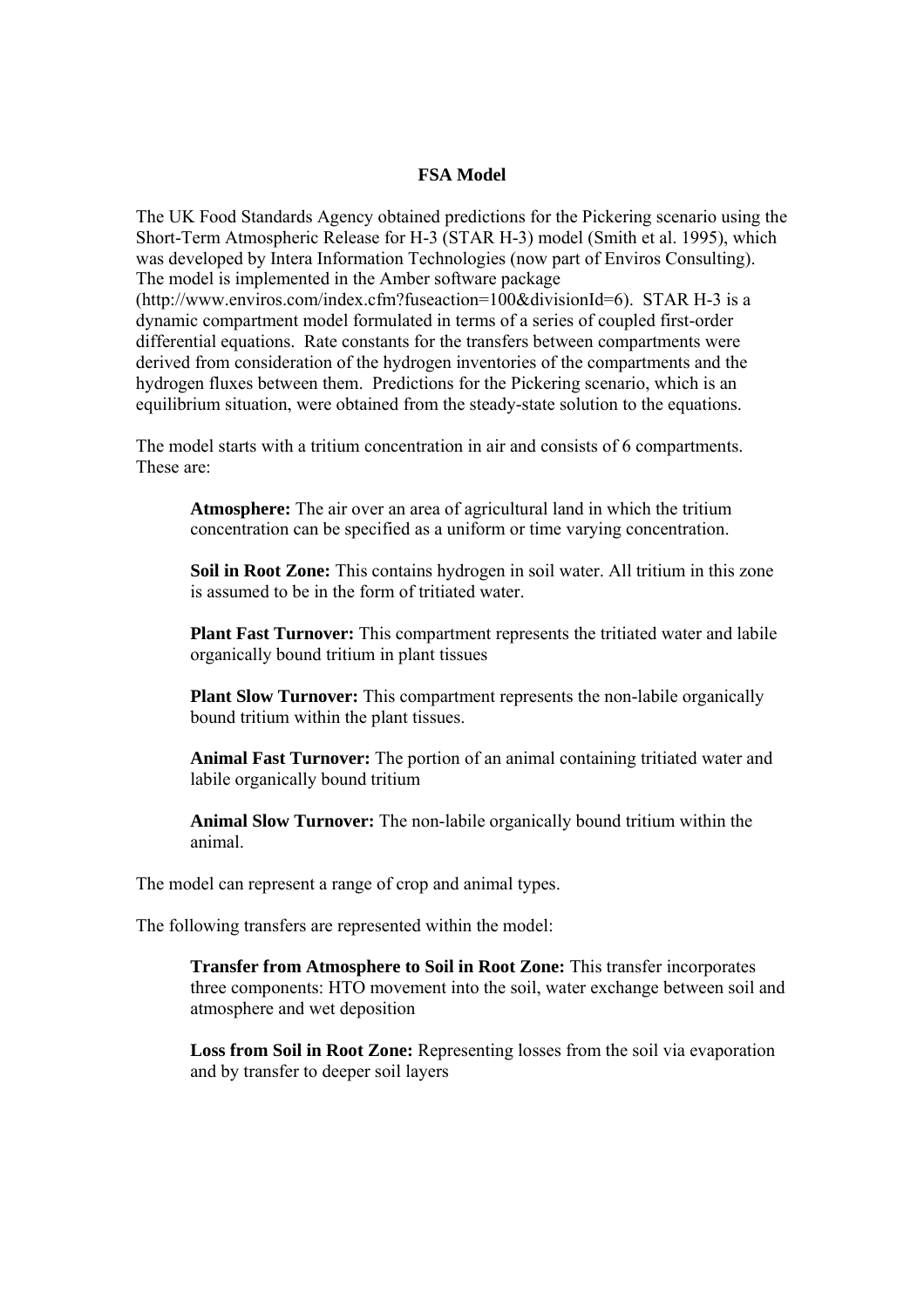## FSA Model

The UK Food Standards Agency obtained predictions for the Pickering scenario using the Short-Term Atmospheric Release for H-3 (STAR H-3) model (Smith et al. 1995), which was developed by Intera Information Technologies (now part of Enviros Consulting). The model is implemented in the Amber software package (http://www.enviros.com/index.cfm?fuseaction=100&divisionId=6). STAR H-3 is a dynamic compartment model formulated in terms of a series of coupled first-order differential equations. Rate constants for the transfers between compartments were derived from consideration of the hydrogen inventories of the compartments and the hydrogen fluxes between them. Predictions for the Pickering scenario, which is an equilibrium situation, were obtained from the steady-state solution to the equations.

The model starts with a tritium concentration in air and consists of 6 compartments. These are:

> **Atmosphere:** The air over an area of agricultural land in which the tritium concentration can be specified as a uniform or time varying concentration.
>
> **Soil in Root Zone:** This contains hydrogen in soil water. All tritium in this zone is assumed to be in the form of tritiated water.
>
> **Plant Fast Turnover:** This compartment represents the tritiated water and labile organically bound tritium in plant tissues
>
> **Plant Slow Turnover:** This compartment represents the non-labile organically bound tritium within the plant tissues.
>
> **Animal Fast Turnover:** The portion of an animal containing tritiated water and labile organically bound tritium
>
> **Animal Slow Turnover:** The non-labile organically bound tritium within the animal.

The model can represent a range of crop and animal types.

The following transfers are represented within the model:

> **Transfer from Atmosphere to Soil in Root Zone:** This transfer incorporates three components: HTO movement into the soil, water exchange between soil and atmosphere and wet deposition
>
> **Loss from Soil in Root Zone:** Representing losses from the soil via evaporation and by transfer to deeper soil layers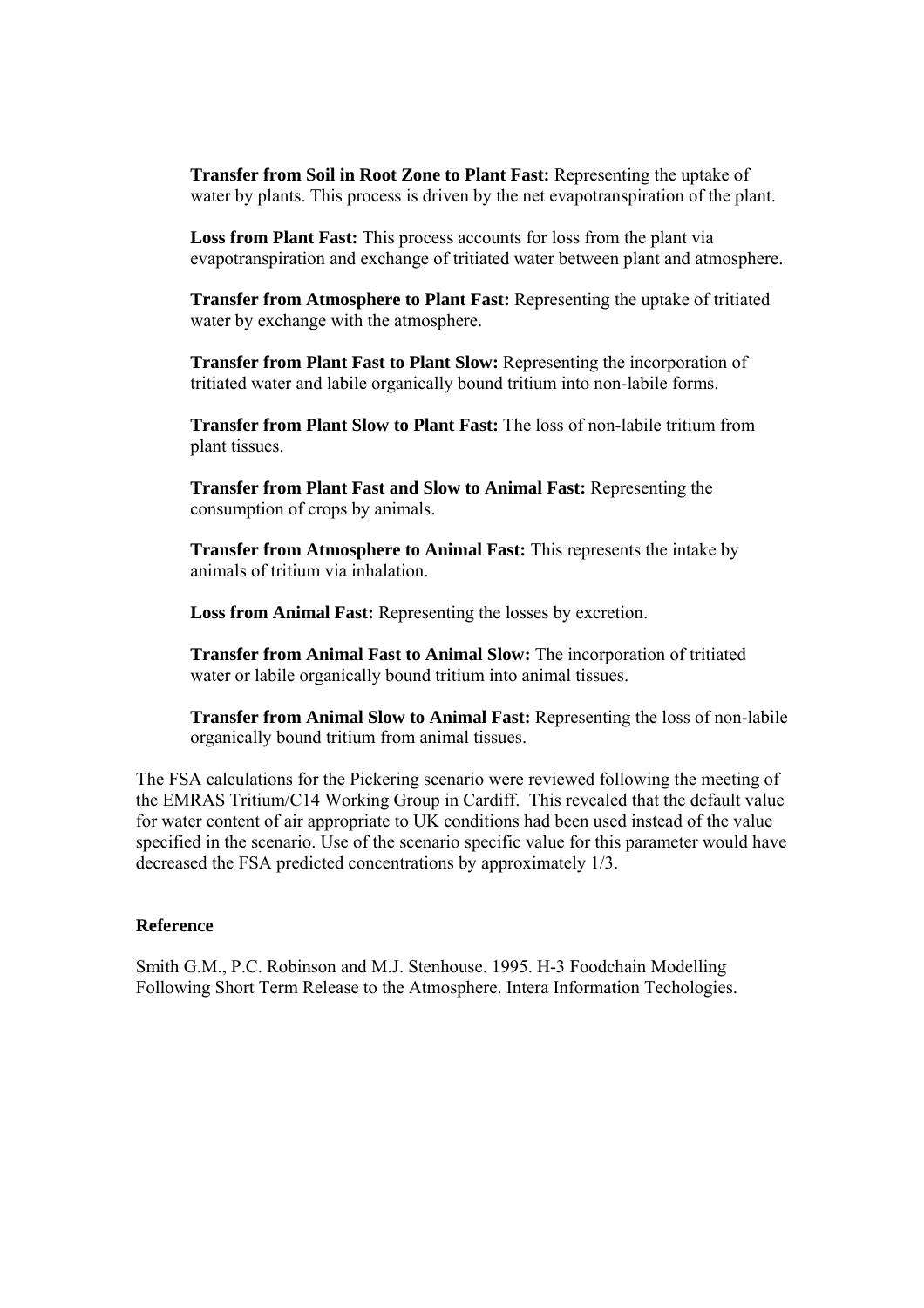**Transfer from Soil in Root Zone to Plant Fast:** Representing the uptake of water by plants. This process is driven by the net evapotranspiration of the plant.

**Loss from Plant Fast:** This process accounts for loss from the plant via evapotranspiration and exchange of tritiated water between plant and atmosphere.

**Transfer from Atmosphere to Plant Fast:** Representing the uptake of tritiated water by exchange with the atmosphere.

**Transfer from Plant Fast to Plant Slow:** Representing the incorporation of tritiated water and labile organically bound tritium into non-labile forms.

**Transfer from Plant Slow to Plant Fast:** The loss of non-labile tritium from plant tissues.

**Transfer from Plant Fast and Slow to Animal Fast:** Representing the consumption of crops by animals.

**Transfer from Atmosphere to Animal Fast:** This represents the intake by animals of tritium via inhalation.

**Loss from Animal Fast:** Representing the losses by excretion.

**Transfer from Animal Fast to Animal Slow:** The incorporation of tritiated water or labile organically bound tritium into animal tissues.

**Transfer from Animal Slow to Animal Fast:** Representing the loss of non-labile organically bound tritium from animal tissues.

The FSA calculations for the Pickering scenario were reviewed following the meeting of the EMRAS Tritium/C14 Working Group in Cardiff. This revealed that the default value for water content of air appropriate to UK conditions had been used instead of the value specified in the scenario. Use of the scenario specific value for this parameter would have decreased the FSA predicted concentrations by approximately 1/3.

**Reference**

Smith G.M., P.C. Robinson and M.J. Stenhouse. 1995. H-3 Foodchain Modelling Following Short Term Release to the Atmosphere. Intera Information Techologies.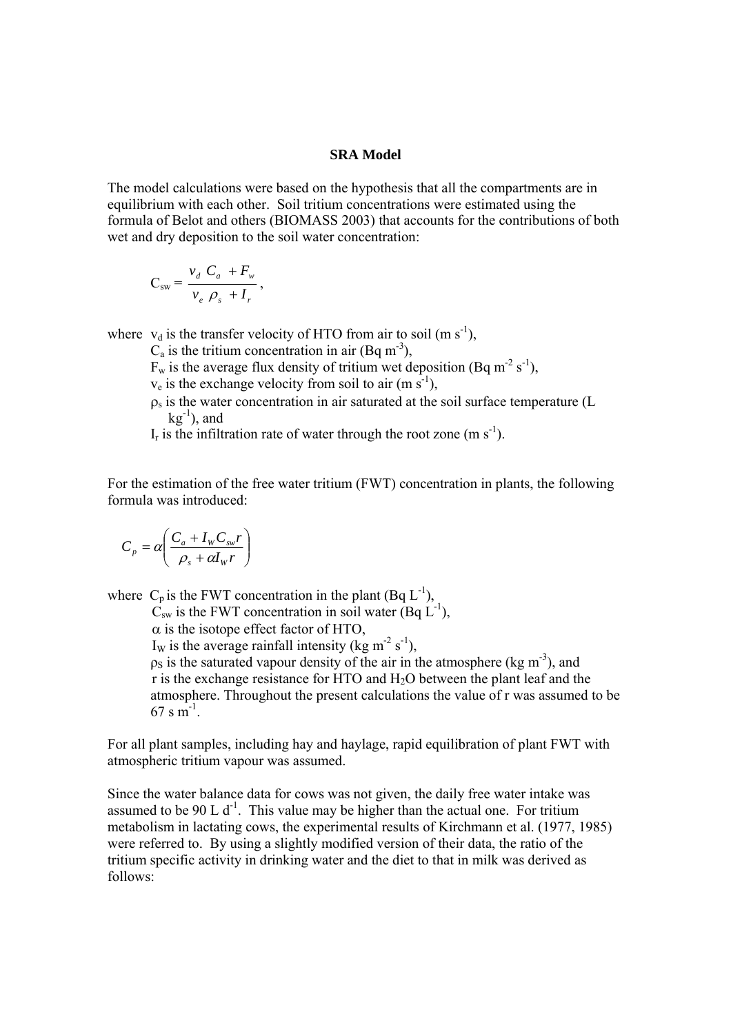**SRA Model**

The model calculations were based on the hypothesis that all the compartments are in equilibrium with each other. Soil tritium concentrations were estimated using the formula of Belot and others (BIOMASS 2003) that accounts for the contributions of both wet and dry deposition to the soil water concentration:

$$C_{sw} = \frac{v_d \ C_a \ + F_w}{v_e \ \rho_s \ + I_r},$$

where $v_d$ is the transfer velocity of HTO from air to soil (m $s^{-1}$),
$C_a$ is the tritium concentration in air (Bq $m^{-3}$),
$F_w$ is the average flux density of tritium wet deposition (Bq $m^{-2}$ $s^{-1}$),
$v_e$ is the exchange velocity from soil to air (m $s^{-1}$),
$\rho_s$ is the water concentration in air saturated at the soil surface temperature (L $kg^{-1}$), and
$I_r$ is the infiltration rate of water through the root zone (m $s^{-1}$).

For the estimation of the free water tritium (FWT) concentration in plants, the following formula was introduced:

$$C_p = \alpha\left(\frac{C_a + I_W C_{sw} r}{\rho_s + \alpha I_W r}\right)$$

where $C_p$ is the FWT concentration in the plant (Bq $L^{-1}$),
$C_{sw}$ is the FWT concentration in soil water (Bq $L^{-1}$),
$\alpha$ is the isotope effect factor of HTO,
$I_W$ is the average rainfall intensity (kg $m^{-2}$ $s^{-1}$),
$\rho_S$ is the saturated vapour density of the air in the atmosphere (kg $m^{-3}$), and
r is the exchange resistance for HTO and $H_2O$ between the plant leaf and the atmosphere. Throughout the present calculations the value of r was assumed to be 67 s $m^{-1}$.

For all plant samples, including hay and haylage, rapid equilibration of plant FWT with atmospheric tritium vapour was assumed.

Since the water balance data for cows was not given, the daily free water intake was assumed to be 90 L $d^{-1}$. This value may be higher than the actual one. For tritium metabolism in lactating cows, the experimental results of Kirchmann et al. (1977, 1985) were referred to. By using a slightly modified version of their data, the ratio of the tritium specific activity in drinking water and the diet to that in milk was derived as follows: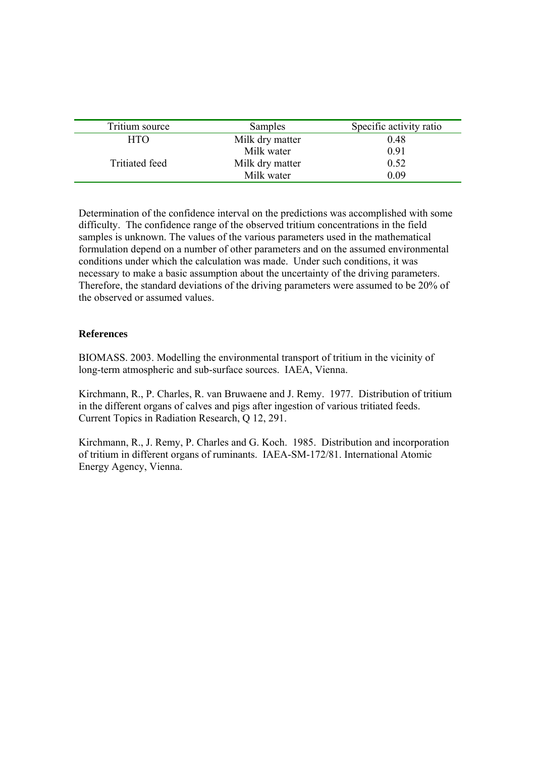| Tritium source | Samples | Specific activity ratio |
|---|---|---|
| HTO | Milk dry matter | 0.48 |
| | Milk water | 0.91 |
| Tritiated feed | Milk dry matter | 0.52 |
| | Milk water | 0.09 |

Determination of the confidence interval on the predictions was accomplished with some difficulty. The confidence range of the observed tritium concentrations in the field samples is unknown. The values of the various parameters used in the mathematical formulation depend on a number of other parameters and on the assumed environmental conditions under which the calculation was made. Under such conditions, it was necessary to make a basic assumption about the uncertainty of the driving parameters. Therefore, the standard deviations of the driving parameters were assumed to be 20% of the observed or assumed values.

**References**

BIOMASS. 2003. Modelling the environmental transport of tritium in the vicinity of long-term atmospheric and sub-surface sources. IAEA, Vienna.

Kirchmann, R., P. Charles, R. van Bruwaene and J. Remy. 1977. Distribution of tritium in the different organs of calves and pigs after ingestion of various tritiated feeds. Current Topics in Radiation Research, Q 12, 291.

Kirchmann, R., J. Remy, P. Charles and G. Koch. 1985. Distribution and incorporation of tritium in different organs of ruminants. IAEA-SM-172/81. International Atomic Energy Agency, Vienna.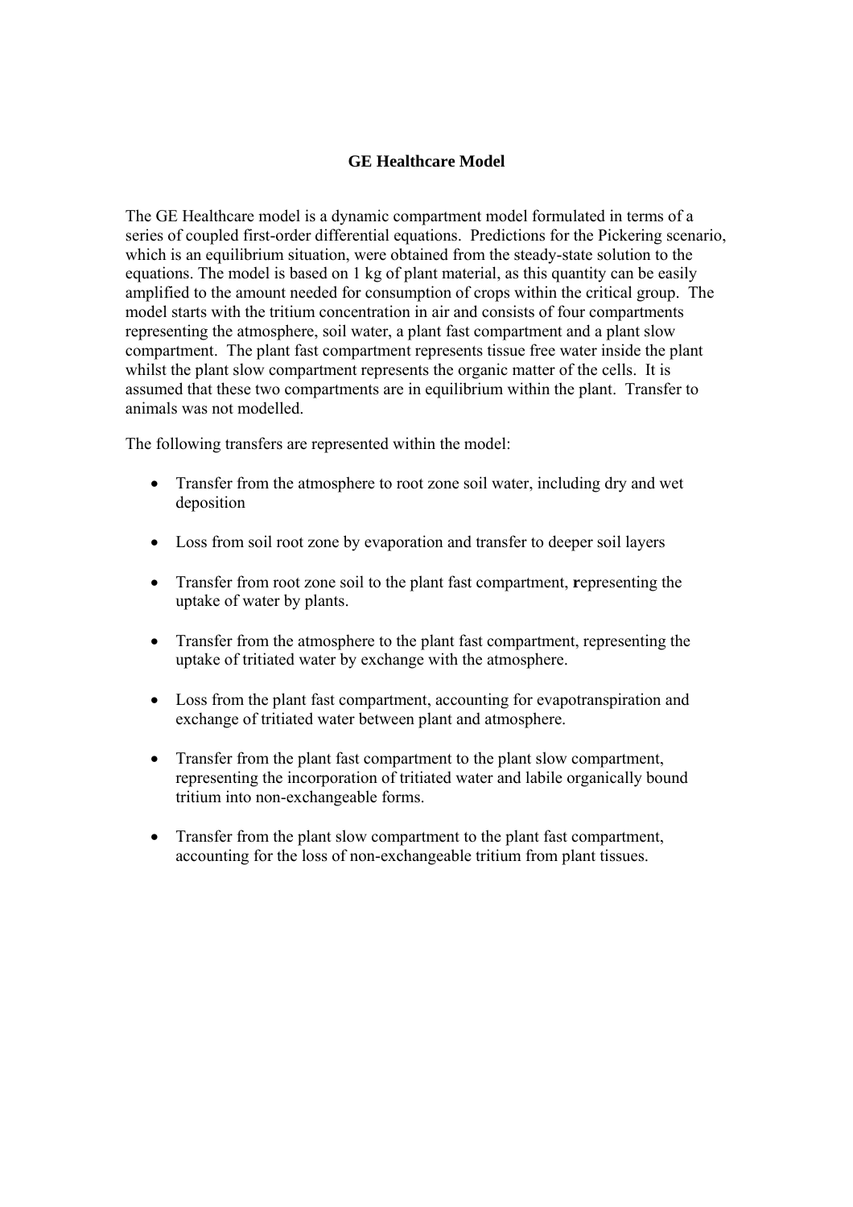## GE Healthcare Model

The GE Healthcare model is a dynamic compartment model formulated in terms of a series of coupled first-order differential equations. Predictions for the Pickering scenario, which is an equilibrium situation, were obtained from the steady-state solution to the equations. The model is based on 1 kg of plant material, as this quantity can be easily amplified to the amount needed for consumption of crops within the critical group. The model starts with the tritium concentration in air and consists of four compartments representing the atmosphere, soil water, a plant fast compartment and a plant slow compartment. The plant fast compartment represents tissue free water inside the plant whilst the plant slow compartment represents the organic matter of the cells. It is assumed that these two compartments are in equilibrium within the plant. Transfer to animals was not modelled.

The following transfers are represented within the model:

- Transfer from the atmosphere to root zone soil water, including dry and wet deposition
- Loss from soil root zone by evaporation and transfer to deeper soil layers
- Transfer from root zone soil to the plant fast compartment, **r**epresenting the uptake of water by plants.
- Transfer from the atmosphere to the plant fast compartment, representing the uptake of tritiated water by exchange with the atmosphere.
- Loss from the plant fast compartment, accounting for evapotranspiration and exchange of tritiated water between plant and atmosphere.
- Transfer from the plant fast compartment to the plant slow compartment, representing the incorporation of tritiated water and labile organically bound tritium into non-exchangeable forms.
- Transfer from the plant slow compartment to the plant fast compartment, accounting for the loss of non-exchangeable tritium from plant tissues.